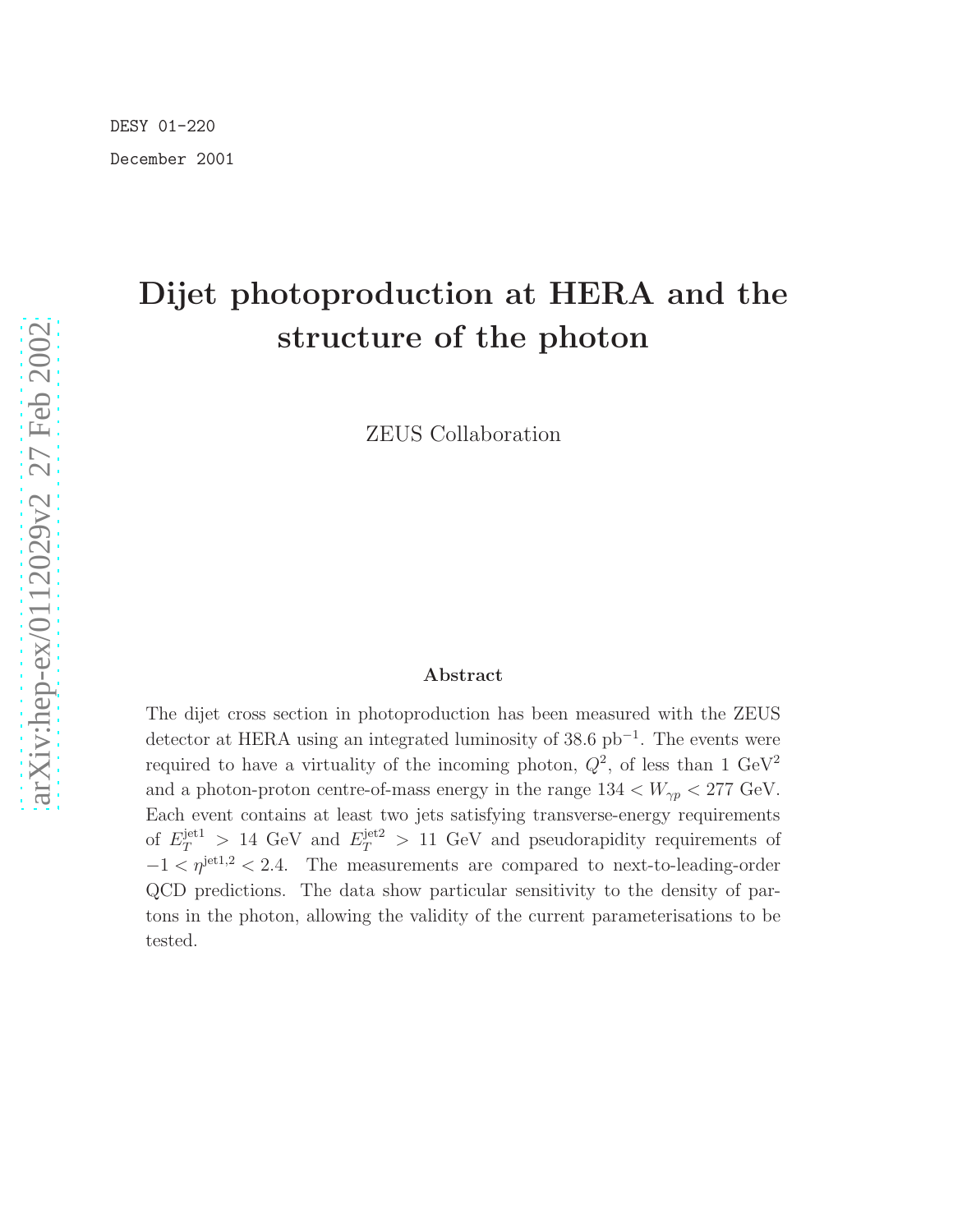DESY 01-220

December 2001

# Dijet photoproduction at HERA and the structure of the photon

ZEUS Collaboration

## Abstract

The dijet cross section in photoproduction has been measured with the ZEUS detector at HERA using an integrated luminosity of 38.6 pb$^{-1}$. The events were required to have a virtuality of the incoming photon, $Q^2$, of less than 1 GeV$^2$ and a photon-proton centre-of-mass energy in the range $134 < W_{\gamma p} < 277$ GeV. Each event contains at least two jets satisfying transverse-energy requirements of $E_T^{\rm jet1} > 14$ GeV and $E_T^{\rm jet2} > 11$ GeV and pseudorapidity requirements of $-1 < \eta^{\rm jet1,2} < 2.4$. The measurements are compared to next-to-leading-order QCD predictions. The data show particular sensitivity to the density of partons in the photon, allowing the validity of the current parameterisations to be tested.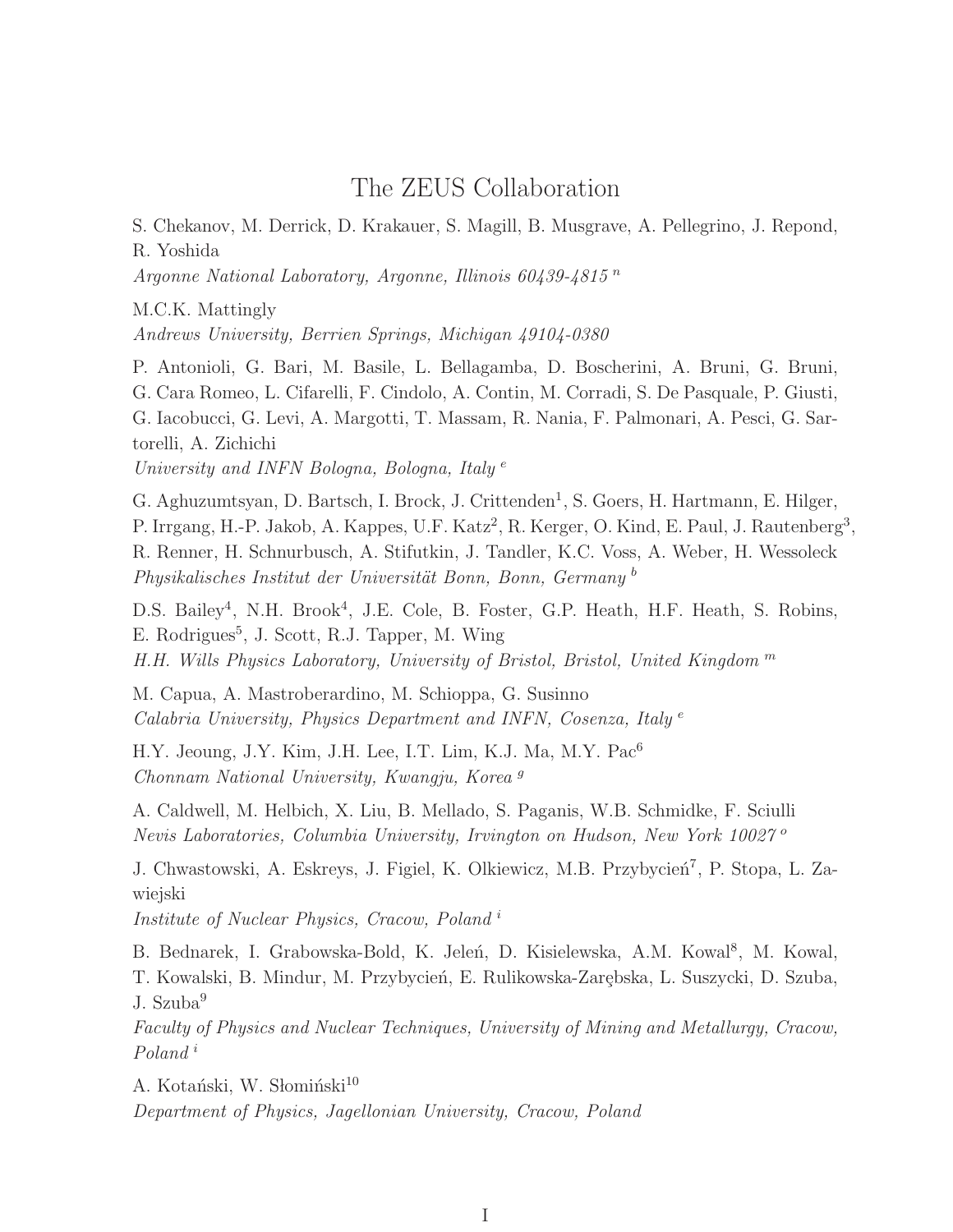# The ZEUS Collaboration

S. Chekanov, M. Derrick, D. Krakauer, S. Magill, B. Musgrave, A. Pellegrino, J. Repond, R. Yoshida
*Argonne National Laboratory, Argonne, Illinois 60439-4815* [n]

M.C.K. Mattingly
*Andrews University, Berrien Springs, Michigan 49104-0380*

P. Antonioli, G. Bari, M. Basile, L. Bellagamba, D. Boscherini, A. Bruni, G. Bruni, G. Cara Romeo, L. Cifarelli, F. Cindolo, A. Contin, M. Corradi, S. De Pasquale, P. Giusti, G. Iacobucci, G. Levi, A. Margotti, T. Massam, R. Nania, F. Palmonari, A. Pesci, G. Sartorelli, A. Zichichi
*University and INFN Bologna, Bologna, Italy* [e]

G. Aghuzumtsyan, D. Bartsch, I. Brock, J. Crittenden[1], S. Goers, H. Hartmann, E. Hilger, P. Irrgang, H.-P. Jakob, A. Kappes, U.F. Katz[2], R. Kerger, O. Kind, E. Paul, J. Rautenberg[3], R. Renner, H. Schnurbusch, A. Stifutkin, J. Tandler, K.C. Voss, A. Weber, H. Wessoleck
*Physikalisches Institut der Universität Bonn, Bonn, Germany* [b]

D.S. Bailey[4], N.H. Brook[4], J.E. Cole, B. Foster, G.P. Heath, H.F. Heath, S. Robins, E. Rodrigues[5], J. Scott, R.J. Tapper, M. Wing
*H.H. Wills Physics Laboratory, University of Bristol, Bristol, United Kingdom* [m]

M. Capua, A. Mastroberardino, M. Schioppa, G. Susinno
*Calabria University, Physics Department and INFN, Cosenza, Italy* [e]

H.Y. Jeoung, J.Y. Kim, J.H. Lee, I.T. Lim, K.J. Ma, M.Y. Pac[6]
*Chonnam National University, Kwangju, Korea* [g]

A. Caldwell, M. Helbich, X. Liu, B. Mellado, S. Paganis, W.B. Schmidke, F. Sciulli
*Nevis Laboratories, Columbia University, Irvington on Hudson, New York 10027* [o]

J. Chwastowski, A. Eskreys, J. Figiel, K. Olkiewicz, M.B. Przybycień[7], P. Stopa, L. Zawiejski
*Institute of Nuclear Physics, Cracow, Poland* [i]

B. Bednarek, I. Grabowska-Bold, K. Jeleń, D. Kisielewska, A.M. Kowal[8], M. Kowal, T. Kowalski, B. Mindur, M. Przybycień, E. Rulikowska-Zarębska, L. Suszycki, D. Szuba, J. Szuba[9]
*Faculty of Physics and Nuclear Techniques, University of Mining and Metallurgy, Cracow, Poland* [i]

A. Kotański, W. Słomiński[10]
*Department of Physics, Jagellonian University, Cracow, Poland*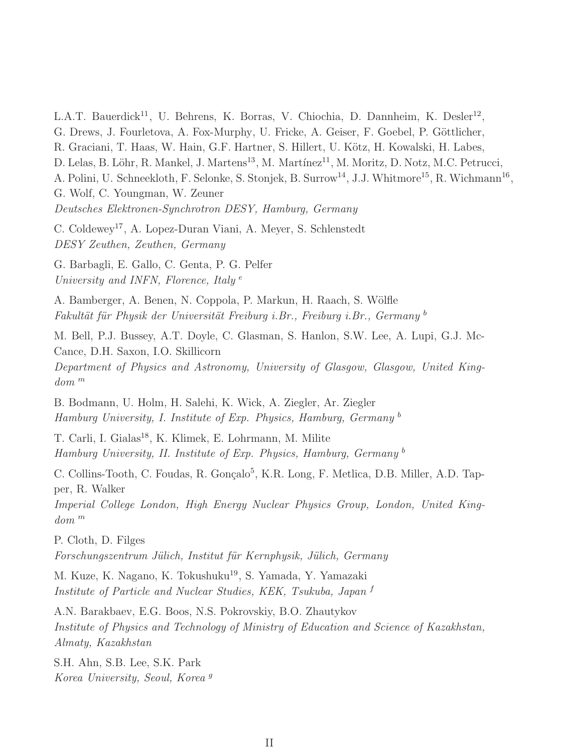L.A.T. Bauerdick[11], U. Behrens, K. Borras, V. Chiochia, D. Dannheim, K. Desler[12], G. Drews, J. Fourletova, A. Fox-Murphy, U. Fricke, A. Geiser, F. Goebel, P. Göttlicher, R. Graciani, T. Haas, W. Hain, G.F. Hartner, S. Hillert, U. Kötz, H. Kowalski, H. Labes, D. Lelas, B. Löhr, R. Mankel, J. Martens[13], M. Martínez[11], M. Moritz, D. Notz, M.C. Petrucci, A. Polini, U. Schneekloth, F. Selonke, S. Stonjek, B. Surrow[14], J.J. Whitmore[15], R. Wichmann[16], G. Wolf, C. Youngman, W. Zeuner
*Deutsches Elektronen-Synchrotron DESY, Hamburg, Germany*

C. Coldewey[17], A. Lopez-Duran Viani, A. Meyer, S. Schlenstedt
*DESY Zeuthen, Zeuthen, Germany*

G. Barbagli, E. Gallo, C. Genta, P. G. Pelfer
*University and INFN, Florence, Italy* [e]

A. Bamberger, A. Benen, N. Coppola, P. Markun, H. Raach, S. Wölfle
*Fakultät für Physik der Universität Freiburg i.Br., Freiburg i.Br., Germany* [b]

M. Bell, P.J. Bussey, A.T. Doyle, C. Glasman, S. Hanlon, S.W. Lee, A. Lupi, G.J. McCance, D.H. Saxon, I.O. Skillicorn
*Department of Physics and Astronomy, University of Glasgow, Glasgow, United Kingdom* [m]

B. Bodmann, U. Holm, H. Salehi, K. Wick, A. Ziegler, Ar. Ziegler
*Hamburg University, I. Institute of Exp. Physics, Hamburg, Germany* [b]

T. Carli, I. Gialas[18], K. Klimek, E. Lohrmann, M. Milite
*Hamburg University, II. Institute of Exp. Physics, Hamburg, Germany* [b]

C. Collins-Tooth, C. Foudas, R. Gonçalo[5], K.R. Long, F. Metlica, D.B. Miller, A.D. Tapper, R. Walker
*Imperial College London, High Energy Nuclear Physics Group, London, United Kingdom* [m]

P. Cloth, D. Filges
*Forschungszentrum Jülich, Institut für Kernphysik, Jülich, Germany*

M. Kuze, K. Nagano, K. Tokushuku[19], S. Yamada, Y. Yamazaki
*Institute of Particle and Nuclear Studies, KEK, Tsukuba, Japan* [f]

A.N. Barakbaev, E.G. Boos, N.S. Pokrovskiy, B.O. Zhautykov
*Institute of Physics and Technology of Ministry of Education and Science of Kazakhstan, Almaty, Kazakhstan*

S.H. Ahn, S.B. Lee, S.K. Park
*Korea University, Seoul, Korea* [g]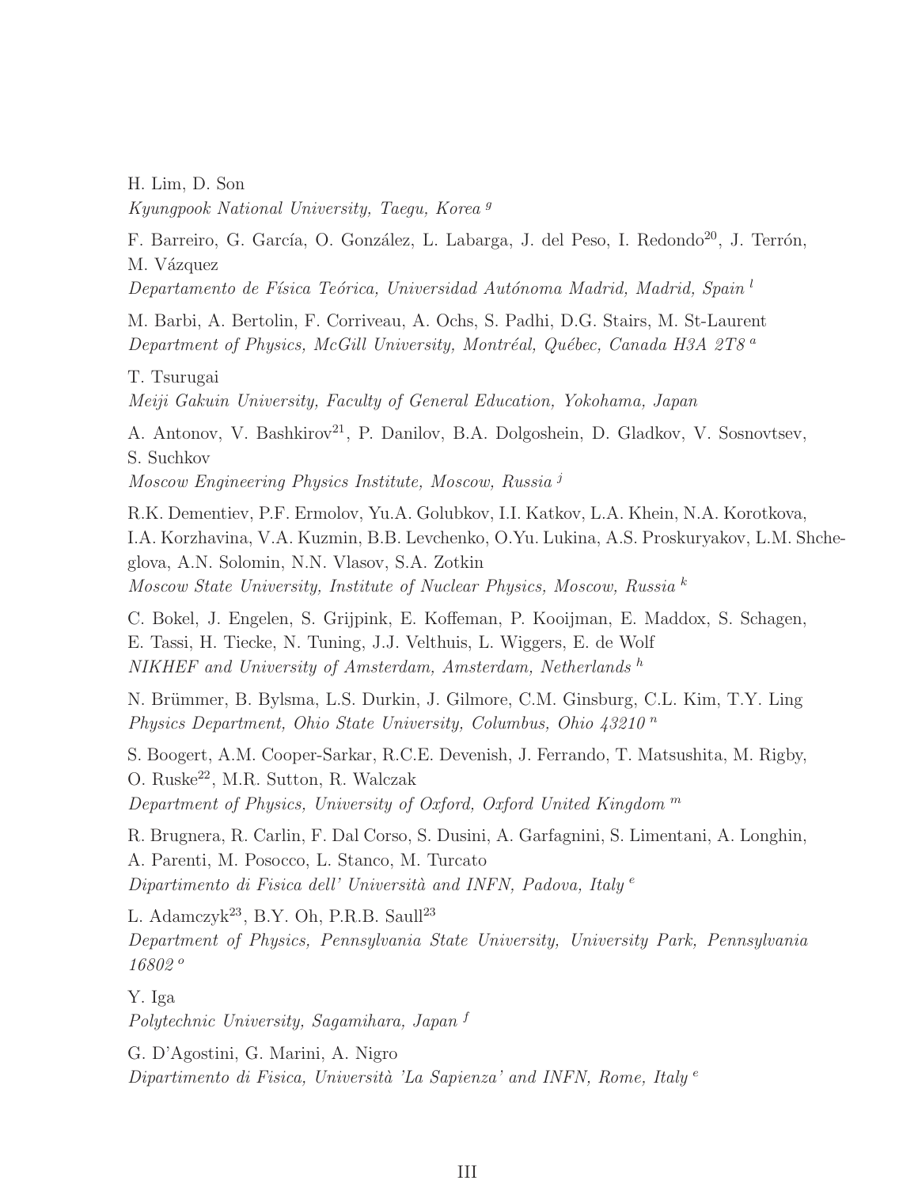H. Lim, D. Son
*Kyungpook National University, Taegu, Korea* [g]

F. Barreiro, G. García, O. González, L. Labarga, J. del Peso, I. Redondo[20], J. Terrón, M. Vázquez
*Departamento de Física Teórica, Universidad Autónoma Madrid, Madrid, Spain* [l]

M. Barbi, A. Bertolin, F. Corriveau, A. Ochs, S. Padhi, D.G. Stairs, M. St-Laurent
*Department of Physics, McGill University, Montréal, Québec, Canada H3A 2T8* [a]

T. Tsurugai
*Meiji Gakuin University, Faculty of General Education, Yokohama, Japan*

A. Antonov, V. Bashkirov[21], P. Danilov, B.A. Dolgoshein, D. Gladkov, V. Sosnovtsev, S. Suchkov
*Moscow Engineering Physics Institute, Moscow, Russia* [j]

R.K. Dementiev, P.F. Ermolov, Yu.A. Golubkov, I.I. Katkov, L.A. Khein, N.A. Korotkova, I.A. Korzhavina, V.A. Kuzmin, B.B. Levchenko, O.Yu. Lukina, A.S. Proskuryakov, L.M. Shcheglova, A.N. Solomin, N.N. Vlasov, S.A. Zotkin
*Moscow State University, Institute of Nuclear Physics, Moscow, Russia* [k]

C. Bokel, J. Engelen, S. Grijpink, E. Koffeman, P. Kooijman, E. Maddox, S. Schagen, E. Tassi, H. Tiecke, N. Tuning, J.J. Velthuis, L. Wiggers, E. de Wolf
*NIKHEF and University of Amsterdam, Amsterdam, Netherlands* [h]

N. Brümmer, B. Bylsma, L.S. Durkin, J. Gilmore, C.M. Ginsburg, C.L. Kim, T.Y. Ling
*Physics Department, Ohio State University, Columbus, Ohio 43210* [n]

S. Boogert, A.M. Cooper-Sarkar, R.C.E. Devenish, J. Ferrando, T. Matsushita, M. Rigby, O. Ruske[22], M.R. Sutton, R. Walczak
*Department of Physics, University of Oxford, Oxford United Kingdom* [m]

R. Brugnera, R. Carlin, F. Dal Corso, S. Dusini, A. Garfagnini, S. Limentani, A. Longhin, A. Parenti, M. Posocco, L. Stanco, M. Turcato
*Dipartimento di Fisica dell' Università and INFN, Padova, Italy* [e]

L. Adamczyk[23], B.Y. Oh, P.R.B. Saull[23]
*Department of Physics, Pennsylvania State University, University Park, Pennsylvania 16802* [o]

Y. Iga
*Polytechnic University, Sagamihara, Japan* [f]

G. D'Agostini, G. Marini, A. Nigro
*Dipartimento di Fisica, Università 'La Sapienza' and INFN, Rome, Italy* [e]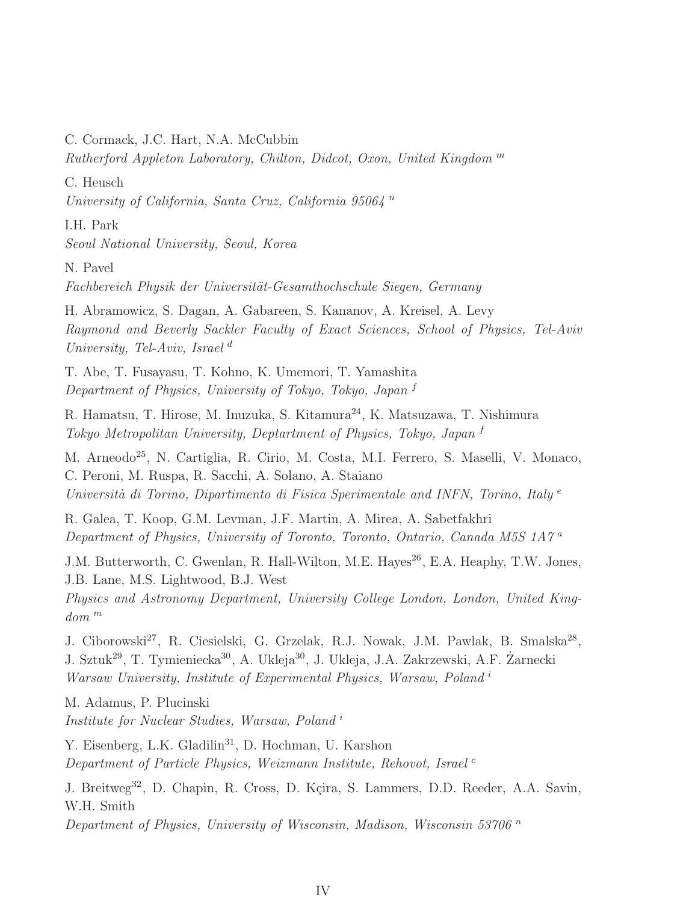C. Cormack, J.C. Hart, N.A. McCubbin
*Rutherford Appleton Laboratory, Chilton, Didcot, Oxon, United Kingdom* [m]

C. Heusch
*University of California, Santa Cruz, California 95064* [n]

I.H. Park
*Seoul National University, Seoul, Korea*

N. Pavel
*Fachbereich Physik der Universität-Gesamthochschule Siegen, Germany*

H. Abramowicz, S. Dagan, A. Gabareen, S. Kananov, A. Kreisel, A. Levy
*Raymond and Beverly Sackler Faculty of Exact Sciences, School of Physics, Tel-Aviv University, Tel-Aviv, Israel* [d]

T. Abe, T. Fusayasu, T. Kohno, K. Umemori, T. Yamashita
*Department of Physics, University of Tokyo, Tokyo, Japan* [f]

R. Hamatsu, T. Hirose, M. Inuzuka, S. Kitamura[24], K. Matsuzawa, T. Nishimura
*Tokyo Metropolitan University, Deptartment of Physics, Tokyo, Japan* [f]

M. Arneodo[25], N. Cartiglia, R. Cirio, M. Costa, M.I. Ferrero, S. Maselli, V. Monaco, C. Peroni, M. Ruspa, R. Sacchi, A. Solano, A. Staiano
*Università di Torino, Dipartimento di Fisica Sperimentale and INFN, Torino, Italy* [e]

R. Galea, T. Koop, G.M. Levman, J.F. Martin, A. Mirea, A. Sabetfakhri
*Department of Physics, University of Toronto, Toronto, Ontario, Canada M5S 1A7* [a]

J.M. Butterworth, C. Gwenlan, R. Hall-Wilton, M.E. Hayes[26], E.A. Heaphy, T.W. Jones, J.B. Lane, M.S. Lightwood, B.J. West
*Physics and Astronomy Department, University College London, London, United Kingdom* [m]

J. Ciborowski[27], R. Ciesielski, G. Grzelak, R.J. Nowak, J.M. Pawlak, B. Smalska[28], J. Sztuk[29], T. Tymieniecka[30], A. Ukleja[30], J. Ukleja, J.A. Zakrzewski, A.F. Żarnecki
*Warsaw University, Institute of Experimental Physics, Warsaw, Poland* [i]

M. Adamus, P. Plucinski
*Institute for Nuclear Studies, Warsaw, Poland* [i]

Y. Eisenberg, L.K. Gladilin[31], D. Hochman, U. Karshon
*Department of Particle Physics, Weizmann Institute, Rehovot, Israel* [c]

J. Breitweg[32], D. Chapin, R. Cross, D. Kçira, S. Lammers, D.D. Reeder, A.A. Savin, W.H. Smith
*Department of Physics, University of Wisconsin, Madison, Wisconsin 53706* [n]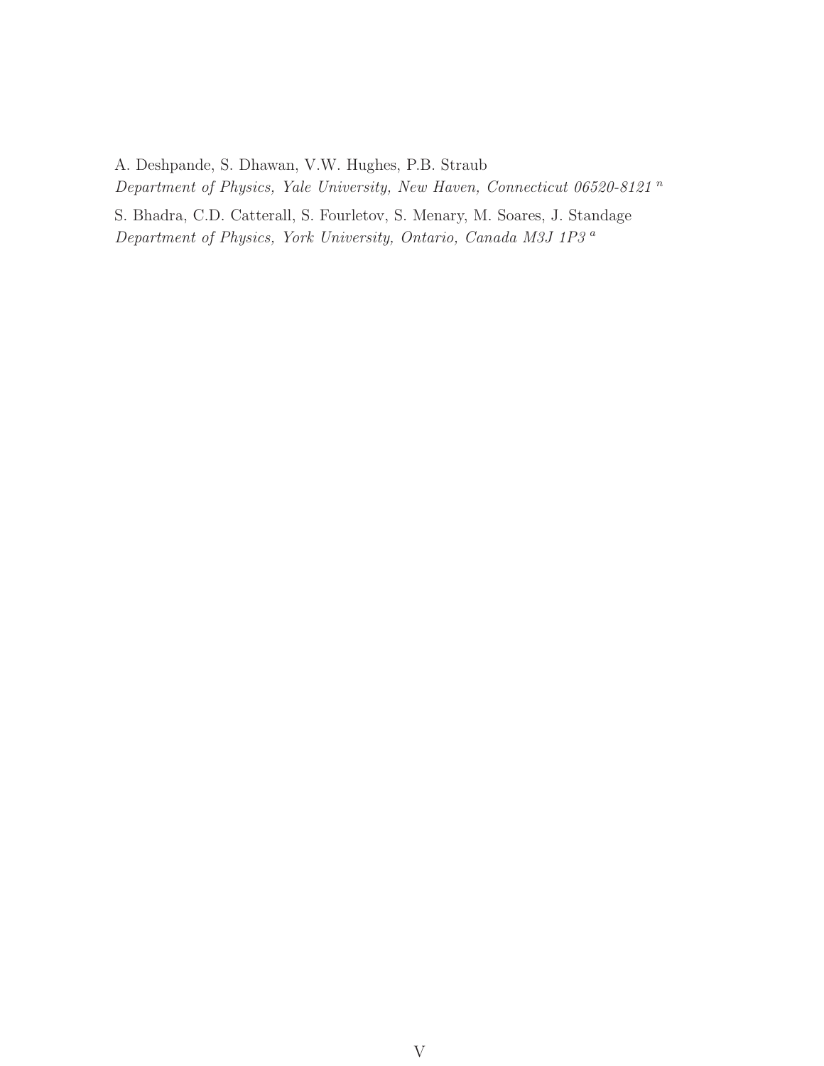A. Deshpande, S. Dhawan, V.W. Hughes, P.B. Straub
*Department of Physics, Yale University, New Haven, Connecticut 06520-8121* [n]

S. Bhadra, C.D. Catterall, S. Fourletov, S. Menary, M. Soares, J. Standage
*Department of Physics, York University, Ontario, Canada M3J 1P3* [a]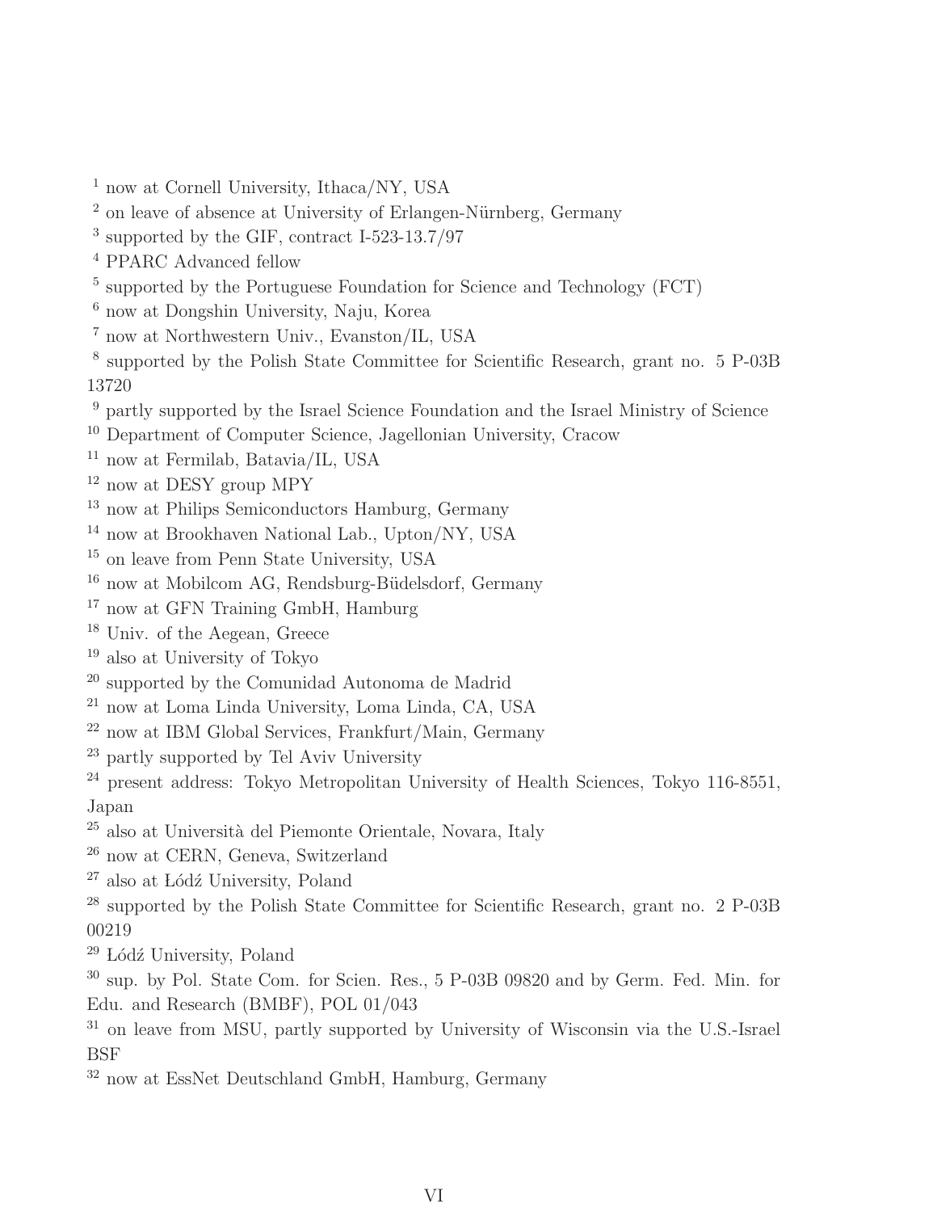[1] now at Cornell University, Ithaca/NY, USA
[2] on leave of absence at University of Erlangen-Nürnberg, Germany
[3] supported by the GIF, contract I-523-13.7/97
[4] PPARC Advanced fellow
[5] supported by the Portuguese Foundation for Science and Technology (FCT)
[6] now at Dongshin University, Naju, Korea
[7] now at Northwestern Univ., Evanston/IL, USA
[8] supported by the Polish State Committee for Scientific Research, grant no. 5 P-03B 13720
[9] partly supported by the Israel Science Foundation and the Israel Ministry of Science
[10] Department of Computer Science, Jagellonian University, Cracow
[11] now at Fermilab, Batavia/IL, USA
[12] now at DESY group MPY
[13] now at Philips Semiconductors Hamburg, Germany
[14] now at Brookhaven National Lab., Upton/NY, USA
[15] on leave from Penn State University, USA
[16] now at Mobilcom AG, Rendsburg-Büdelsdorf, Germany
[17] now at GFN Training GmbH, Hamburg
[18] Univ. of the Aegean, Greece
[19] also at University of Tokyo
[20] supported by the Comunidad Autonoma de Madrid
[21] now at Loma Linda University, Loma Linda, CA, USA
[22] now at IBM Global Services, Frankfurt/Main, Germany
[23] partly supported by Tel Aviv University
[24] present address: Tokyo Metropolitan University of Health Sciences, Tokyo 116-8551, Japan
[25] also at Università del Piemonte Orientale, Novara, Italy
[26] now at CERN, Geneva, Switzerland
[27] also at Łódź University, Poland
[28] supported by the Polish State Committee for Scientific Research, grant no. 2 P-03B 00219
[29] Łódź University, Poland
[30] sup. by Pol. State Com. for Scien. Res., 5 P-03B 09820 and by Germ. Fed. Min. for Edu. and Research (BMBF), POL 01/043
[31] on leave from MSU, partly supported by University of Wisconsin via the U.S.-Israel BSF
[32] now at EssNet Deutschland GmbH, Hamburg, Germany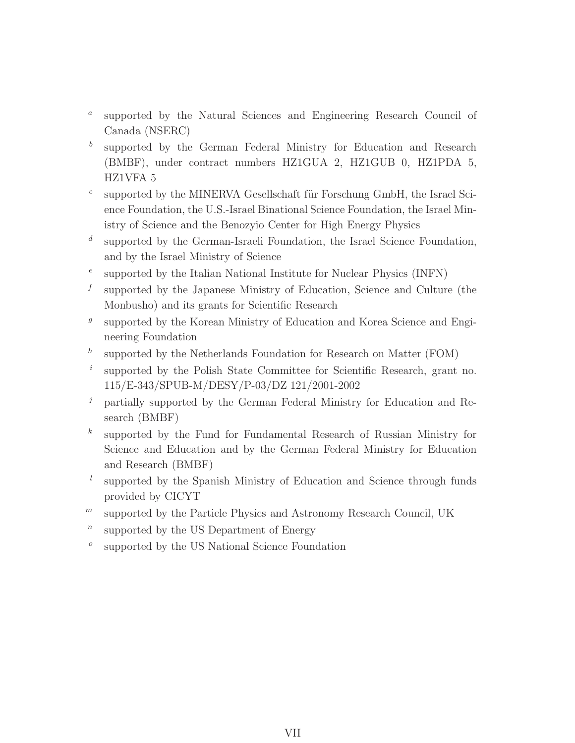[a] supported by the Natural Sciences and Engineering Research Council of Canada (NSERC)

[b] supported by the German Federal Ministry for Education and Research (BMBF), under contract numbers HZ1GUA 2, HZ1GUB 0, HZ1PDA 5, HZ1VFA 5

[c] supported by the MINERVA Gesellschaft für Forschung GmbH, the Israel Science Foundation, the U.S.-Israel Binational Science Foundation, the Israel Ministry of Science and the Benozyio Center for High Energy Physics

[d] supported by the German-Israeli Foundation, the Israel Science Foundation, and by the Israel Ministry of Science

[e] supported by the Italian National Institute for Nuclear Physics (INFN)

[f] supported by the Japanese Ministry of Education, Science and Culture (the Monbusho) and its grants for Scientific Research

[g] supported by the Korean Ministry of Education and Korea Science and Engineering Foundation

[h] supported by the Netherlands Foundation for Research on Matter (FOM)

[i] supported by the Polish State Committee for Scientific Research, grant no. 115/E-343/SPUB-M/DESY/P-03/DZ 121/2001-2002

[j] partially supported by the German Federal Ministry for Education and Research (BMBF)

[k] supported by the Fund for Fundamental Research of Russian Ministry for Science and Education and by the German Federal Ministry for Education and Research (BMBF)

[l] supported by the Spanish Ministry of Education and Science through funds provided by CICYT

[m] supported by the Particle Physics and Astronomy Research Council, UK

[n] supported by the US Department of Energy

[o] supported by the US National Science Foundation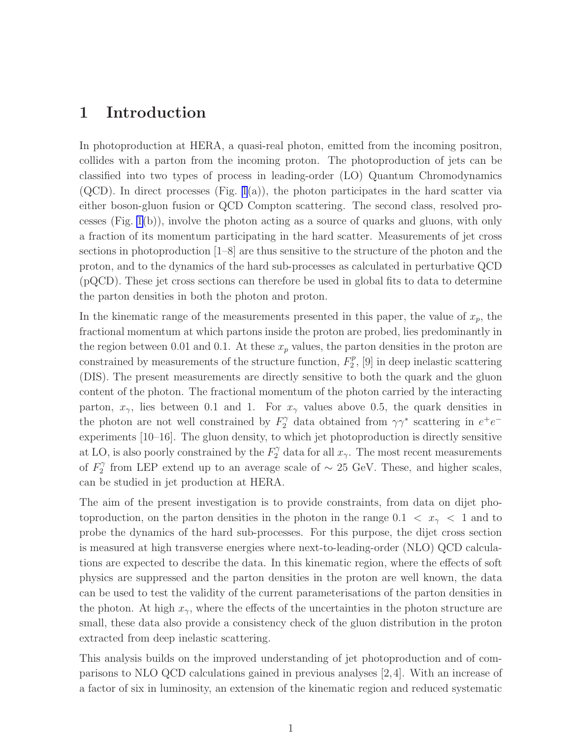# 1 Introduction

In photoproduction at HERA, a quasi-real photon, emitted from the incoming positron, collides with a parton from the incoming proton. The photoproduction of jets can be classified into two types of process in leading-order (LO) Quantum Chromodynamics (QCD). In direct processes (Fig. 1(a)), the photon participates in the hard scatter via either boson-gluon fusion or QCD Compton scattering. The second class, resolved processes (Fig. 1(b)), involve the photon acting as a source of quarks and gluons, with only a fraction of its momentum participating in the hard scatter. Measurements of jet cross sections in photoproduction [1–8] are thus sensitive to the structure of the photon and the proton, and to the dynamics of the hard sub-processes as calculated in perturbative QCD (pQCD). These jet cross sections can therefore be used in global fits to data to determine the parton densities in both the photon and proton.

In the kinematic range of the measurements presented in this paper, the value of $x_p$, the fractional momentum at which partons inside the proton are probed, lies predominantly in the region between 0.01 and 0.1. At these $x_p$ values, the parton densities in the proton are constrained by measurements of the structure function, $F_2^p$, [9] in deep inelastic scattering (DIS). The present measurements are directly sensitive to both the quark and the gluon content of the photon. The fractional momentum of the photon carried by the interacting parton, $x_\gamma$, lies between 0.1 and 1. For $x_\gamma$ values above 0.5, the quark densities in the photon are not well constrained by $F_2^\gamma$ data obtained from $\gamma\gamma^*$ scattering in $e^+e^-$ experiments [10–16]. The gluon density, to which jet photoproduction is directly sensitive at LO, is also poorly constrained by the $F_2^\gamma$ data for all $x_\gamma$. The most recent measurements of $F_2^\gamma$ from LEP extend up to an average scale of $\sim 25$ GeV. These, and higher scales, can be studied in jet production at HERA.

The aim of the present investigation is to provide constraints, from data on dijet photoproduction, on the parton densities in the photon in the range $0.1 < x_\gamma < 1$ and to probe the dynamics of the hard sub-processes. For this purpose, the dijet cross section is measured at high transverse energies where next-to-leading-order (NLO) QCD calculations are expected to describe the data. In this kinematic region, where the effects of soft physics are suppressed and the parton densities in the proton are well known, the data can be used to test the validity of the current parameterisations of the parton densities in the photon. At high $x_\gamma$, where the effects of the uncertainties in the photon structure are small, these data also provide a consistency check of the gluon distribution in the proton extracted from deep inelastic scattering.

This analysis builds on the improved understanding of jet photoproduction and of comparisons to NLO QCD calculations gained in previous analyses [2,4]. With an increase of a factor of six in luminosity, an extension of the kinematic region and reduced systematic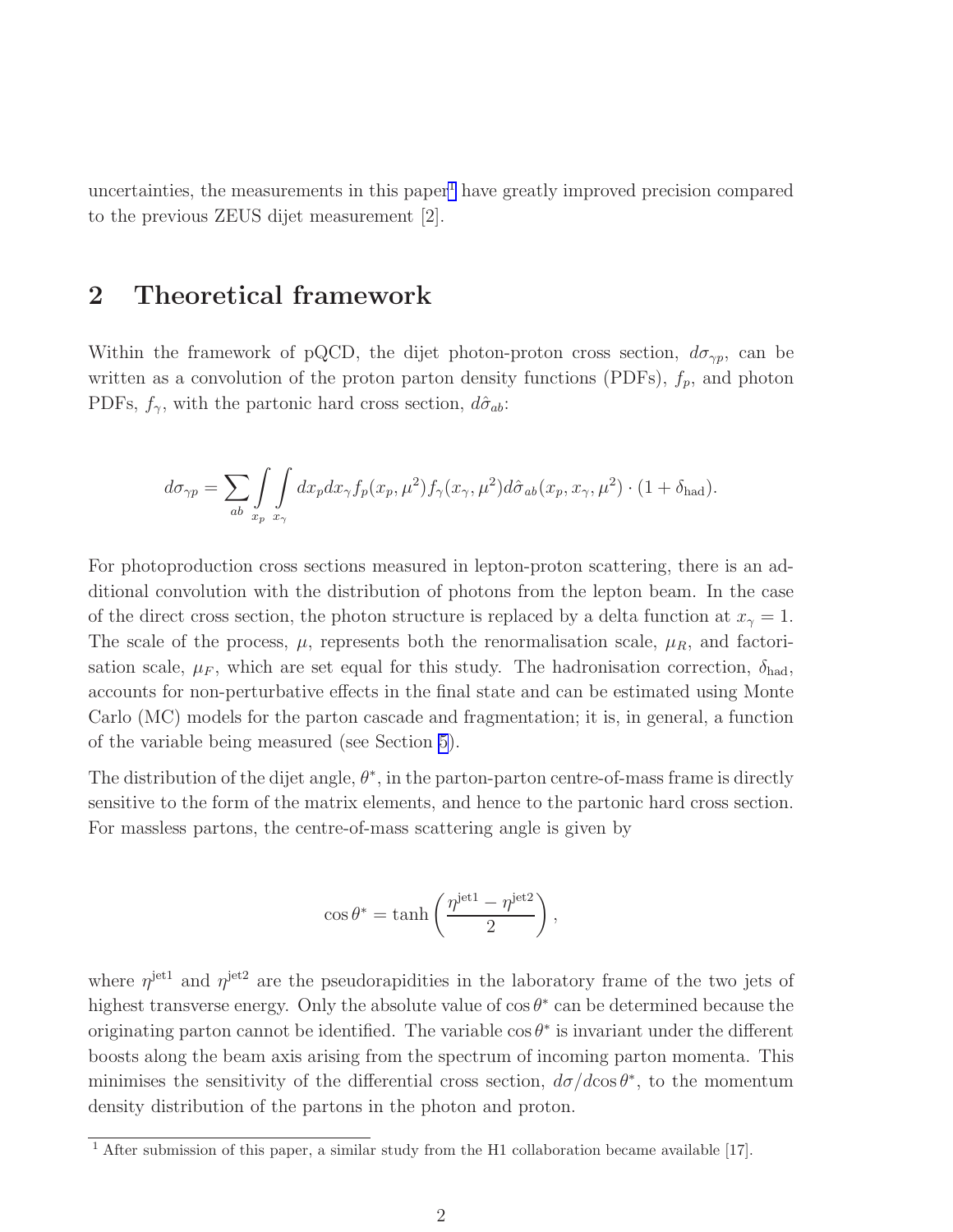uncertainties, the measurements in this paper[1] have greatly improved precision compared to the previous ZEUS dijet measurement [2].

## 2 Theoretical framework

Within the framework of pQCD, the dijet photon-proton cross section, $d\sigma_{\gamma p}$, can be written as a convolution of the proton parton density functions (PDFs), $f_p$, and photon PDFs, $f_\gamma$, with the partonic hard cross section, $d\hat{\sigma}_{ab}$:

$$d\sigma_{\gamma p} = \sum_{ab} \int_{x_p} \int_{x_\gamma} dx_p dx_\gamma f_p(x_p, \mu^2) f_\gamma(x_\gamma, \mu^2) d\hat{\sigma}_{ab}(x_p, x_\gamma, \mu^2) \cdot (1 + \delta_{\rm had}).$$

For photoproduction cross sections measured in lepton-proton scattering, there is an additional convolution with the distribution of photons from the lepton beam. In the case of the direct cross section, the photon structure is replaced by a delta function at $x_\gamma = 1$. The scale of the process, $\mu$, represents both the renormalisation scale, $\mu_R$, and factorisation scale, $\mu_F$, which are set equal for this study. The hadronisation correction, $\delta_{\rm had}$, accounts for non-perturbative effects in the final state and can be estimated using Monte Carlo (MC) models for the parton cascade and fragmentation; it is, in general, a function of the variable being measured (see Section 5).

The distribution of the dijet angle, $\theta^*$, in the parton-parton centre-of-mass frame is directly sensitive to the form of the matrix elements, and hence to the partonic hard cross section. For massless partons, the centre-of-mass scattering angle is given by

$$\cos\theta^* = \tanh\left(\frac{\eta^{\rm jet1} - \eta^{\rm jet2}}{2}\right),$$

where $\eta^{\rm jet1}$ and $\eta^{\rm jet2}$ are the pseudorapidities in the laboratory frame of the two jets of highest transverse energy. Only the absolute value of $\cos\theta^*$ can be determined because the originating parton cannot be identified. The variable $\cos\theta^*$ is invariant under the different boosts along the beam axis arising from the spectrum of incoming parton momenta. This minimises the sensitivity of the differential cross section, $d\sigma/d\cos\theta^*$, to the momentum density distribution of the partons in the photon and proton.

[1] After submission of this paper, a similar study from the H1 collaboration became available [17].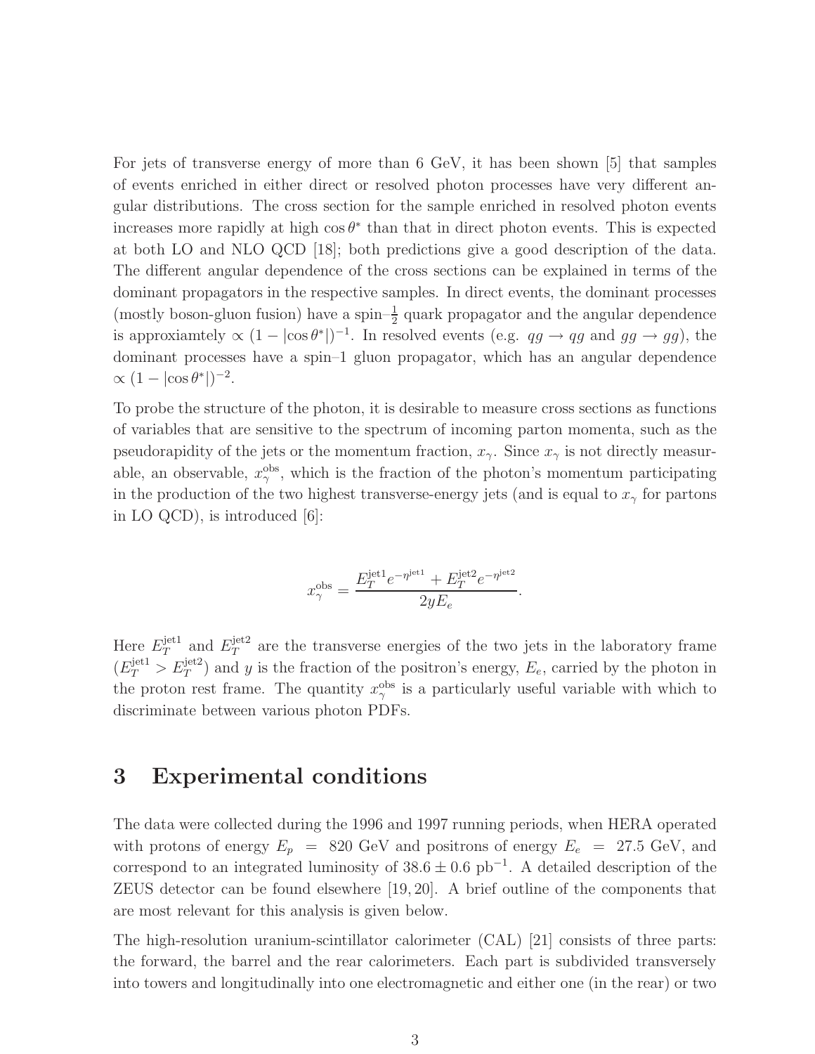For jets of transverse energy of more than 6 GeV, it has been shown [5] that samples of events enriched in either direct or resolved photon processes have very different angular distributions. The cross section for the sample enriched in resolved photon events increases more rapidly at high $\cos\theta^*$ than that in direct photon events. This is expected at both LO and NLO QCD [18]; both predictions give a good description of the data. The different angular dependence of the cross sections can be explained in terms of the dominant propagators in the respective samples. In direct events, the dominant processes (mostly boson-gluon fusion) have a spin–$\frac{1}{2}$ quark propagator and the angular dependence is approxiamtely $\propto (1 - |\cos\theta^*|)^{-1}$. In resolved events (e.g. $qg \to qg$ and $gg \to gg$), the dominant processes have a spin–1 gluon propagator, which has an angular dependence $\propto (1 - |\cos\theta^*|)^{-2}$.

To probe the structure of the photon, it is desirable to measure cross sections as functions of variables that are sensitive to the spectrum of incoming parton momenta, such as the pseudorapidity of the jets or the momentum fraction, $x_\gamma$. Since $x_\gamma$ is not directly measurable, an observable, $x_\gamma^{\rm obs}$, which is the fraction of the photon's momentum participating in the production of the two highest transverse-energy jets (and is equal to $x_\gamma$ for partons in LO QCD), is introduced [6]:

$$x_\gamma^{\rm obs} = \frac{E_T^{\rm jet1} e^{-\eta^{\rm jet1}} + E_T^{\rm jet2} e^{-\eta^{\rm jet2}}}{2yE_e}.$$

Here $E_T^{\rm jet1}$ and $E_T^{\rm jet2}$ are the transverse energies of the two jets in the laboratory frame ($E_T^{\rm jet1} > E_T^{\rm jet2}$) and $y$ is the fraction of the positron's energy, $E_e$, carried by the photon in the proton rest frame. The quantity $x_\gamma^{\rm obs}$ is a particularly useful variable with which to discriminate between various photon PDFs.

# 3 Experimental conditions

The data were collected during the 1996 and 1997 running periods, when HERA operated with protons of energy $E_p = 820$ GeV and positrons of energy $E_e = 27.5$ GeV, and correspond to an integrated luminosity of $38.6 \pm 0.6$ pb$^{-1}$. A detailed description of the ZEUS detector can be found elsewhere [19, 20]. A brief outline of the components that are most relevant for this analysis is given below.

The high-resolution uranium-scintillator calorimeter (CAL) [21] consists of three parts: the forward, the barrel and the rear calorimeters. Each part is subdivided transversely into towers and longitudinally into one electromagnetic and either one (in the rear) or two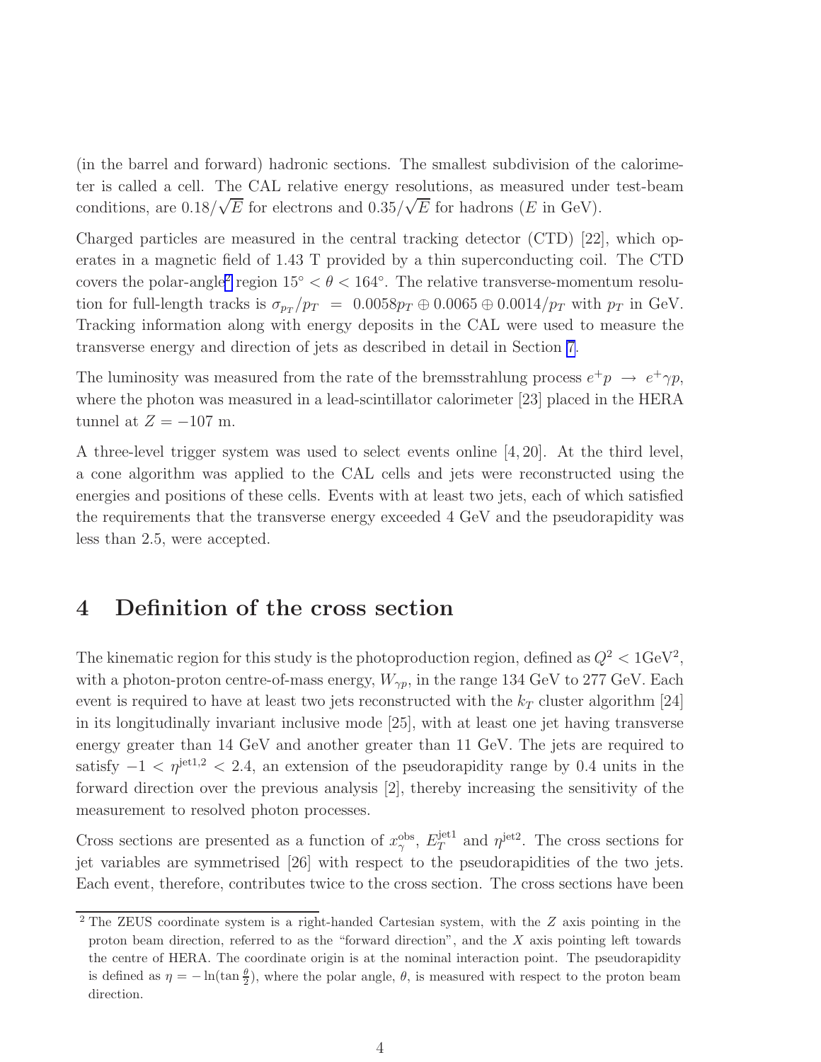(in the barrel and forward) hadronic sections. The smallest subdivision of the calorimeter is called a cell. The CAL relative energy resolutions, as measured under test-beam conditions, are $0.18/\sqrt{E}$ for electrons and $0.35/\sqrt{E}$ for hadrons ($E$ in GeV).

Charged particles are measured in the central tracking detector (CTD) [22], which operates in a magnetic field of 1.43 T provided by a thin superconducting coil. The CTD covers the polar-angle[2] region $15^\circ < \theta < 164^\circ$. The relative transverse-momentum resolution for full-length tracks is $\sigma_{p_T}/p_T = 0.0058 p_T \oplus 0.0065 \oplus 0.0014/p_T$ with $p_T$ in GeV. Tracking information along with energy deposits in the CAL were used to measure the transverse energy and direction of jets as described in detail in Section 7.

The luminosity was measured from the rate of the bremsstrahlung process $e^+p \rightarrow e^+\gamma p$, where the photon was measured in a lead-scintillator calorimeter [23] placed in the HERA tunnel at $Z = -107$ m.

A three-level trigger system was used to select events online [4, 20]. At the third level, a cone algorithm was applied to the CAL cells and jets were reconstructed using the energies and positions of these cells. Events with at least two jets, each of which satisfied the requirements that the transverse energy exceeded 4 GeV and the pseudorapidity was less than 2.5, were accepted.

# 4 Definition of the cross section

The kinematic region for this study is the photoproduction region, defined as $Q^2 < 1\text{GeV}^2$, with a photon-proton centre-of-mass energy, $W_{\gamma p}$, in the range 134 GeV to 277 GeV. Each event is required to have at least two jets reconstructed with the $k_T$ cluster algorithm [24] in its longitudinally invariant inclusive mode [25], with at least one jet having transverse energy greater than 14 GeV and another greater than 11 GeV. The jets are required to satisfy $-1 < \eta^{\text{jet1,2}} < 2.4$, an extension of the pseudorapidity range by 0.4 units in the forward direction over the previous analysis [2], thereby increasing the sensitivity of the measurement to resolved photon processes.

Cross sections are presented as a function of $x_\gamma^{\text{obs}}$, $E_T^{\text{jet1}}$ and $\eta^{\text{jet2}}$. The cross sections for jet variables are symmetrised [26] with respect to the pseudorapidities of the two jets. Each event, therefore, contributes twice to the cross section. The cross sections have been

[2] The ZEUS coordinate system is a right-handed Cartesian system, with the $Z$ axis pointing in the proton beam direction, referred to as the "forward direction", and the $X$ axis pointing left towards the centre of HERA. The coordinate origin is at the nominal interaction point. The pseudorapidity is defined as $\eta = -\ln(\tan\frac{\theta}{2})$, where the polar angle, $\theta$, is measured with respect to the proton beam direction.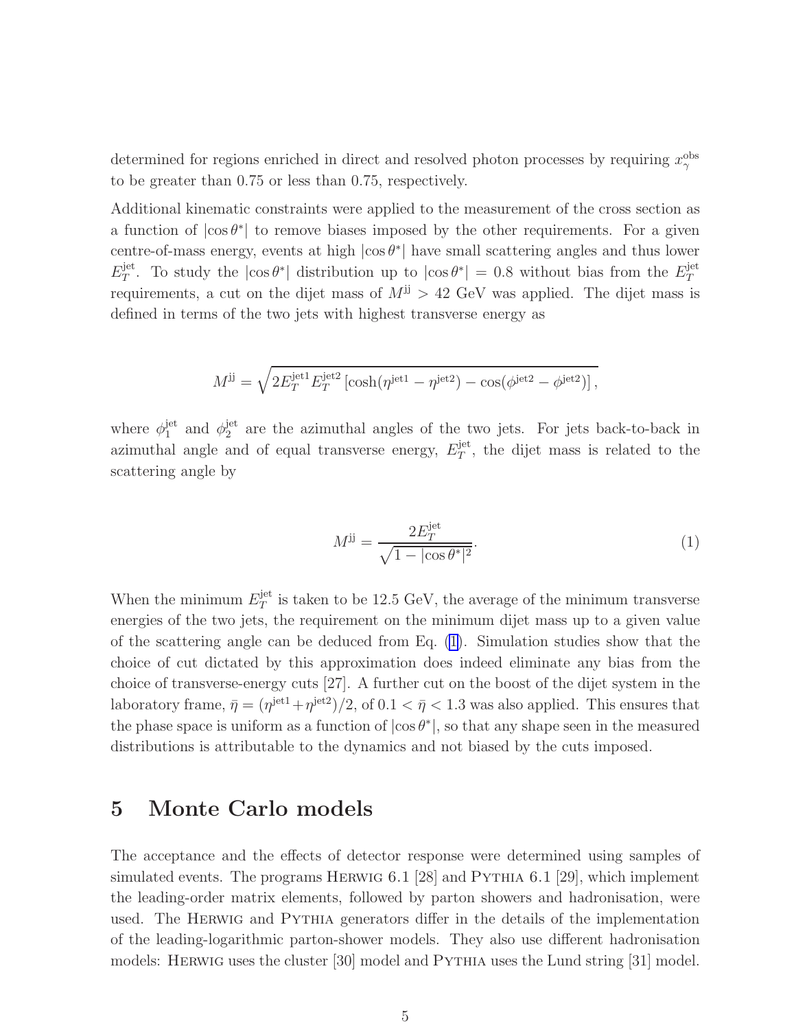determined for regions enriched in direct and resolved photon processes by requiring $x_\gamma^{\rm obs}$ to be greater than 0.75 or less than 0.75, respectively.

Additional kinematic constraints were applied to the measurement of the cross section as a function of $|\cos\theta^*|$ to remove biases imposed by the other requirements. For a given centre-of-mass energy, events at high $|\cos\theta^*|$ have small scattering angles and thus lower $E_T^{\rm jet}$. To study the $|\cos\theta^*|$ distribution up to $|\cos\theta^*| = 0.8$ without bias from the $E_T^{\rm jet}$ requirements, a cut on the dijet mass of $M^{\rm jj} > 42$ GeV was applied. The dijet mass is defined in terms of the two jets with highest transverse energy as

$$M^{\rm jj} = \sqrt{2E_T^{\rm jet1}E_T^{\rm jet2}\left[\cosh(\eta^{\rm jet1} - \eta^{\rm jet2}) - \cos(\phi^{\rm jet2} - \phi^{\rm jet2})\right]},$$

where $\phi_1^{\rm jet}$ and $\phi_2^{\rm jet}$ are the azimuthal angles of the two jets. For jets back-to-back in azimuthal angle and of equal transverse energy, $E_T^{\rm jet}$, the dijet mass is related to the scattering angle by

$$M^{\rm jj} = \frac{2E_T^{\rm jet}}{\sqrt{1 - |\cos\theta^*|^2}}. \tag{1}$$

When the minimum $E_T^{\rm jet}$ is taken to be 12.5 GeV, the average of the minimum transverse energies of the two jets, the requirement on the minimum dijet mass up to a given value of the scattering angle can be deduced from Eq. (1). Simulation studies show that the choice of cut dictated by this approximation does indeed eliminate any bias from the choice of transverse-energy cuts [27]. A further cut on the boost of the dijet system in the laboratory frame, $\bar{\eta} = (\eta^{\rm jet1} + \eta^{\rm jet2})/2$, of $0.1 < \bar{\eta} < 1.3$ was also applied. This ensures that the phase space is uniform as a function of $|\cos\theta^*|$, so that any shape seen in the measured distributions is attributable to the dynamics and not biased by the cuts imposed.

# 5 Monte Carlo models

The acceptance and the effects of detector response were determined using samples of simulated events. The programs HERWIG 6.1 [28] and PYTHIA 6.1 [29], which implement the leading-order matrix elements, followed by parton showers and hadronisation, were used. The HERWIG and PYTHIA generators differ in the details of the implementation of the leading-logarithmic parton-shower models. They also use different hadronisation models: HERWIG uses the cluster [30] model and PYTHIA uses the Lund string [31] model.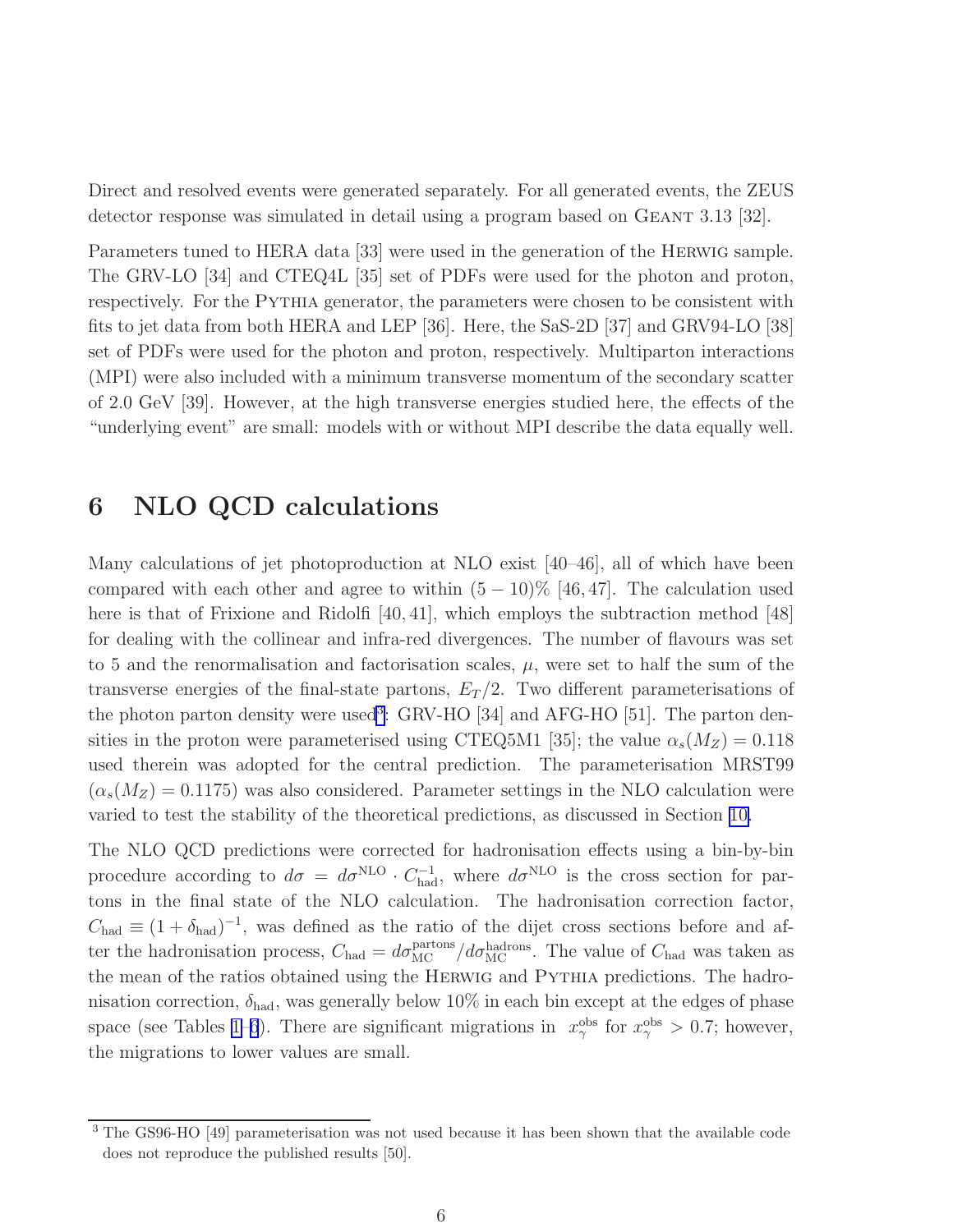Direct and resolved events were generated separately. For all generated events, the ZEUS detector response was simulated in detail using a program based on GEANT 3.13 [32].

Parameters tuned to HERA data [33] were used in the generation of the HERWIG sample. The GRV-LO [34] and CTEQ4L [35] set of PDFs were used for the photon and proton, respectively. For the PYTHIA generator, the parameters were chosen to be consistent with fits to jet data from both HERA and LEP [36]. Here, the SaS-2D [37] and GRV94-LO [38] set of PDFs were used for the photon and proton, respectively. Multiparton interactions (MPI) were also included with a minimum transverse momentum of the secondary scatter of 2.0 GeV [39]. However, at the high transverse energies studied here, the effects of the "underlying event" are small: models with or without MPI describe the data equally well.

## 6 NLO QCD calculations

Many calculations of jet photoproduction at NLO exist [40–46], all of which have been compared with each other and agree to within $(5-10)\%$ [46, 47]. The calculation used here is that of Frixione and Ridolfi [40, 41], which employs the subtraction method [48] for dealing with the collinear and infra-red divergences. The number of flavours was set to 5 and the renormalisation and factorisation scales, $\mu$, were set to half the sum of the transverse energies of the final-state partons, $E_T/2$. Two different parameterisations of the photon parton density were used[3]: GRV-HO [34] and AFG-HO [51]. The parton densities in the proton were parameterised using CTEQ5M1 [35]; the value $\alpha_s(M_Z) = 0.118$ used therein was adopted for the central prediction. The parameterisation MRST99 ($\alpha_s(M_Z) = 0.1175$) was also considered. Parameter settings in the NLO calculation were varied to test the stability of the theoretical predictions, as discussed in Section 10.

The NLO QCD predictions were corrected for hadronisation effects using a bin-by-bin procedure according to $d\sigma = d\sigma^{\rm NLO} \cdot C_{\rm had}^{-1}$, where $d\sigma^{\rm NLO}$ is the cross section for partons in the final state of the NLO calculation. The hadronisation correction factor, $C_{\rm had} \equiv (1+\delta_{\rm had})^{-1}$, was defined as the ratio of the dijet cross sections before and after the hadronisation process, $C_{\rm had} = d\sigma_{\rm MC}^{\rm partons}/d\sigma_{\rm MC}^{\rm hadrons}$. The value of $C_{\rm had}$ was taken as the mean of the ratios obtained using the HERWIG and PYTHIA predictions. The hadronisation correction, $\delta_{\rm had}$, was generally below 10% in each bin except at the edges of phase space (see Tables 1–6). There are significant migrations in $x_\gamma^{\rm obs}$ for $x_\gamma^{\rm obs} > 0.7$; however, the migrations to lower values are small.

[3] The GS96-HO [49] parameterisation was not used because it has been shown that the available code does not reproduce the published results [50].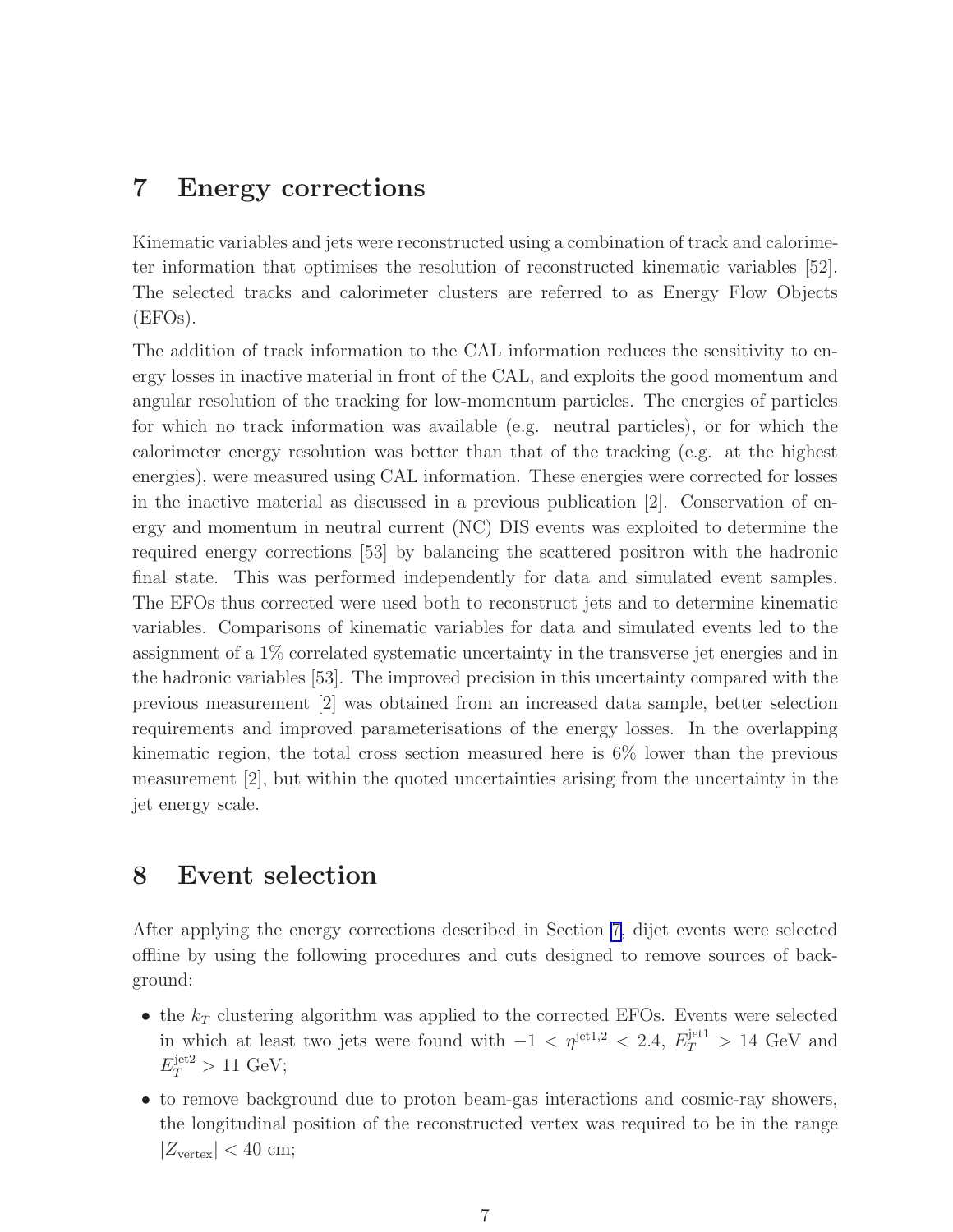## 7 Energy corrections

Kinematic variables and jets were reconstructed using a combination of track and calorimeter information that optimises the resolution of reconstructed kinematic variables [52]. The selected tracks and calorimeter clusters are referred to as Energy Flow Objects (EFOs).

The addition of track information to the CAL information reduces the sensitivity to energy losses in inactive material in front of the CAL, and exploits the good momentum and angular resolution of the tracking for low-momentum particles. The energies of particles for which no track information was available (e.g. neutral particles), or for which the calorimeter energy resolution was better than that of the tracking (e.g. at the highest energies), were measured using CAL information. These energies were corrected for losses in the inactive material as discussed in a previous publication [2]. Conservation of energy and momentum in neutral current (NC) DIS events was exploited to determine the required energy corrections [53] by balancing the scattered positron with the hadronic final state. This was performed independently for data and simulated event samples. The EFOs thus corrected were used both to reconstruct jets and to determine kinematic variables. Comparisons of kinematic variables for data and simulated events led to the assignment of a 1% correlated systematic uncertainty in the transverse jet energies and in the hadronic variables [53]. The improved precision in this uncertainty compared with the previous measurement [2] was obtained from an increased data sample, better selection requirements and improved parameterisations of the energy losses. In the overlapping kinematic region, the total cross section measured here is 6% lower than the previous measurement [2], but within the quoted uncertainties arising from the uncertainty in the jet energy scale.

## 8 Event selection

After applying the energy corrections described in Section 7, dijet events were selected offline by using the following procedures and cuts designed to remove sources of background:

- the $k_T$ clustering algorithm was applied to the corrected EFOs. Events were selected in which at least two jets were found with $-1 < \eta^{\rm jet1,2} < 2.4$, $E_T^{\rm jet1} > 14$ GeV and $E_T^{\rm jet2} > 11$ GeV;
- to remove background due to proton beam-gas interactions and cosmic-ray showers, the longitudinal position of the reconstructed vertex was required to be in the range $|Z_{\rm vertex}| < 40$ cm;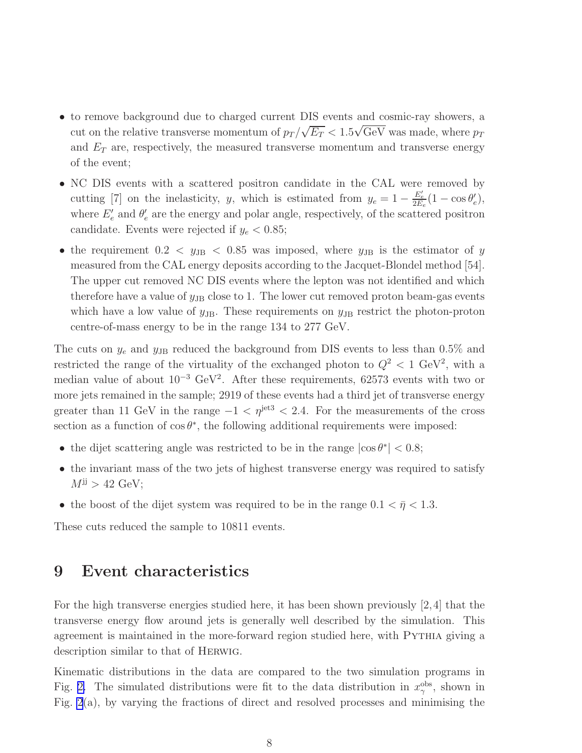- to remove background due to charged current DIS events and cosmic-ray showers, a cut on the relative transverse momentum of $p_T/\sqrt{E_T} < 1.5\sqrt{\text{GeV}}$ was made, where $p_T$ and $E_T$ are, respectively, the measured transverse momentum and transverse energy of the event;
- NC DIS events with a scattered positron candidate in the CAL were removed by cutting [7] on the inelasticity, $y$, which is estimated from $y_e = 1 - \frac{E'_e}{2E_e}(1 - \cos\theta'_e)$, where $E'_e$ and $\theta'_e$ are the energy and polar angle, respectively, of the scattered positron candidate. Events were rejected if $y_e < 0.85$;
- the requirement $0.2 < y_{\text{JB}} < 0.85$ was imposed, where $y_{\text{JB}}$ is the estimator of $y$ measured from the CAL energy deposits according to the Jacquet-Blondel method [54]. The upper cut removed NC DIS events where the lepton was not identified and which therefore have a value of $y_{\text{JB}}$ close to 1. The lower cut removed proton beam-gas events which have a low value of $y_{\text{JB}}$. These requirements on $y_{\text{JB}}$ restrict the photon-proton centre-of-mass energy to be in the range 134 to 277 GeV.

The cuts on $y_e$ and $y_{\text{JB}}$ reduced the background from DIS events to less than 0.5% and restricted the range of the virtuality of the exchanged photon to $Q^2 < 1$ GeV$^2$, with a median value of about $10^{-3}$ GeV$^2$. After these requirements, 62573 events with two or more jets remained in the sample; 2919 of these events had a third jet of transverse energy greater than 11 GeV in the range $-1 < \eta^{\text{jet3}} < 2.4$. For the measurements of the cross section as a function of $\cos\theta^*$, the following additional requirements were imposed:

- the dijet scattering angle was restricted to be in the range $|\cos\theta^*| < 0.8$;
- the invariant mass of the two jets of highest transverse energy was required to satisfy $M^{\text{jj}} > 42$ GeV;
- the boost of the dijet system was required to be in the range $0.1 < \bar{\eta} < 1.3$.

These cuts reduced the sample to 10811 events.

# 9 Event characteristics

For the high transverse energies studied here, it has been shown previously [2,4] that the transverse energy flow around jets is generally well described by the simulation. This agreement is maintained in the more-forward region studied here, with Pythia giving a description similar to that of Herwig.

Kinematic distributions in the data are compared to the two simulation programs in Fig. 2. The simulated distributions were fit to the data distribution in $x_\gamma^{\text{obs}}$, shown in Fig. 2(a), by varying the fractions of direct and resolved processes and minimising the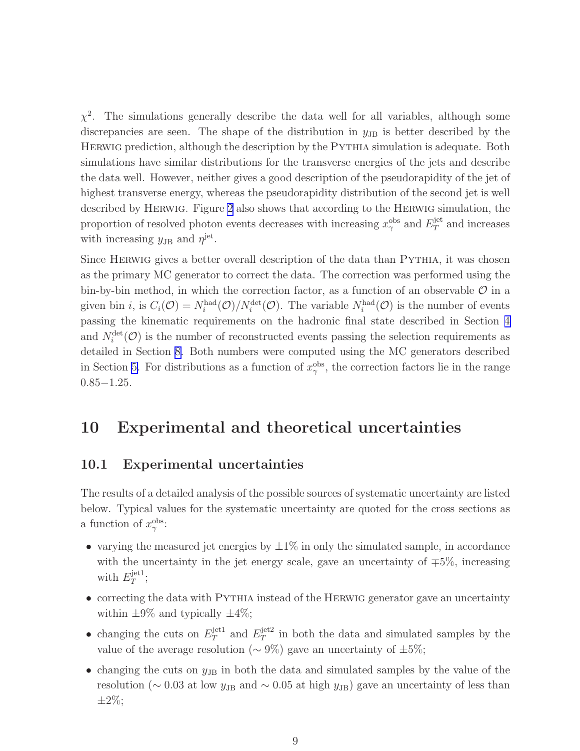$\chi^2$. The simulations generally describe the data well for all variables, although some discrepancies are seen. The shape of the distribution in $y_{\rm JB}$ is better described by the HERWIG prediction, although the description by the PYTHIA simulation is adequate. Both simulations have similar distributions for the transverse energies of the jets and describe the data well. However, neither gives a good description of the pseudorapidity of the jet of highest transverse energy, whereas the pseudorapidity distribution of the second jet is well described by HERWIG. Figure 2 also shows that according to the HERWIG simulation, the proportion of resolved photon events decreases with increasing $x_\gamma^{\rm obs}$ and $E_T^{\rm jet}$ and increases with increasing $y_{\rm JB}$ and $\eta^{\rm jet}$.

Since HERWIG gives a better overall description of the data than PYTHIA, it was chosen as the primary MC generator to correct the data. The correction was performed using the bin-by-bin method, in which the correction factor, as a function of an observable $\mathcal{O}$ in a given bin $i$, is $C_i(\mathcal{O}) = N_i^{\rm had}(\mathcal{O})/N_i^{\rm det}(\mathcal{O})$. The variable $N_i^{\rm had}(\mathcal{O})$ is the number of events passing the kinematic requirements on the hadronic final state described in Section 4 and $N_i^{\rm det}(\mathcal{O})$ is the number of reconstructed events passing the selection requirements as detailed in Section 8. Both numbers were computed using the MC generators described in Section 5. For distributions as a function of $x_\gamma^{\rm obs}$, the correction factors lie in the range $0.85-1.25$.

# 10 Experimental and theoretical uncertainties

## 10.1 Experimental uncertainties

The results of a detailed analysis of the possible sources of systematic uncertainty are listed below. Typical values for the systematic uncertainty are quoted for the cross sections as a function of $x_\gamma^{\rm obs}$:

- varying the measured jet energies by $\pm1\%$ in only the simulated sample, in accordance with the uncertainty in the jet energy scale, gave an uncertainty of $\mp5\%$, increasing with $E_T^{\rm jet1}$;
- correcting the data with PYTHIA instead of the HERWIG generator gave an uncertainty within $\pm9\%$ and typically $\pm4\%$;
- changing the cuts on $E_T^{\rm jet1}$ and $E_T^{\rm jet2}$ in both the data and simulated samples by the value of the average resolution ($\sim9\%$) gave an uncertainty of $\pm5\%$;
- changing the cuts on $y_{\rm JB}$ in both the data and simulated samples by the value of the resolution ($\sim0.03$ at low $y_{\rm JB}$ and $\sim0.05$ at high $y_{\rm JB}$) gave an uncertainty of less than $\pm2\%$;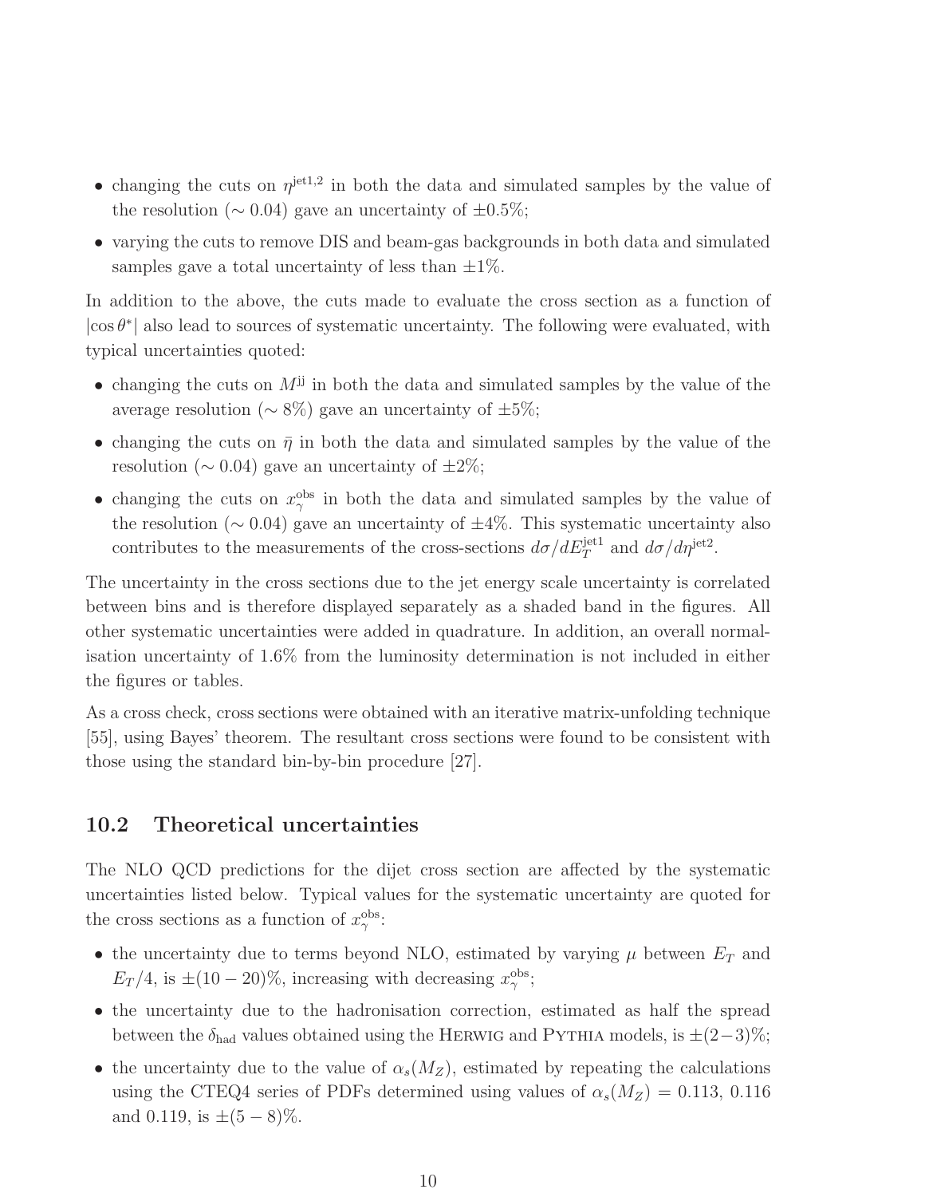- changing the cuts on $\eta^{\text{jet1,2}}$ in both the data and simulated samples by the value of the resolution ($\sim 0.04$) gave an uncertainty of $\pm 0.5\%$;
- varying the cuts to remove DIS and beam-gas backgrounds in both data and simulated samples gave a total uncertainty of less than $\pm 1\%$.

In addition to the above, the cuts made to evaluate the cross section as a function of $|\cos\theta^*|$ also lead to sources of systematic uncertainty. The following were evaluated, with typical uncertainties quoted:

- changing the cuts on $M^{\text{jj}}$ in both the data and simulated samples by the value of the average resolution ($\sim 8\%$) gave an uncertainty of $\pm 5\%$;
- changing the cuts on $\bar{\eta}$ in both the data and simulated samples by the value of the resolution ($\sim 0.04$) gave an uncertainty of $\pm 2\%$;
- changing the cuts on $x_\gamma^{\text{obs}}$ in both the data and simulated samples by the value of the resolution ($\sim 0.04$) gave an uncertainty of $\pm 4\%$. This systematic uncertainty also contributes to the measurements of the cross-sections $d\sigma/dE_T^{\text{jet1}}$ and $d\sigma/d\eta^{\text{jet2}}$.

The uncertainty in the cross sections due to the jet energy scale uncertainty is correlated between bins and is therefore displayed separately as a shaded band in the figures. All other systematic uncertainties were added in quadrature. In addition, an overall normalisation uncertainty of 1.6% from the luminosity determination is not included in either the figures or tables.

As a cross check, cross sections were obtained with an iterative matrix-unfolding technique [55], using Bayes' theorem. The resultant cross sections were found to be consistent with those using the standard bin-by-bin procedure [27].

## 10.2 Theoretical uncertainties

The NLO QCD predictions for the dijet cross section are affected by the systematic uncertainties listed below. Typical values for the systematic uncertainty are quoted for the cross sections as a function of $x_\gamma^{\text{obs}}$:

- the uncertainty due to terms beyond NLO, estimated by varying $\mu$ between $E_T$ and $E_T/4$, is $\pm(10-20)\%$, increasing with decreasing $x_\gamma^{\text{obs}}$;
- the uncertainty due to the hadronisation correction, estimated as half the spread between the $\delta_{\text{had}}$ values obtained using the HERWIG and PYTHIA models, is $\pm(2-3)\%$;
- the uncertainty due to the value of $\alpha_s(M_Z)$, estimated by repeating the calculations using the CTEQ4 series of PDFs determined using values of $\alpha_s(M_Z) = 0.113$, $0.116$ and $0.119$, is $\pm(5-8)\%$.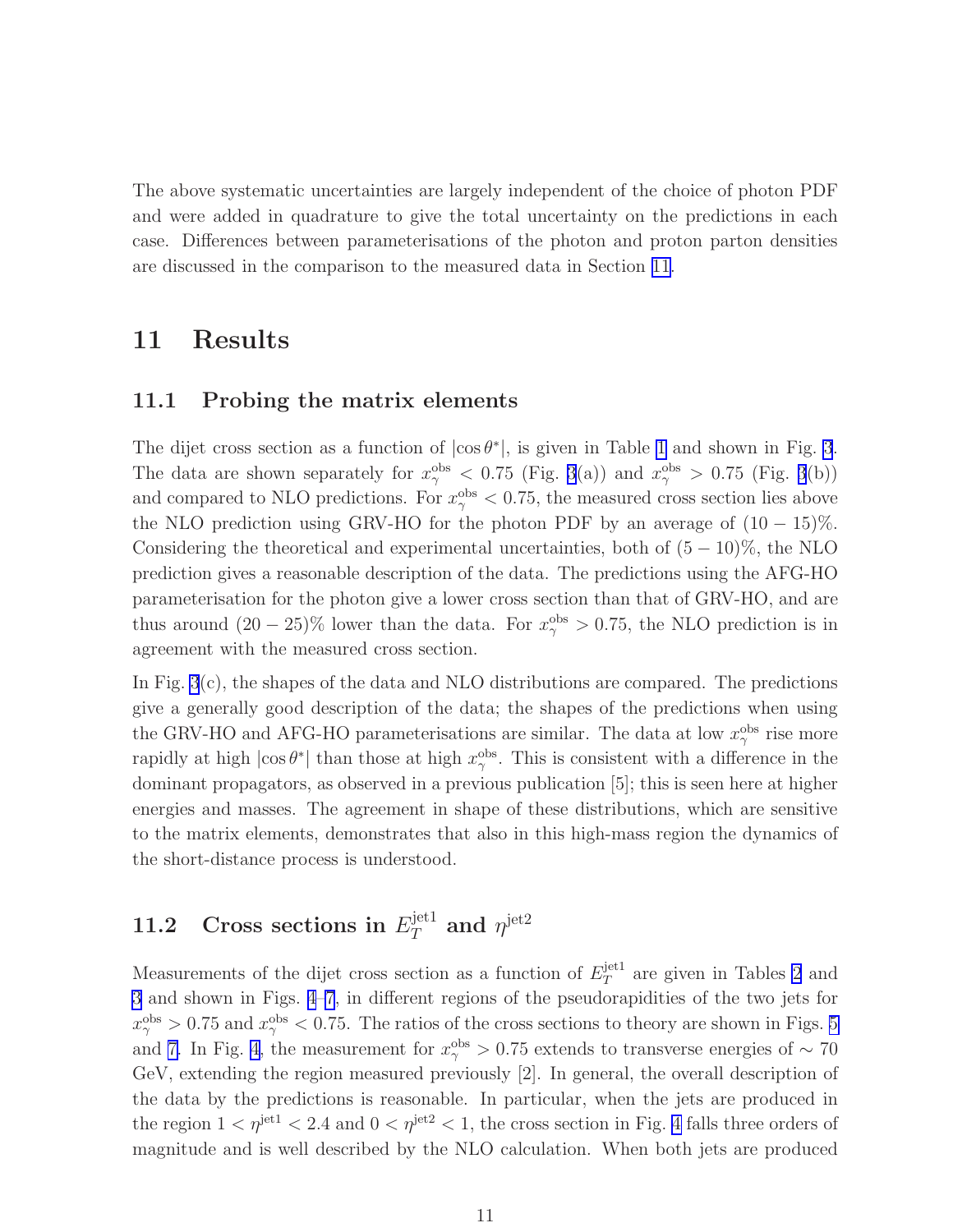The above systematic uncertainties are largely independent of the choice of photon PDF and were added in quadrature to give the total uncertainty on the predictions in each case. Differences between parameterisations of the photon and proton parton densities are discussed in the comparison to the measured data in Section 11.

# 11 Results

## 11.1 Probing the matrix elements

The dijet cross section as a function of $|\cos\theta^*|$, is given in Table 1 and shown in Fig. 3. The data are shown separately for $x_\gamma^{\rm obs} < 0.75$ (Fig. 3(a)) and $x_\gamma^{\rm obs} > 0.75$ (Fig. 3(b)) and compared to NLO predictions. For $x_\gamma^{\rm obs} < 0.75$, the measured cross section lies above the NLO prediction using GRV-HO for the photon PDF by an average of $(10-15)\%$. Considering the theoretical and experimental uncertainties, both of $(5-10)\%$, the NLO prediction gives a reasonable description of the data. The predictions using the AFG-HO parameterisation for the photon give a lower cross section than that of GRV-HO, and are thus around $(20-25)\%$ lower than the data. For $x_\gamma^{\rm obs} > 0.75$, the NLO prediction is in agreement with the measured cross section.

In Fig. 3(c), the shapes of the data and NLO distributions are compared. The predictions give a generally good description of the data; the shapes of the predictions when using the GRV-HO and AFG-HO parameterisations are similar. The data at low $x_\gamma^{\rm obs}$ rise more rapidly at high $|\cos\theta^*|$ than those at high $x_\gamma^{\rm obs}$. This is consistent with a difference in the dominant propagators, as observed in a previous publication [5]; this is seen here at higher energies and masses. The agreement in shape of these distributions, which are sensitive to the matrix elements, demonstrates that also in this high-mass region the dynamics of the short-distance process is understood.

## 11.2 Cross sections in $E_T^{\rm jet1}$ and $\eta^{\rm jet2}$

Measurements of the dijet cross section as a function of $E_T^{\rm jet1}$ are given in Tables 2 and 3 and shown in Figs. 4–7, in different regions of the pseudorapidities of the two jets for $x_\gamma^{\rm obs} > 0.75$ and $x_\gamma^{\rm obs} < 0.75$. The ratios of the cross sections to theory are shown in Figs. 5 and 7. In Fig. 4, the measurement for $x_\gamma^{\rm obs} > 0.75$ extends to transverse energies of $\sim 70$ GeV, extending the region measured previously [2]. In general, the overall description of the data by the predictions is reasonable. In particular, when the jets are produced in the region $1 < \eta^{\rm jet1} < 2.4$ and $0 < \eta^{\rm jet2} < 1$, the cross section in Fig. 4 falls three orders of magnitude and is well described by the NLO calculation. When both jets are produced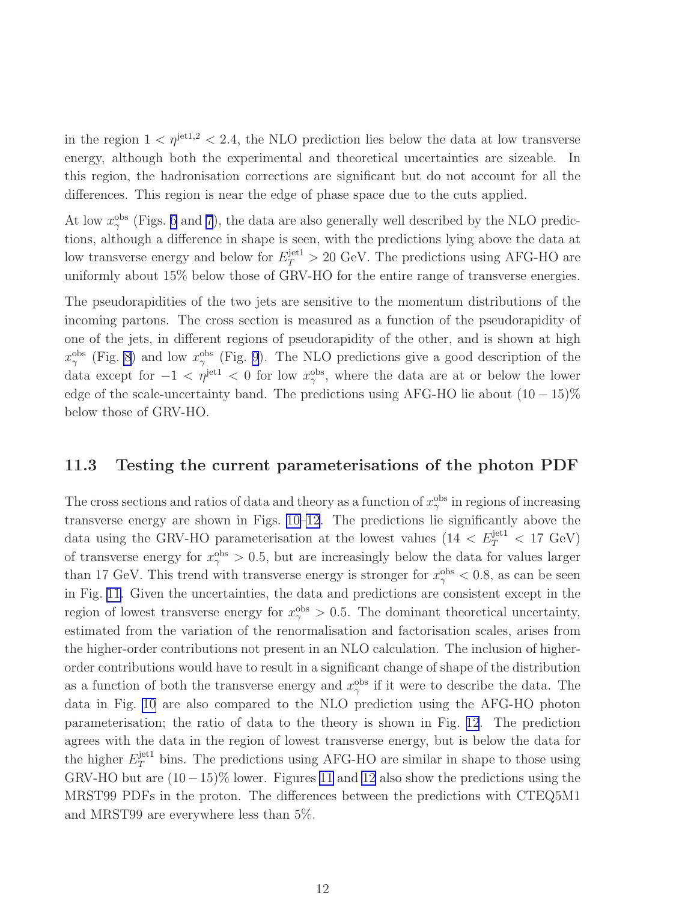in the region $1 < \eta^{\rm jet1,2} < 2.4$, the NLO prediction lies below the data at low transverse energy, although both the experimental and theoretical uncertainties are sizeable. In this region, the hadronisation corrections are significant but do not account for all the differences. This region is near the edge of phase space due to the cuts applied.

At low $x_\gamma^{\rm obs}$ (Figs. 6 and 7), the data are also generally well described by the NLO predictions, although a difference in shape is seen, with the predictions lying above the data at low transverse energy and below for $E_T^{\rm jet1} > 20$ GeV. The predictions using AFG-HO are uniformly about 15% below those of GRV-HO for the entire range of transverse energies.

The pseudorapidities of the two jets are sensitive to the momentum distributions of the incoming partons. The cross section is measured as a function of the pseudorapidity of one of the jets, in different regions of pseudorapidity of the other, and is shown at high $x_\gamma^{\rm obs}$ (Fig. 8) and low $x_\gamma^{\rm obs}$ (Fig. 9). The NLO predictions give a good description of the data except for $-1 < \eta^{\rm jet1} < 0$ for low $x_\gamma^{\rm obs}$, where the data are at or below the lower edge of the scale-uncertainty band. The predictions using AFG-HO lie about $(10-15)\%$ below those of GRV-HO.

### 11.3 Testing the current parameterisations of the photon PDF

The cross sections and ratios of data and theory as a function of $x_\gamma^{\rm obs}$ in regions of increasing transverse energy are shown in Figs. 10–12. The predictions lie significantly above the data using the GRV-HO parameterisation at the lowest values ($14 < E_T^{\rm jet1} < 17$ GeV) of transverse energy for $x_\gamma^{\rm obs} > 0.5$, but are increasingly below the data for values larger than 17 GeV. This trend with transverse energy is stronger for $x_\gamma^{\rm obs} < 0.8$, as can be seen in Fig. 11. Given the uncertainties, the data and predictions are consistent except in the region of lowest transverse energy for $x_\gamma^{\rm obs} > 0.5$. The dominant theoretical uncertainty, estimated from the variation of the renormalisation and factorisation scales, arises from the higher-order contributions not present in an NLO calculation. The inclusion of higher-order contributions would have to result in a significant change of shape of the distribution as a function of both the transverse energy and $x_\gamma^{\rm obs}$ if it were to describe the data. The data in Fig. 10 are also compared to the NLO prediction using the AFG-HO photon parameterisation; the ratio of data to the theory is shown in Fig. 12. The prediction agrees with the data in the region of lowest transverse energy, but is below the data for the higher $E_T^{\rm jet1}$ bins. The predictions using AFG-HO are similar in shape to those using GRV-HO but are $(10-15)\%$ lower. Figures 11 and 12 also show the predictions using the MRST99 PDFs in the proton. The differences between the predictions with CTEQ5M1 and MRST99 are everywhere less than 5%.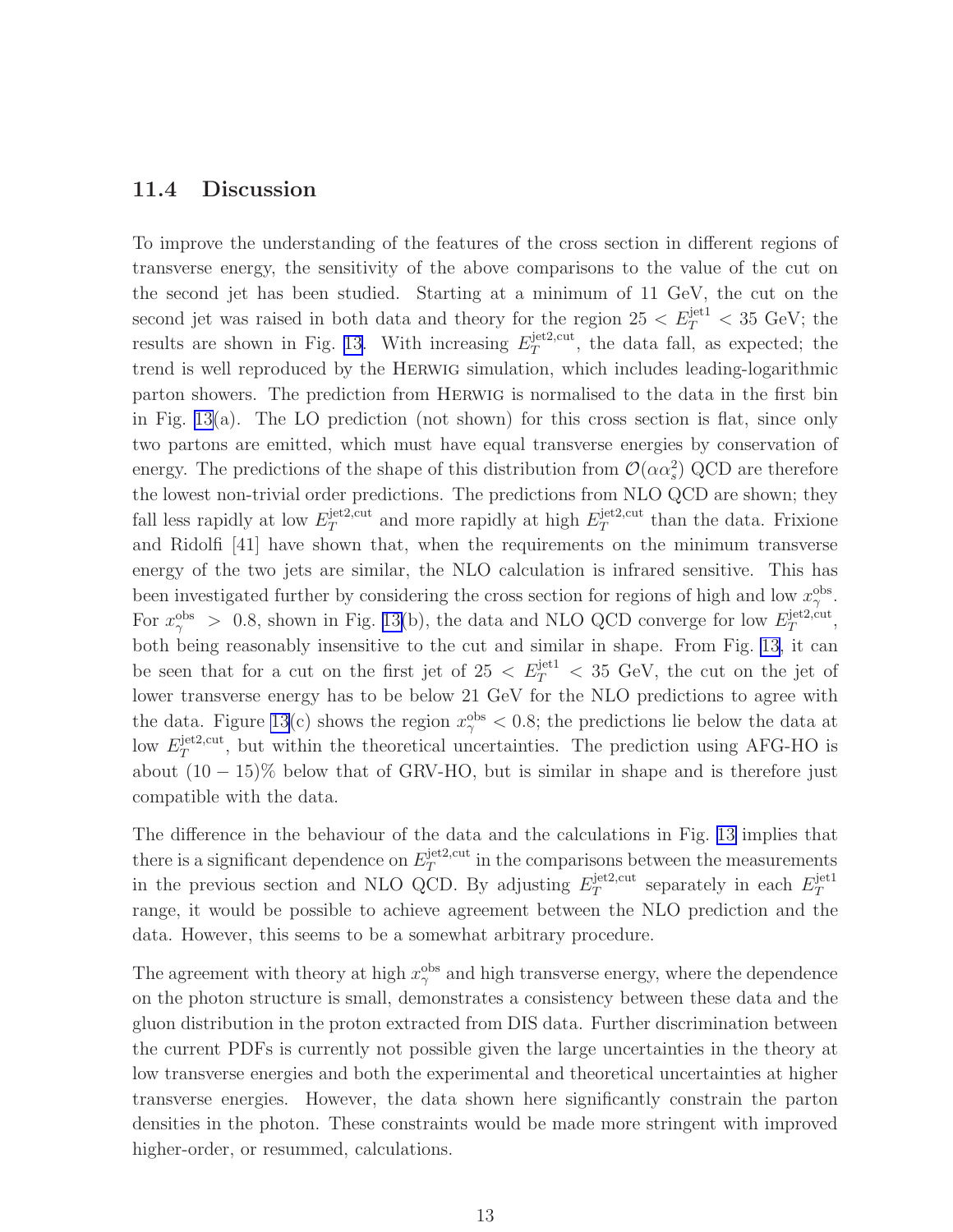### 11.4 Discussion

To improve the understanding of the features of the cross section in different regions of transverse energy, the sensitivity of the above comparisons to the value of the cut on the second jet has been studied. Starting at a minimum of 11 GeV, the cut on the second jet was raised in both data and theory for the region $25 < E_T^{\rm jet1} < 35$ GeV; the results are shown in Fig. 13. With increasing $E_T^{\rm jet2,cut}$, the data fall, as expected; the trend is well reproduced by the HERWIG simulation, which includes leading-logarithmic parton showers. The prediction from HERWIG is normalised to the data in the first bin in Fig. 13(a). The LO prediction (not shown) for this cross section is flat, since only two partons are emitted, which must have equal transverse energies by conservation of energy. The predictions of the shape of this distribution from $\mathcal{O}(\alpha\alpha_s^2)$ QCD are therefore the lowest non-trivial order predictions. The predictions from NLO QCD are shown; they fall less rapidly at low $E_T^{\rm jet2,cut}$ and more rapidly at high $E_T^{\rm jet2,cut}$ than the data. Frixione and Ridolfi [41] have shown that, when the requirements on the minimum transverse energy of the two jets are similar, the NLO calculation is infrared sensitive. This has been investigated further by considering the cross section for regions of high and low $x_\gamma^{\rm obs}$. For $x_\gamma^{\rm obs} > 0.8$, shown in Fig. 13(b), the data and NLO QCD converge for low $E_T^{\rm jet2,cut}$, both being reasonably insensitive to the cut and similar in shape. From Fig. 13, it can be seen that for a cut on the first jet of $25 < E_T^{\rm jet1} < 35$ GeV, the cut on the jet of lower transverse energy has to be below 21 GeV for the NLO predictions to agree with the data. Figure 13(c) shows the region $x_\gamma^{\rm obs} < 0.8$; the predictions lie below the data at low $E_T^{\rm jet2,cut}$, but within the theoretical uncertainties. The prediction using AFG-HO is about $(10-15)\%$ below that of GRV-HO, but is similar in shape and is therefore just compatible with the data.

The difference in the behaviour of the data and the calculations in Fig. 13 implies that there is a significant dependence on $E_T^{\rm jet2,cut}$ in the comparisons between the measurements in the previous section and NLO QCD. By adjusting $E_T^{\rm jet2,cut}$ separately in each $E_T^{\rm jet1}$ range, it would be possible to achieve agreement between the NLO prediction and the data. However, this seems to be a somewhat arbitrary procedure.

The agreement with theory at high $x_\gamma^{\rm obs}$ and high transverse energy, where the dependence on the photon structure is small, demonstrates a consistency between these data and the gluon distribution in the proton extracted from DIS data. Further discrimination between the current PDFs is currently not possible given the large uncertainties in the theory at low transverse energies and both the experimental and theoretical uncertainties at higher transverse energies. However, the data shown here significantly constrain the parton densities in the photon. These constraints would be made more stringent with improved higher-order, or resummed, calculations.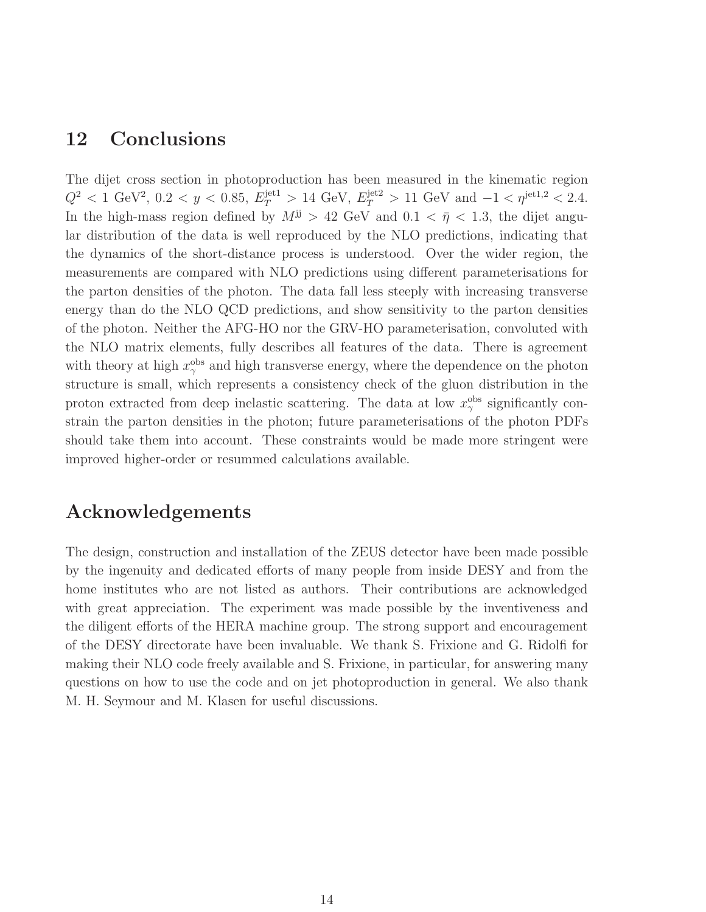## 12 Conclusions

The dijet cross section in photoproduction has been measured in the kinematic region $Q^2 < 1$ GeV$^2$, $0.2 < y < 0.85$, $E_T^{\rm jet1} > 14$ GeV, $E_T^{\rm jet2} > 11$ GeV and $-1 < \eta^{\rm jet1,2} < 2.4$. In the high-mass region defined by $M^{\rm jj} > 42$ GeV and $0.1 < \bar{\eta} < 1.3$, the dijet angular distribution of the data is well reproduced by the NLO predictions, indicating that the dynamics of the short-distance process is understood. Over the wider region, the measurements are compared with NLO predictions using different parameterisations for the parton densities of the photon. The data fall less steeply with increasing transverse energy than do the NLO QCD predictions, and show sensitivity to the parton densities of the photon. Neither the AFG-HO nor the GRV-HO parameterisation, convoluted with the NLO matrix elements, fully describes all features of the data. There is agreement with theory at high $x_\gamma^{\rm obs}$ and high transverse energy, where the dependence on the photon structure is small, which represents a consistency check of the gluon distribution in the proton extracted from deep inelastic scattering. The data at low $x_\gamma^{\rm obs}$ significantly constrain the parton densities in the photon; future parameterisations of the photon PDFs should take them into account. These constraints would be made more stringent were improved higher-order or resummed calculations available.

## Acknowledgements

The design, construction and installation of the ZEUS detector have been made possible by the ingenuity and dedicated efforts of many people from inside DESY and from the home institutes who are not listed as authors. Their contributions are acknowledged with great appreciation. The experiment was made possible by the inventiveness and the diligent efforts of the HERA machine group. The strong support and encouragement of the DESY directorate have been invaluable. We thank S. Frixione and G. Ridolfi for making their NLO code freely available and S. Frixione, in particular, for answering many questions on how to use the code and on jet photoproduction in general. We also thank M. H. Seymour and M. Klasen for useful discussions.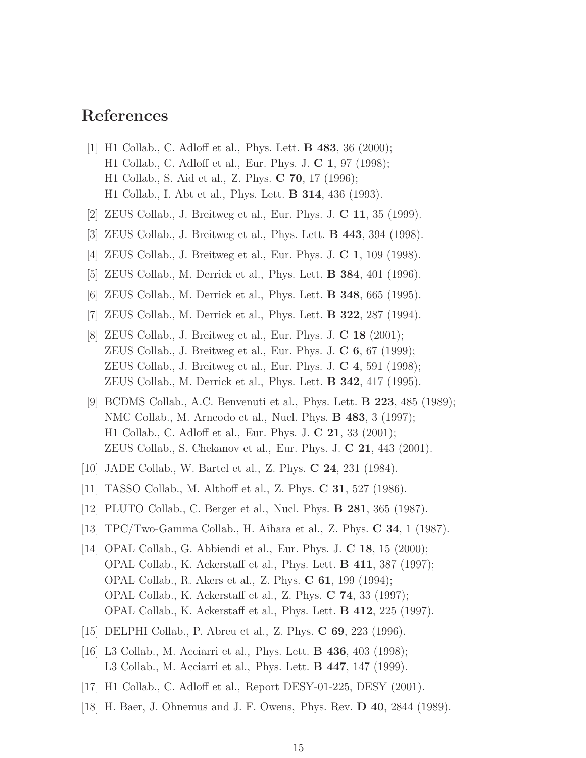# References

[1] H1 Collab., C. Adloff et al., Phys. Lett. **B 483**, 36 (2000);
H1 Collab., C. Adloff et al., Eur. Phys. J. **C 1**, 97 (1998);
H1 Collab., S. Aid et al., Z. Phys. **C 70**, 17 (1996);
H1 Collab., I. Abt et al., Phys. Lett. **B 314**, 436 (1993).

[2] ZEUS Collab., J. Breitweg et al., Eur. Phys. J. **C 11**, 35 (1999).

[3] ZEUS Collab., J. Breitweg et al., Phys. Lett. **B 443**, 394 (1998).

[4] ZEUS Collab., J. Breitweg et al., Eur. Phys. J. **C 1**, 109 (1998).

[5] ZEUS Collab., M. Derrick et al., Phys. Lett. **B 384**, 401 (1996).

[6] ZEUS Collab., M. Derrick et al., Phys. Lett. **B 348**, 665 (1995).

[7] ZEUS Collab., M. Derrick et al., Phys. Lett. **B 322**, 287 (1994).

[8] ZEUS Collab., J. Breitweg et al., Eur. Phys. J. **C 18** (2001);
ZEUS Collab., J. Breitweg et al., Eur. Phys. J. **C 6**, 67 (1999);
ZEUS Collab., J. Breitweg et al., Eur. Phys. J. **C 4**, 591 (1998);
ZEUS Collab., M. Derrick et al., Phys. Lett. **B 342**, 417 (1995).

[9] BCDMS Collab., A.C. Benvenuti et al., Phys. Lett. **B 223**, 485 (1989);
NMC Collab., M. Arneodo et al., Nucl. Phys. **B 483**, 3 (1997);
H1 Collab., C. Adloff et al., Eur. Phys. J. **C 21**, 33 (2001);
ZEUS Collab., S. Chekanov et al., Eur. Phys. J. **C 21**, 443 (2001).

[10] JADE Collab., W. Bartel et al., Z. Phys. **C 24**, 231 (1984).

[11] TASSO Collab., M. Althoff et al., Z. Phys. **C 31**, 527 (1986).

[12] PLUTO Collab., C. Berger et al., Nucl. Phys. **B 281**, 365 (1987).

[13] TPC/Two-Gamma Collab., H. Aihara et al., Z. Phys. **C 34**, 1 (1987).

[14] OPAL Collab., G. Abbiendi et al., Eur. Phys. J. **C 18**, 15 (2000);
OPAL Collab., K. Ackerstaff et al., Phys. Lett. **B 411**, 387 (1997);
OPAL Collab., R. Akers et al., Z. Phys. **C 61**, 199 (1994);
OPAL Collab., K. Ackerstaff et al., Z. Phys. **C 74**, 33 (1997);
OPAL Collab., K. Ackerstaff et al., Phys. Lett. **B 412**, 225 (1997).

[15] DELPHI Collab., P. Abreu et al., Z. Phys. **C 69**, 223 (1996).

[16] L3 Collab., M. Acciarri et al., Phys. Lett. **B 436**, 403 (1998);
L3 Collab., M. Acciarri et al., Phys. Lett. **B 447**, 147 (1999).

[17] H1 Collab., C. Adloff et al., Report DESY-01-225, DESY (2001).

[18] H. Baer, J. Ohnemus and J. F. Owens, Phys. Rev. **D 40**, 2844 (1989).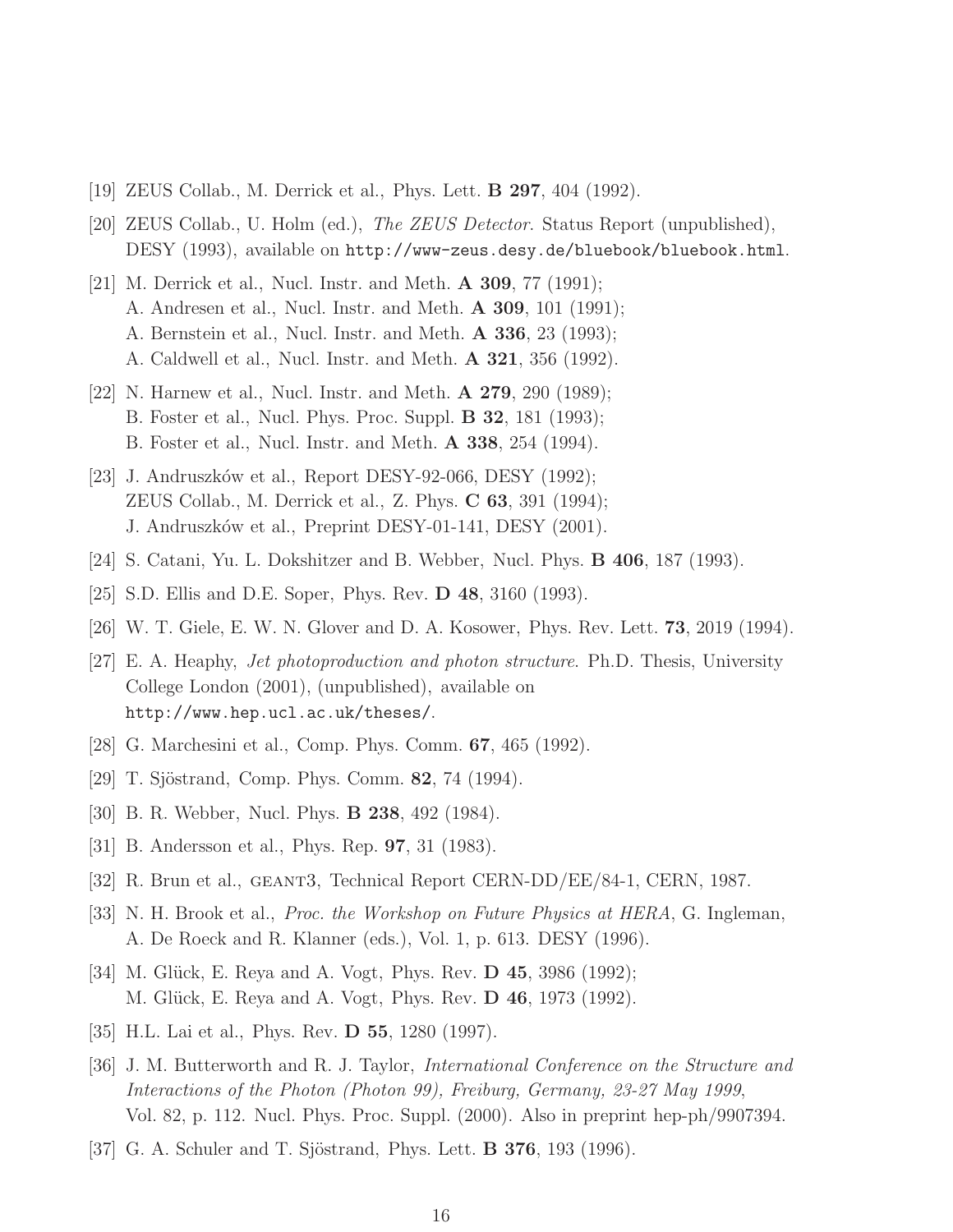[19] ZEUS Collab., M. Derrick et al., Phys. Lett. **B 297**, 404 (1992).

[20] ZEUS Collab., U. Holm (ed.), *The ZEUS Detector*. Status Report (unpublished), DESY (1993), available on `http://www-zeus.desy.de/bluebook/bluebook.html`.

[21] M. Derrick et al., Nucl. Instr. and Meth. **A 309**, 77 (1991);
A. Andresen et al., Nucl. Instr. and Meth. **A 309**, 101 (1991);
A. Bernstein et al., Nucl. Instr. and Meth. **A 336**, 23 (1993);
A. Caldwell et al., Nucl. Instr. and Meth. **A 321**, 356 (1992).

[22] N. Harnew et al., Nucl. Instr. and Meth. **A 279**, 290 (1989);
B. Foster et al., Nucl. Phys. Proc. Suppl. **B 32**, 181 (1993);
B. Foster et al., Nucl. Instr. and Meth. **A 338**, 254 (1994).

[23] J. Andruszków et al., Report DESY-92-066, DESY (1992);
ZEUS Collab., M. Derrick et al., Z. Phys. **C 63**, 391 (1994);
J. Andruszków et al., Preprint DESY-01-141, DESY (2001).

[24] S. Catani, Yu. L. Dokshitzer and B. Webber, Nucl. Phys. **B 406**, 187 (1993).

[25] S.D. Ellis and D.E. Soper, Phys. Rev. **D 48**, 3160 (1993).

[26] W. T. Giele, E. W. N. Glover and D. A. Kosower, Phys. Rev. Lett. **73**, 2019 (1994).

[27] E. A. Heaphy, *Jet photoproduction and photon structure.* Ph.D. Thesis, University College London (2001), (unpublished), available on `http://www.hep.ucl.ac.uk/theses/`.

[28] G. Marchesini et al., Comp. Phys. Comm. **67**, 465 (1992).

[29] T. Sjöstrand, Comp. Phys. Comm. **82**, 74 (1994).

[30] B. R. Webber, Nucl. Phys. **B 238**, 492 (1984).

[31] B. Andersson et al., Phys. Rep. **97**, 31 (1983).

[32] R. Brun et al., GEANT3, Technical Report CERN-DD/EE/84-1, CERN, 1987.

[33] N. H. Brook et al., *Proc. the Workshop on Future Physics at HERA*, G. Ingleman, A. De Roeck and R. Klanner (eds.), Vol. 1, p. 613. DESY (1996).

[34] M. Glück, E. Reya and A. Vogt, Phys. Rev. **D 45**, 3986 (1992);
M. Glück, E. Reya and A. Vogt, Phys. Rev. **D 46**, 1973 (1992).

[35] H.L. Lai et al., Phys. Rev. **D 55**, 1280 (1997).

[36] J. M. Butterworth and R. J. Taylor, *International Conference on the Structure and Interactions of the Photon (Photon 99), Freiburg, Germany, 23-27 May 1999*, Vol. 82, p. 112. Nucl. Phys. Proc. Suppl. (2000). Also in preprint hep-ph/9907394.

[37] G. A. Schuler and T. Sjöstrand, Phys. Lett. **B 376**, 193 (1996).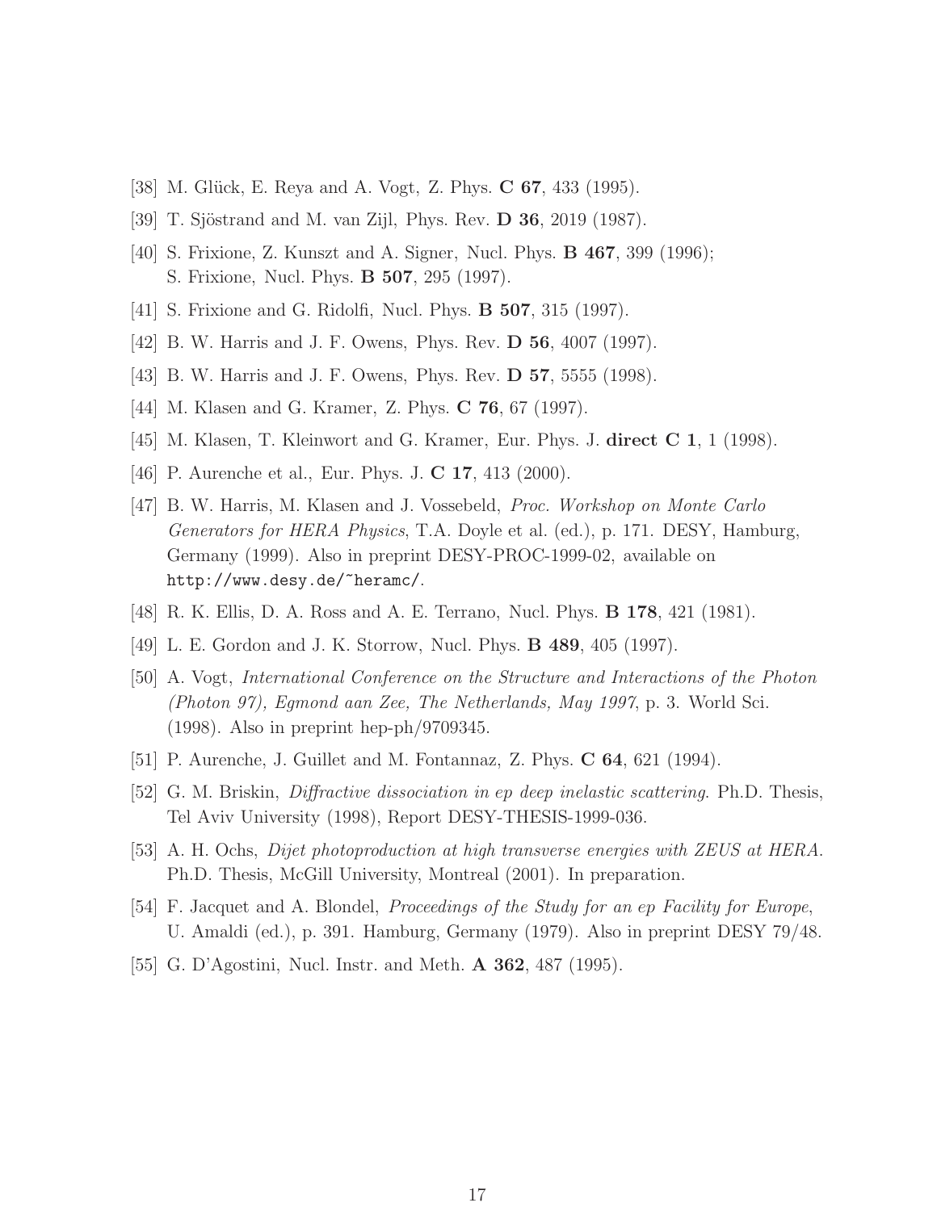[38] M. Glück, E. Reya and A. Vogt, Z. Phys. **C 67**, 433 (1995).

[39] T. Sjöstrand and M. van Zijl, Phys. Rev. **D 36**, 2019 (1987).

[40] S. Frixione, Z. Kunszt and A. Signer, Nucl. Phys. **B 467**, 399 (1996);
S. Frixione, Nucl. Phys. **B 507**, 295 (1997).

[41] S. Frixione and G. Ridolfi, Nucl. Phys. **B 507**, 315 (1997).

[42] B. W. Harris and J. F. Owens, Phys. Rev. **D 56**, 4007 (1997).

[43] B. W. Harris and J. F. Owens, Phys. Rev. **D 57**, 5555 (1998).

[44] M. Klasen and G. Kramer, Z. Phys. **C 76**, 67 (1997).

[45] M. Klasen, T. Kleinwort and G. Kramer, Eur. Phys. J. **direct C 1**, 1 (1998).

[46] P. Aurenche et al., Eur. Phys. J. **C 17**, 413 (2000).

[47] B. W. Harris, M. Klasen and J. Vossebeld, *Proc. Workshop on Monte Carlo Generators for HERA Physics*, T.A. Doyle et al. (ed.), p. 171. DESY, Hamburg, Germany (1999). Also in preprint DESY-PROC-1999-02, available on `http://www.desy.de/~heramc/`.

[48] R. K. Ellis, D. A. Ross and A. E. Terrano, Nucl. Phys. **B 178**, 421 (1981).

[49] L. E. Gordon and J. K. Storrow, Nucl. Phys. **B 489**, 405 (1997).

[50] A. Vogt, *International Conference on the Structure and Interactions of the Photon (Photon 97), Egmond aan Zee, The Netherlands, May 1997*, p. 3. World Sci. (1998). Also in preprint hep-ph/9709345.

[51] P. Aurenche, J. Guillet and M. Fontannaz, Z. Phys. **C 64**, 621 (1994).

[52] G. M. Briskin, *Diffractive dissociation in ep deep inelastic scattering*. Ph.D. Thesis, Tel Aviv University (1998), Report DESY-THESIS-1999-036.

[53] A. H. Ochs, *Dijet photoproduction at high transverse energies with ZEUS at HERA*. Ph.D. Thesis, McGill University, Montreal (2001). In preparation.

[54] F. Jacquet and A. Blondel, *Proceedings of the Study for an ep Facility for Europe*, U. Amaldi (ed.), p. 391. Hamburg, Germany (1979). Also in preprint DESY 79/48.

[55] G. D'Agostini, Nucl. Instr. and Meth. **A 362**, 487 (1995).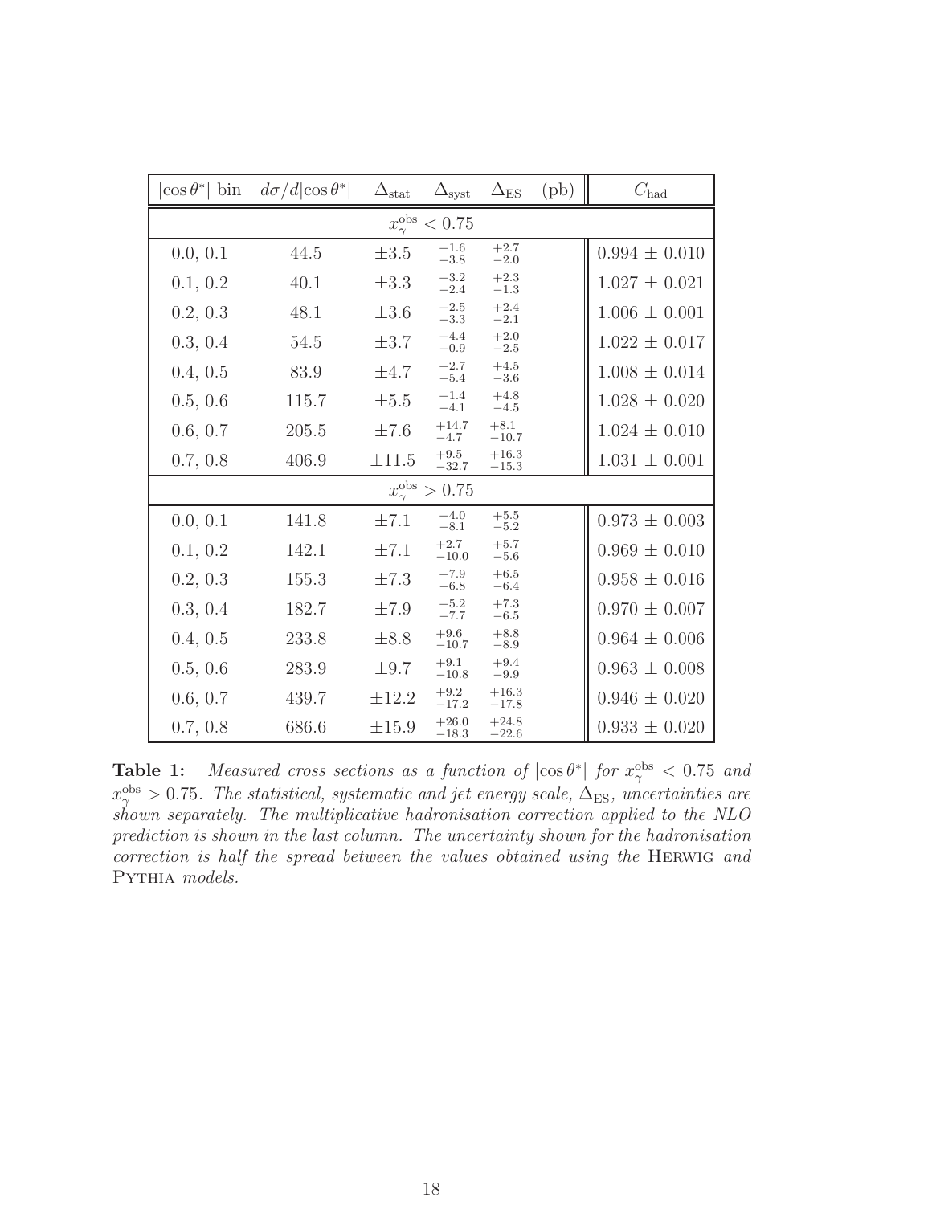| $\|\cos\theta^*\|$ bin | $d\sigma/d\|\cos\theta^*\|$ | $\Delta_{\rm stat}$ | $\Delta_{\rm syst}$ | $\Delta_{\rm ES}$ (pb) | $C_{\rm had}$ |
|---|---|---|---|---|---|
| $x_\gamma^{\rm obs} < 0.75$ | | | | | |
| 0.0, 0.1 | 44.5 | $\pm 3.5$ | $^{+1.6}_{-3.8}$ | $^{+2.7}_{-2.0}$ | $0.994 \pm 0.010$ |
| 0.1, 0.2 | 40.1 | $\pm 3.3$ | $^{+3.2}_{-2.4}$ | $^{+2.3}_{-1.3}$ | $1.027 \pm 0.021$ |
| 0.2, 0.3 | 48.1 | $\pm 3.6$ | $^{+2.5}_{-3.3}$ | $^{+2.4}_{-2.1}$ | $1.006 \pm 0.001$ |
| 0.3, 0.4 | 54.5 | $\pm 3.7$ | $^{+4.4}_{-0.9}$ | $^{+2.0}_{-2.5}$ | $1.022 \pm 0.017$ |
| 0.4, 0.5 | 83.9 | $\pm 4.7$ | $^{+2.7}_{-5.4}$ | $^{+4.5}_{-3.6}$ | $1.008 \pm 0.014$ |
| 0.5, 0.6 | 115.7 | $\pm 5.5$ | $^{+1.4}_{-4.1}$ | $^{+4.8}_{-4.5}$ | $1.028 \pm 0.020$ |
| 0.6, 0.7 | 205.5 | $\pm 7.6$ | $^{+14.7}_{-4.7}$ | $^{+8.1}_{-10.7}$ | $1.024 \pm 0.010$ |
| 0.7, 0.8 | 406.9 | $\pm 11.5$ | $^{+9.5}_{-32.7}$ | $^{+16.3}_{-15.3}$ | $1.031 \pm 0.001$ |
| $x_\gamma^{\rm obs} > 0.75$ | | | | | |
| 0.0, 0.1 | 141.8 | $\pm 7.1$ | $^{+4.0}_{-8.1}$ | $^{+5.5}_{-5.2}$ | $0.973 \pm 0.003$ |
| 0.1, 0.2 | 142.1 | $\pm 7.1$ | $^{+2.7}_{-10.0}$ | $^{+5.7}_{-5.6}$ | $0.969 \pm 0.010$ |
| 0.2, 0.3 | 155.3 | $\pm 7.3$ | $^{+7.9}_{-6.8}$ | $^{+6.5}_{-6.4}$ | $0.958 \pm 0.016$ |
| 0.3, 0.4 | 182.7 | $\pm 7.9$ | $^{+5.2}_{-7.7}$ | $^{+7.3}_{-6.5}$ | $0.970 \pm 0.007$ |
| 0.4, 0.5 | 233.8 | $\pm 8.8$ | $^{+9.6}_{-10.7}$ | $^{+8.8}_{-8.9}$ | $0.964 \pm 0.006$ |
| 0.5, 0.6 | 283.9 | $\pm 9.7$ | $^{+9.1}_{-10.8}$ | $^{+9.4}_{-9.9}$ | $0.963 \pm 0.008$ |
| 0.6, 0.7 | 439.7 | $\pm 12.2$ | $^{+9.2}_{-17.2}$ | $^{+16.3}_{-17.8}$ | $0.946 \pm 0.020$ |
| 0.7, 0.8 | 686.6 | $\pm 15.9$ | $^{+26.0}_{-18.3}$ | $^{+24.8}_{-22.6}$ | $0.933 \pm 0.020$ |

**Table 1:** *Measured cross sections as a function of $|\cos\theta^*|$ for $x_\gamma^{\rm obs} < 0.75$ and $x_\gamma^{\rm obs} > 0.75$. The statistical, systematic and jet energy scale, $\Delta_{\rm ES}$, uncertainties are shown separately. The multiplicative hadronisation correction applied to the NLO prediction is shown in the last column. The uncertainty shown for the hadronisation correction is half the spread between the values obtained using the* Herwig *and* Pythia *models.*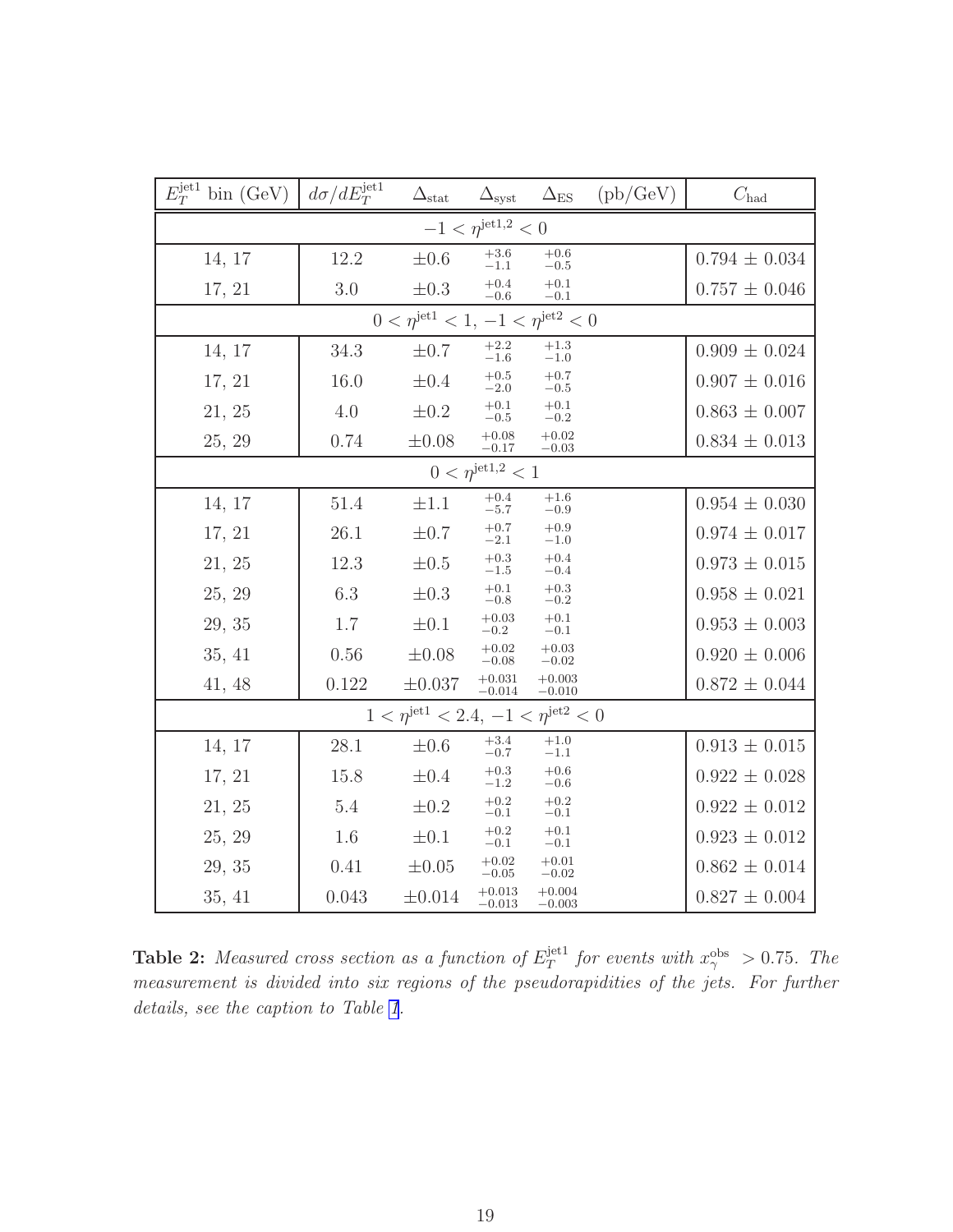| $E_T^{\rm jet1}$ bin (GeV) | $d\sigma/dE_T^{\rm jet1}$ | $\Delta_{\rm stat}$ | $\Delta_{\rm syst}$ | $\Delta_{\rm ES}$ (pb/GeV) | $C_{\rm had}$ |
|---|---|---|---|---|---|
| $-1 < \eta^{\rm jet1,2} < 0$ | | | | | |
| 14, 17 | 12.2 | $\pm 0.6$ | $^{+3.6}_{-1.1}$ | $^{+0.6}_{-0.5}$ | $0.794 \pm 0.034$ |
| 17, 21 | 3.0 | $\pm 0.3$ | $^{+0.4}_{-0.6}$ | $^{+0.1}_{-0.1}$ | $0.757 \pm 0.046$ |
| $0 < \eta^{\rm jet1} < 1$, $-1 < \eta^{\rm jet2} < 0$ | | | | | |
| 14, 17 | 34.3 | $\pm 0.7$ | $^{+2.2}_{-1.6}$ | $^{+1.3}_{-1.0}$ | $0.909 \pm 0.024$ |
| 17, 21 | 16.0 | $\pm 0.4$ | $^{+0.5}_{-2.0}$ | $^{+0.7}_{-0.5}$ | $0.907 \pm 0.016$ |
| 21, 25 | 4.0 | $\pm 0.2$ | $^{+0.1}_{-0.5}$ | $^{+0.1}_{-0.2}$ | $0.863 \pm 0.007$ |
| 25, 29 | 0.74 | $\pm 0.08$ | $^{+0.08}_{-0.17}$ | $^{+0.02}_{-0.03}$ | $0.834 \pm 0.013$ |
| $0 < \eta^{\rm jet1,2} < 1$ | | | | | |
| 14, 17 | 51.4 | $\pm 1.1$ | $^{+0.4}_{-5.7}$ | $^{+1.6}_{-0.9}$ | $0.954 \pm 0.030$ |
| 17, 21 | 26.1 | $\pm 0.7$ | $^{+0.7}_{-2.1}$ | $^{+0.9}_{-1.0}$ | $0.974 \pm 0.017$ |
| 21, 25 | 12.3 | $\pm 0.5$ | $^{+0.3}_{-1.5}$ | $^{+0.4}_{-0.4}$ | $0.973 \pm 0.015$ |
| 25, 29 | 6.3 | $\pm 0.3$ | $^{+0.1}_{-0.8}$ | $^{+0.3}_{-0.2}$ | $0.958 \pm 0.021$ |
| 29, 35 | 1.7 | $\pm 0.1$ | $^{+0.03}_{-0.2}$ | $^{+0.1}_{-0.1}$ | $0.953 \pm 0.003$ |
| 35, 41 | 0.56 | $\pm 0.08$ | $^{+0.02}_{-0.08}$ | $^{+0.03}_{-0.02}$ | $0.920 \pm 0.006$ |
| 41, 48 | 0.122 | $\pm 0.037$ | $^{+0.031}_{-0.014}$ | $^{+0.003}_{-0.010}$ | $0.872 \pm 0.044$ |
| $1 < \eta^{\rm jet1} < 2.4$, $-1 < \eta^{\rm jet2} < 0$ | | | | | |
| 14, 17 | 28.1 | $\pm 0.6$ | $^{+3.4}_{-0.7}$ | $^{+1.0}_{-1.1}$ | $0.913 \pm 0.015$ |
| 17, 21 | 15.8 | $\pm 0.4$ | $^{+0.3}_{-1.2}$ | $^{+0.6}_{-0.6}$ | $0.922 \pm 0.028$ |
| 21, 25 | 5.4 | $\pm 0.2$ | $^{+0.2}_{-0.1}$ | $^{+0.2}_{-0.1}$ | $0.922 \pm 0.012$ |
| 25, 29 | 1.6 | $\pm 0.1$ | $^{+0.2}_{-0.1}$ | $^{+0.1}_{-0.1}$ | $0.923 \pm 0.012$ |
| 29, 35 | 0.41 | $\pm 0.05$ | $^{+0.02}_{-0.05}$ | $^{+0.01}_{-0.02}$ | $0.862 \pm 0.014$ |
| 35, 41 | 0.043 | $\pm 0.014$ | $^{+0.013}_{-0.013}$ | $^{+0.004}_{-0.003}$ | $0.827 \pm 0.004$ |

**Table 2:** *Measured cross section as a function of $E_T^{\rm jet1}$ for events with $x_\gamma^{\rm obs} > 0.75$. The measurement is divided into six regions of the pseudorapidities of the jets. For further details, see the caption to Table 1.*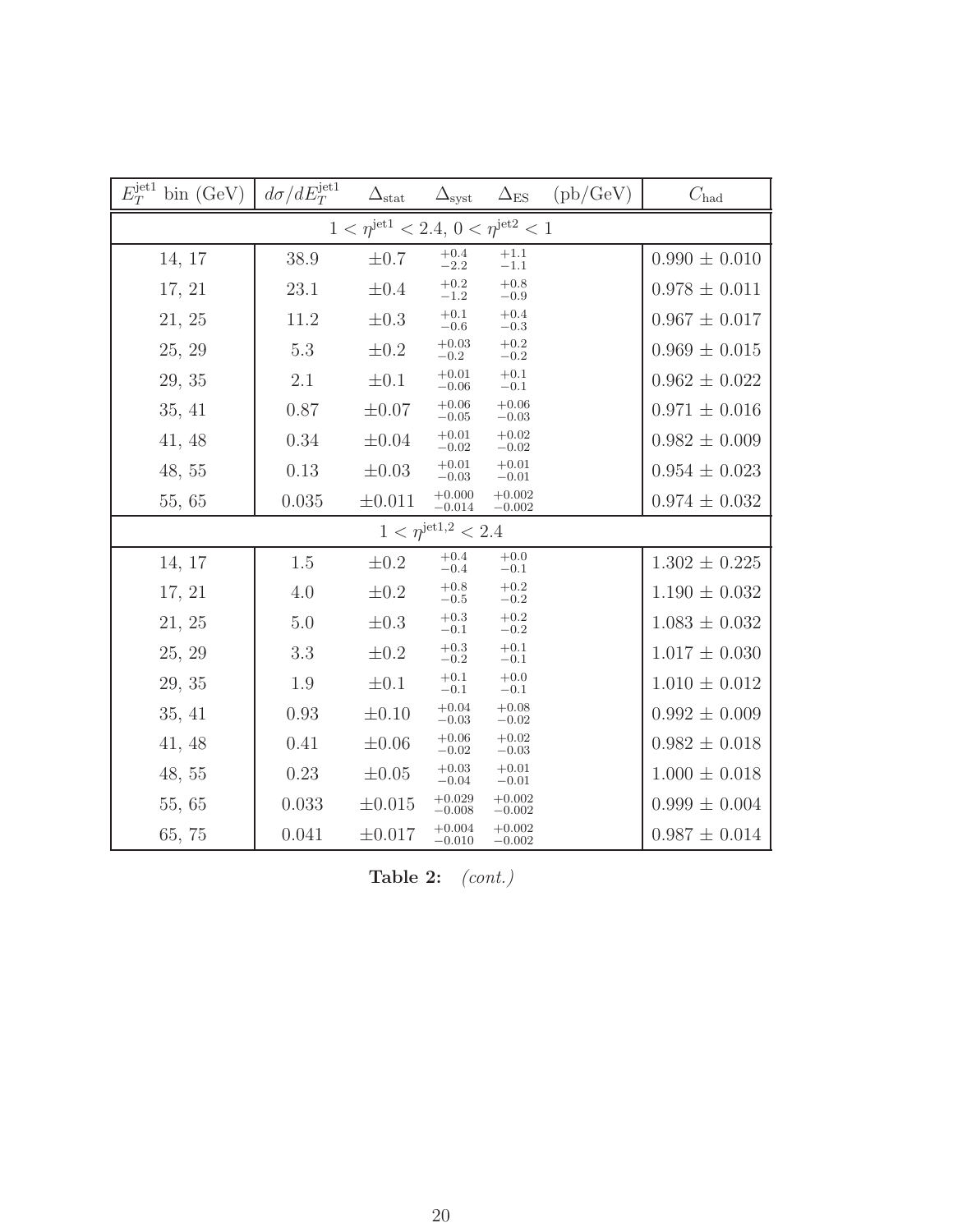| $E_T^{\rm jet1}$ bin (GeV) | $d\sigma/dE_T^{\rm jet1}$ | $\Delta_{\rm stat}$ | $\Delta_{\rm syst}$ | $\Delta_{\rm ES}$ (pb/GeV) | $C_{\rm had}$ |
|---|---|---|---|---|---|
| $1 < \eta^{\rm jet1} < 2.4,\ 0 < \eta^{\rm jet2} < 1$ | | | | | |
| 14, 17 | 38.9 | $\pm 0.7$ | $^{+0.4}_{-2.2}$ | $^{+1.1}_{-1.1}$ | $0.990 \pm 0.010$ |
| 17, 21 | 23.1 | $\pm 0.4$ | $^{+0.2}_{-1.2}$ | $^{+0.8}_{-0.9}$ | $0.978 \pm 0.011$ |
| 21, 25 | 11.2 | $\pm 0.3$ | $^{+0.1}_{-0.6}$ | $^{+0.4}_{-0.3}$ | $0.967 \pm 0.017$ |
| 25, 29 | 5.3 | $\pm 0.2$ | $^{+0.03}_{-0.2}$ | $^{+0.2}_{-0.2}$ | $0.969 \pm 0.015$ |
| 29, 35 | 2.1 | $\pm 0.1$ | $^{+0.01}_{-0.06}$ | $^{+0.1}_{-0.1}$ | $0.962 \pm 0.022$ |
| 35, 41 | 0.87 | $\pm 0.07$ | $^{+0.06}_{-0.05}$ | $^{+0.06}_{-0.03}$ | $0.971 \pm 0.016$ |
| 41, 48 | 0.34 | $\pm 0.04$ | $^{+0.01}_{-0.02}$ | $^{+0.02}_{-0.02}$ | $0.982 \pm 0.009$ |
| 48, 55 | 0.13 | $\pm 0.03$ | $^{+0.01}_{-0.03}$ | $^{+0.01}_{-0.01}$ | $0.954 \pm 0.023$ |
| 55, 65 | 0.035 | $\pm 0.011$ | $^{+0.000}_{-0.014}$ | $^{+0.002}_{-0.002}$ | $0.974 \pm 0.032$ |
| $1 < \eta^{\rm jet1,2} < 2.4$ | | | | | |
| 14, 17 | 1.5 | $\pm 0.2$ | $^{+0.4}_{-0.4}$ | $^{+0.0}_{-0.1}$ | $1.302 \pm 0.225$ |
| 17, 21 | 4.0 | $\pm 0.2$ | $^{+0.8}_{-0.5}$ | $^{+0.2}_{-0.2}$ | $1.190 \pm 0.032$ |
| 21, 25 | 5.0 | $\pm 0.3$ | $^{+0.3}_{-0.1}$ | $^{+0.2}_{-0.2}$ | $1.083 \pm 0.032$ |
| 25, 29 | 3.3 | $\pm 0.2$ | $^{+0.3}_{-0.2}$ | $^{+0.1}_{-0.1}$ | $1.017 \pm 0.030$ |
| 29, 35 | 1.9 | $\pm 0.1$ | $^{+0.1}_{-0.1}$ | $^{+0.0}_{-0.1}$ | $1.010 \pm 0.012$ |
| 35, 41 | 0.93 | $\pm 0.10$ | $^{+0.04}_{-0.03}$ | $^{+0.08}_{-0.02}$ | $0.992 \pm 0.009$ |
| 41, 48 | 0.41 | $\pm 0.06$ | $^{+0.06}_{-0.02}$ | $^{+0.02}_{-0.03}$ | $0.982 \pm 0.018$ |
| 48, 55 | 0.23 | $\pm 0.05$ | $^{+0.03}_{-0.04}$ | $^{+0.01}_{-0.01}$ | $1.000 \pm 0.018$ |
| 55, 65 | 0.033 | $\pm 0.015$ | $^{+0.029}_{-0.008}$ | $^{+0.002}_{-0.002}$ | $0.999 \pm 0.004$ |
| 65, 75 | 0.041 | $\pm 0.017$ | $^{+0.004}_{-0.010}$ | $^{+0.002}_{-0.002}$ | $0.987 \pm 0.014$ |

**Table 2:** *(cont.)*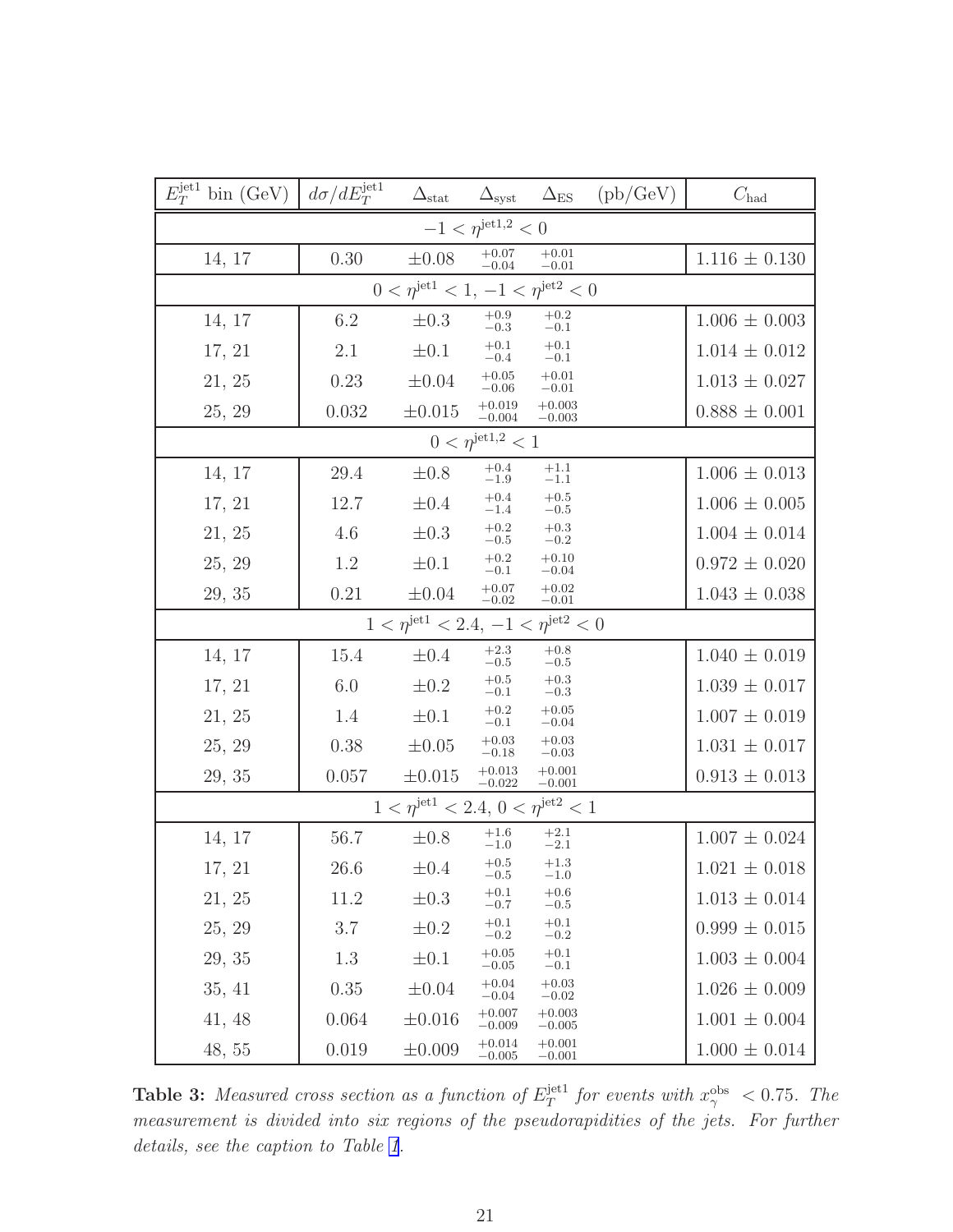| $E_T^{\rm jet1}$ bin (GeV) | $d\sigma/dE_T^{\rm jet1}$ | $\Delta_{\rm stat}$ | $\Delta_{\rm syst}$ | $\Delta_{\rm ES}$ (pb/GeV) | $C_{\rm had}$ |
|---|---|---|---|---|---|
| $-1 < \eta^{\rm jet1,2} < 0$ | | | | | |
| 14, 17 | 0.30 | $\pm 0.08$ | $^{+0.07}_{-0.04}$ | $^{+0.01}_{-0.01}$ | $1.116 \pm 0.130$ |
| $0 < \eta^{\rm jet1} < 1$, $-1 < \eta^{\rm jet2} < 0$ | | | | | |
| 14, 17 | 6.2 | $\pm 0.3$ | $^{+0.9}_{-0.3}$ | $^{+0.2}_{-0.1}$ | $1.006 \pm 0.003$ |
| 17, 21 | 2.1 | $\pm 0.1$ | $^{+0.1}_{-0.4}$ | $^{+0.1}_{-0.1}$ | $1.014 \pm 0.012$ |
| 21, 25 | 0.23 | $\pm 0.04$ | $^{+0.05}_{-0.06}$ | $^{+0.01}_{-0.01}$ | $1.013 \pm 0.027$ |
| 25, 29 | 0.032 | $\pm 0.015$ | $^{+0.019}_{-0.004}$ | $^{+0.003}_{-0.003}$ | $0.888 \pm 0.001$ |
| $0 < \eta^{\rm jet1,2} < 1$ | | | | | |
| 14, 17 | 29.4 | $\pm 0.8$ | $^{+0.4}_{-1.9}$ | $^{+1.1}_{-1.1}$ | $1.006 \pm 0.013$ |
| 17, 21 | 12.7 | $\pm 0.4$ | $^{+0.4}_{-1.4}$ | $^{+0.5}_{-0.5}$ | $1.006 \pm 0.005$ |
| 21, 25 | 4.6 | $\pm 0.3$ | $^{+0.2}_{-0.5}$ | $^{+0.3}_{-0.2}$ | $1.004 \pm 0.014$ |
| 25, 29 | 1.2 | $\pm 0.1$ | $^{+0.2}_{-0.1}$ | $^{+0.10}_{-0.04}$ | $0.972 \pm 0.020$ |
| 29, 35 | 0.21 | $\pm 0.04$ | $^{+0.07}_{-0.02}$ | $^{+0.02}_{-0.01}$ | $1.043 \pm 0.038$ |
| $1 < \eta^{\rm jet1} < 2.4$, $-1 < \eta^{\rm jet2} < 0$ | | | | | |
| 14, 17 | 15.4 | $\pm 0.4$ | $^{+2.3}_{-0.5}$ | $^{+0.8}_{-0.5}$ | $1.040 \pm 0.019$ |
| 17, 21 | 6.0 | $\pm 0.2$ | $^{+0.5}_{-0.1}$ | $^{+0.3}_{-0.3}$ | $1.039 \pm 0.017$ |
| 21, 25 | 1.4 | $\pm 0.1$ | $^{+0.2}_{-0.1}$ | $^{+0.05}_{-0.04}$ | $1.007 \pm 0.019$ |
| 25, 29 | 0.38 | $\pm 0.05$ | $^{+0.03}_{-0.18}$ | $^{+0.03}_{-0.03}$ | $1.031 \pm 0.017$ |
| 29, 35 | 0.057 | $\pm 0.015$ | $^{+0.013}_{-0.022}$ | $^{+0.001}_{-0.001}$ | $0.913 \pm 0.013$ |
| $1 < \eta^{\rm jet1} < 2.4$, $0 < \eta^{\rm jet2} < 1$ | | | | | |
| 14, 17 | 56.7 | $\pm 0.8$ | $^{+1.6}_{-1.0}$ | $^{+2.1}_{-2.1}$ | $1.007 \pm 0.024$ |
| 17, 21 | 26.6 | $\pm 0.4$ | $^{+0.5}_{-0.5}$ | $^{+1.3}_{-1.0}$ | $1.021 \pm 0.018$ |
| 21, 25 | 11.2 | $\pm 0.3$ | $^{+0.1}_{-0.7}$ | $^{+0.6}_{-0.5}$ | $1.013 \pm 0.014$ |
| 25, 29 | 3.7 | $\pm 0.2$ | $^{+0.1}_{-0.2}$ | $^{+0.1}_{-0.2}$ | $0.999 \pm 0.015$ |
| 29, 35 | 1.3 | $\pm 0.1$ | $^{+0.05}_{-0.05}$ | $^{+0.1}_{-0.1}$ | $1.003 \pm 0.004$ |
| 35, 41 | 0.35 | $\pm 0.04$ | $^{+0.04}_{-0.04}$ | $^{+0.03}_{-0.02}$ | $1.026 \pm 0.009$ |
| 41, 48 | 0.064 | $\pm 0.016$ | $^{+0.007}_{-0.009}$ | $^{+0.003}_{-0.005}$ | $1.001 \pm 0.004$ |
| 48, 55 | 0.019 | $\pm 0.009$ | $^{+0.014}_{-0.005}$ | $^{+0.001}_{-0.001}$ | $1.000 \pm 0.014$ |

**Table 3:** *Measured cross section as a function of $E_T^{\rm jet1}$ for events with $x_\gamma^{\rm obs} < 0.75$. The measurement is divided into six regions of the pseudorapidities of the jets. For further details, see the caption to Table 1.*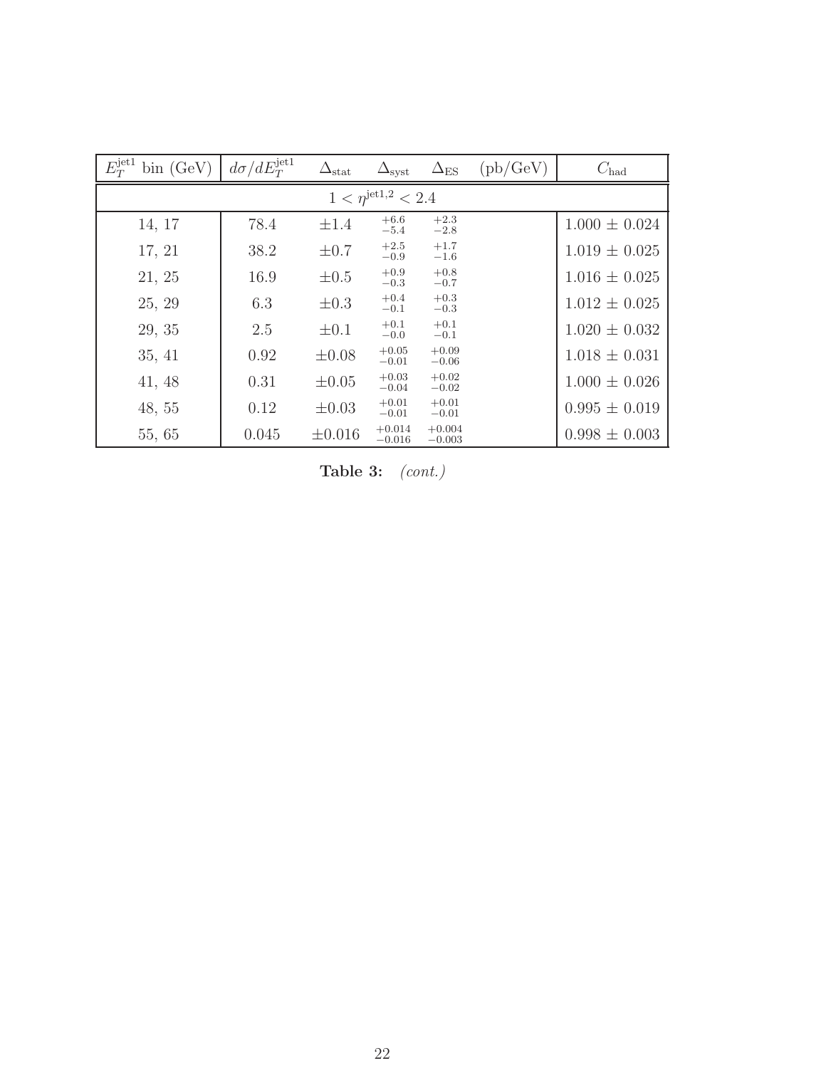| $E_T^{\rm jet1}$ bin (GeV) | $d\sigma/dE_T^{\rm jet1}$ | $\Delta_{\rm stat}$ | $\Delta_{\rm syst}$ | $\Delta_{\rm ES}$ | (pb/GeV) | $C_{\rm had}$ |
|---|---|---|---|---|---|---|
| $1 < \eta^{\rm jet1,2} < 2.4$ | | | | | | |
| 14, 17 | 78.4 | $\pm 1.4$ | $^{+6.6}_{-5.4}$ | $^{+2.3}_{-2.8}$ | | $1.000 \pm 0.024$ |
| 17, 21 | 38.2 | $\pm 0.7$ | $^{+2.5}_{-0.9}$ | $^{+1.7}_{-1.6}$ | | $1.019 \pm 0.025$ |
| 21, 25 | 16.9 | $\pm 0.5$ | $^{+0.9}_{-0.3}$ | $^{+0.8}_{-0.7}$ | | $1.016 \pm 0.025$ |
| 25, 29 | 6.3 | $\pm 0.3$ | $^{+0.4}_{-0.1}$ | $^{+0.3}_{-0.3}$ | | $1.012 \pm 0.025$ |
| 29, 35 | 2.5 | $\pm 0.1$ | $^{+0.1}_{-0.0}$ | $^{+0.1}_{-0.1}$ | | $1.020 \pm 0.032$ |
| 35, 41 | 0.92 | $\pm 0.08$ | $^{+0.05}_{-0.01}$ | $^{+0.09}_{-0.06}$ | | $1.018 \pm 0.031$ |
| 41, 48 | 0.31 | $\pm 0.05$ | $^{+0.03}_{-0.04}$ | $^{+0.02}_{-0.02}$ | | $1.000 \pm 0.026$ |
| 48, 55 | 0.12 | $\pm 0.03$ | $^{+0.01}_{-0.01}$ | $^{+0.01}_{-0.01}$ | | $0.995 \pm 0.019$ |
| 55, 65 | 0.045 | $\pm 0.016$ | $^{+0.014}_{-0.016}$ | $^{+0.004}_{-0.003}$ | | $0.998 \pm 0.003$ |

**Table 3:** *(cont.)*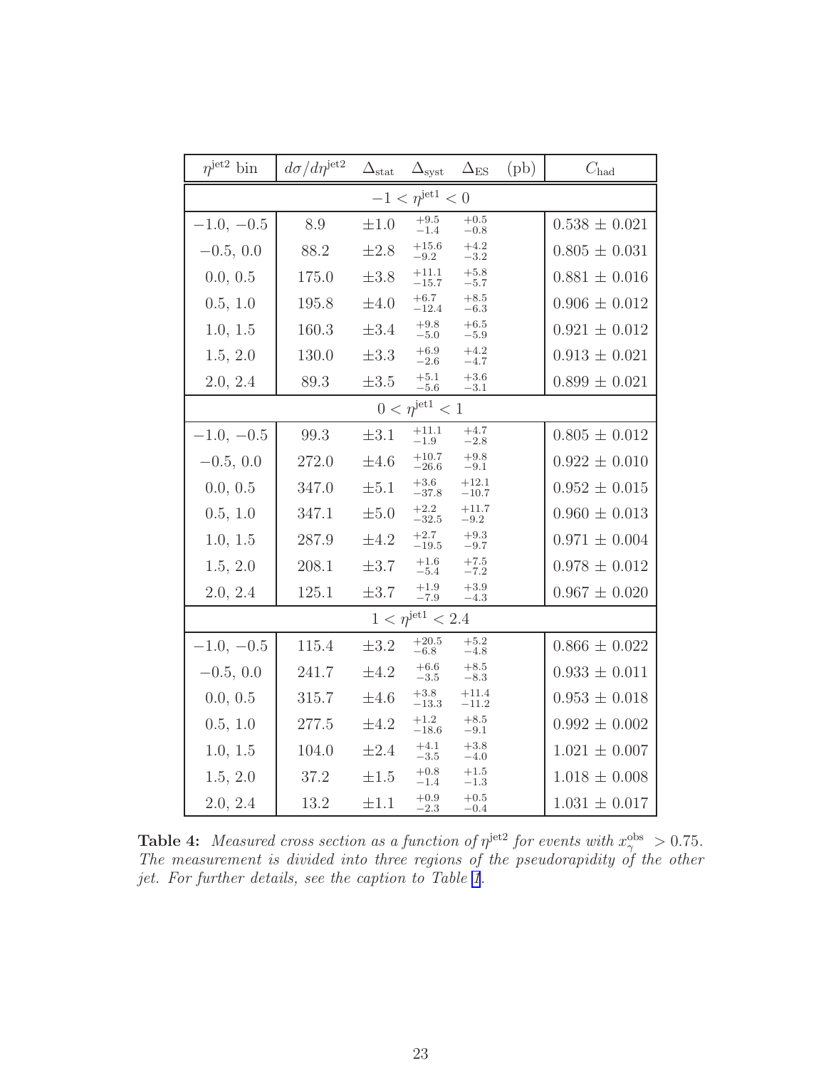| $\eta^{\rm jet2}$ bin | $d\sigma/d\eta^{\rm jet2}$ | $\Delta_{\rm stat}$ | $\Delta_{\rm syst}$ | $\Delta_{\rm ES}$ (pb) | $C_{\rm had}$ |
|---|---|---|---|---|---|
| $-1 < \eta^{\rm jet1} < 0$ | | | | | |
| $-1.0, -0.5$ | 8.9 | $\pm 1.0$ | $^{+9.5}_{-1.4}$ | $^{+0.5}_{-0.8}$ | $0.538 \pm 0.021$ |
| $-0.5, 0.0$ | 88.2 | $\pm 2.8$ | $^{+15.6}_{-9.2}$ | $^{+4.2}_{-3.2}$ | $0.805 \pm 0.031$ |
| $0.0, 0.5$ | 175.0 | $\pm 3.8$ | $^{+11.1}_{-15.7}$ | $^{+5.8}_{-5.7}$ | $0.881 \pm 0.016$ |
| $0.5, 1.0$ | 195.8 | $\pm 4.0$ | $^{+6.7}_{-12.4}$ | $^{+8.5}_{-6.3}$ | $0.906 \pm 0.012$ |
| $1.0, 1.5$ | 160.3 | $\pm 3.4$ | $^{+9.8}_{-5.0}$ | $^{+6.5}_{-5.9}$ | $0.921 \pm 0.012$ |
| $1.5, 2.0$ | 130.0 | $\pm 3.3$ | $^{+6.9}_{-2.6}$ | $^{+4.2}_{-4.7}$ | $0.913 \pm 0.021$ |
| $2.0, 2.4$ | 89.3 | $\pm 3.5$ | $^{+5.1}_{-5.6}$ | $^{+3.6}_{-3.1}$ | $0.899 \pm 0.021$ |
| $0 < \eta^{\rm jet1} < 1$ | | | | | |
| $-1.0, -0.5$ | 99.3 | $\pm 3.1$ | $^{+11.1}_{-1.9}$ | $^{+4.7}_{-2.8}$ | $0.805 \pm 0.012$ |
| $-0.5, 0.0$ | 272.0 | $\pm 4.6$ | $^{+10.7}_{-26.6}$ | $^{+9.8}_{-9.1}$ | $0.922 \pm 0.010$ |
| $0.0, 0.5$ | 347.0 | $\pm 5.1$ | $^{+3.6}_{-37.8}$ | $^{+12.1}_{-10.7}$ | $0.952 \pm 0.015$ |
| $0.5, 1.0$ | 347.1 | $\pm 5.0$ | $^{+2.2}_{-32.5}$ | $^{+11.7}_{-9.2}$ | $0.960 \pm 0.013$ |
| $1.0, 1.5$ | 287.9 | $\pm 4.2$ | $^{+2.7}_{-19.5}$ | $^{+9.3}_{-9.7}$ | $0.971 \pm 0.004$ |
| $1.5, 2.0$ | 208.1 | $\pm 3.7$ | $^{+1.6}_{-5.4}$ | $^{+7.5}_{-7.2}$ | $0.978 \pm 0.012$ |
| $2.0, 2.4$ | 125.1 | $\pm 3.7$ | $^{+1.9}_{-7.9}$ | $^{+3.9}_{-4.3}$ | $0.967 \pm 0.020$ |
| $1 < \eta^{\rm jet1} < 2.4$ | | | | | |
| $-1.0, -0.5$ | 115.4 | $\pm 3.2$ | $^{+20.5}_{-6.8}$ | $^{+5.2}_{-4.8}$ | $0.866 \pm 0.022$ |
| $-0.5, 0.0$ | 241.7 | $\pm 4.2$ | $^{+6.6}_{-3.5}$ | $^{+8.5}_{-8.3}$ | $0.933 \pm 0.011$ |
| $0.0, 0.5$ | 315.7 | $\pm 4.6$ | $^{+3.8}_{-13.3}$ | $^{+11.4}_{-11.2}$ | $0.953 \pm 0.018$ |
| $0.5, 1.0$ | 277.5 | $\pm 4.2$ | $^{+1.2}_{-18.6}$ | $^{+8.5}_{-9.1}$ | $0.992 \pm 0.002$ |
| $1.0, 1.5$ | 104.0 | $\pm 2.4$ | $^{+4.1}_{-3.5}$ | $^{+3.8}_{-4.0}$ | $1.021 \pm 0.007$ |
| $1.5, 2.0$ | 37.2 | $\pm 1.5$ | $^{+0.8}_{-1.4}$ | $^{+1.5}_{-1.3}$ | $1.018 \pm 0.008$ |
| $2.0, 2.4$ | 13.2 | $\pm 1.1$ | $^{+0.9}_{-2.3}$ | $^{+0.5}_{-0.4}$ | $1.031 \pm 0.017$ |

**Table 4:** *Measured cross section as a function of $\eta^{\rm jet2}$ for events with $x_\gamma^{\rm obs} > 0.75$. The measurement is divided into three regions of the pseudorapidity of the other jet. For further details, see the caption to Table 1.*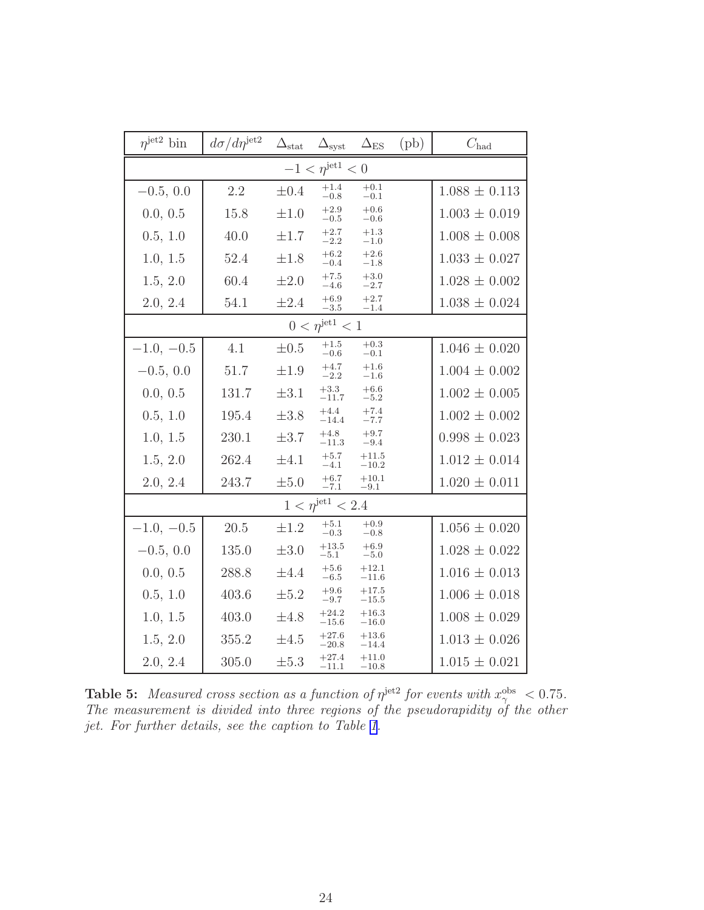| $\eta^{\rm jet2}$ bin | $d\sigma/d\eta^{\rm jet2}$ | $\Delta_{\rm stat}$ | $\Delta_{\rm syst}$ | $\Delta_{\rm ES}$ (pb) | $C_{\rm had}$ |
|---|---|---|---|---|---|
| $-1 < \eta^{\rm jet1} < 0$ | | | | | |
| $-0.5, 0.0$ | 2.2 | $\pm 0.4$ | $^{+1.4}_{-0.8}$ | $^{+0.1}_{-0.1}$ | $1.088 \pm 0.113$ |
| $0.0, 0.5$ | 15.8 | $\pm 1.0$ | $^{+2.9}_{-0.5}$ | $^{+0.6}_{-0.6}$ | $1.003 \pm 0.019$ |
| $0.5, 1.0$ | 40.0 | $\pm 1.7$ | $^{+2.7}_{-2.2}$ | $^{+1.3}_{-1.0}$ | $1.008 \pm 0.008$ |
| $1.0, 1.5$ | 52.4 | $\pm 1.8$ | $^{+6.2}_{-0.4}$ | $^{+2.6}_{-1.8}$ | $1.033 \pm 0.027$ |
| $1.5, 2.0$ | 60.4 | $\pm 2.0$ | $^{+7.5}_{-4.6}$ | $^{+3.0}_{-2.7}$ | $1.028 \pm 0.002$ |
| $2.0, 2.4$ | 54.1 | $\pm 2.4$ | $^{+6.9}_{-3.5}$ | $^{+2.7}_{-1.4}$ | $1.038 \pm 0.024$ |
| $0 < \eta^{\rm jet1} < 1$ | | | | | |
| $-1.0, -0.5$ | 4.1 | $\pm 0.5$ | $^{+1.5}_{-0.6}$ | $^{+0.3}_{-0.1}$ | $1.046 \pm 0.020$ |
| $-0.5, 0.0$ | 51.7 | $\pm 1.9$ | $^{+4.7}_{-2.2}$ | $^{+1.6}_{-1.6}$ | $1.004 \pm 0.002$ |
| $0.0, 0.5$ | 131.7 | $\pm 3.1$ | $^{+3.3}_{-11.7}$ | $^{+6.6}_{-5.2}$ | $1.002 \pm 0.005$ |
| $0.5, 1.0$ | 195.4 | $\pm 3.8$ | $^{+4.4}_{-14.4}$ | $^{+7.4}_{-7.7}$ | $1.002 \pm 0.002$ |
| $1.0, 1.5$ | 230.1 | $\pm 3.7$ | $^{+4.8}_{-11.3}$ | $^{+9.7}_{-9.4}$ | $0.998 \pm 0.023$ |
| $1.5, 2.0$ | 262.4 | $\pm 4.1$ | $^{+5.7}_{-4.1}$ | $^{+11.5}_{-10.2}$ | $1.012 \pm 0.014$ |
| $2.0, 2.4$ | 243.7 | $\pm 5.0$ | $^{+6.7}_{-7.1}$ | $^{+10.1}_{-9.1}$ | $1.020 \pm 0.011$ |
| $1 < \eta^{\rm jet1} < 2.4$ | | | | | |
| $-1.0, -0.5$ | 20.5 | $\pm 1.2$ | $^{+5.1}_{-0.3}$ | $^{+0.9}_{-0.8}$ | $1.056 \pm 0.020$ |
| $-0.5, 0.0$ | 135.0 | $\pm 3.0$ | $^{+13.5}_{-5.1}$ | $^{+6.9}_{-5.0}$ | $1.028 \pm 0.022$ |
| $0.0, 0.5$ | 288.8 | $\pm 4.4$ | $^{+5.6}_{-6.5}$ | $^{+12.1}_{-11.6}$ | $1.016 \pm 0.013$ |
| $0.5, 1.0$ | 403.6 | $\pm 5.2$ | $^{+9.6}_{-9.7}$ | $^{+17.5}_{-15.5}$ | $1.006 \pm 0.018$ |
| $1.0, 1.5$ | 403.0 | $\pm 4.8$ | $^{+24.2}_{-15.6}$ | $^{+16.3}_{-16.0}$ | $1.008 \pm 0.029$ |
| $1.5, 2.0$ | 355.2 | $\pm 4.5$ | $^{+27.6}_{-20.8}$ | $^{+13.6}_{-14.4}$ | $1.013 \pm 0.026$ |
| $2.0, 2.4$ | 305.0 | $\pm 5.3$ | $^{+27.4}_{-11.1}$ | $^{+11.0}_{-10.8}$ | $1.015 \pm 0.021$ |

**Table 5:** *Measured cross section as a function of $\eta^{\rm jet2}$ for events with $x_\gamma^{\rm obs} < 0.75$. The measurement is divided into three regions of the pseudorapidity of the other jet. For further details, see the caption to Table 1.*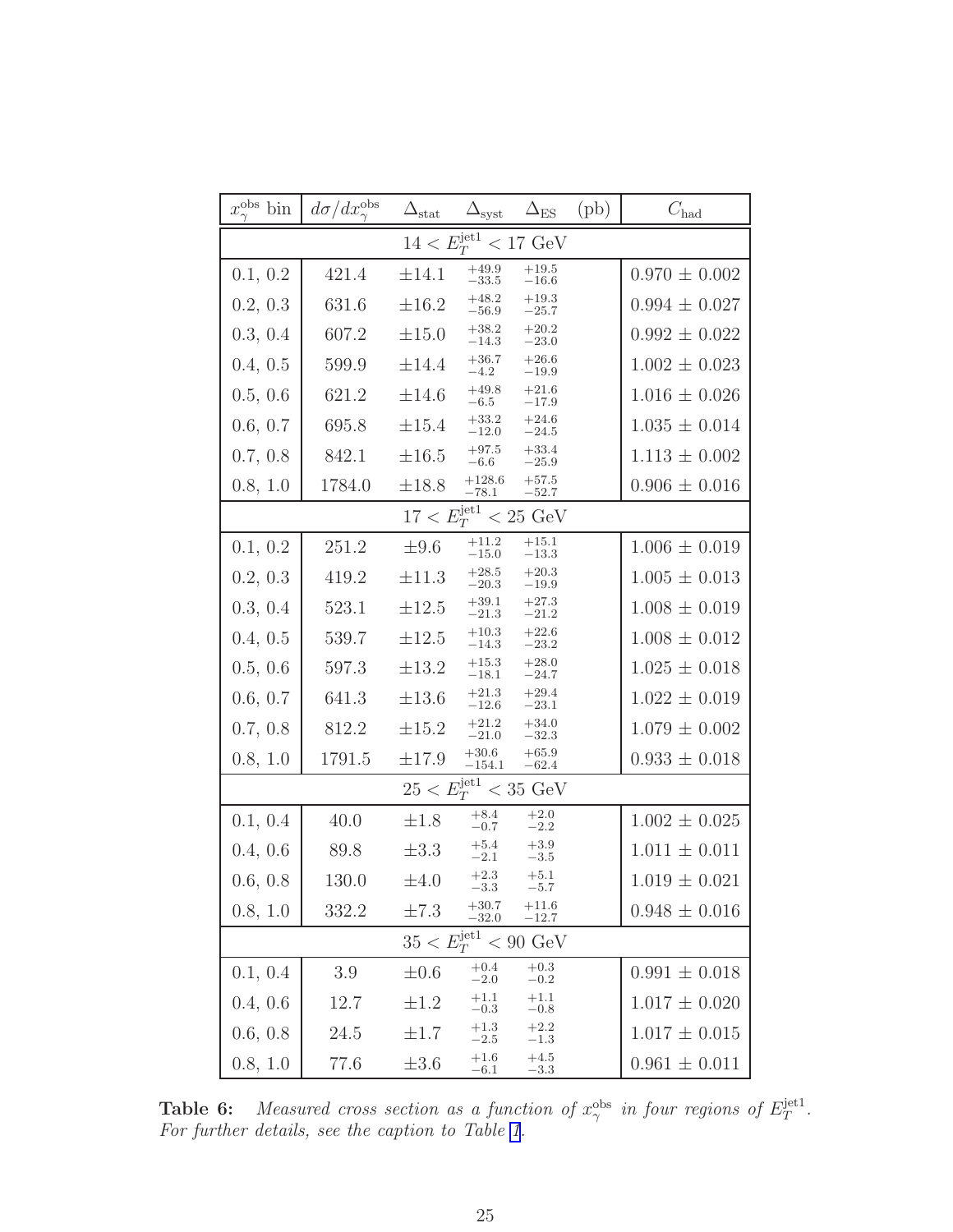| $x_\gamma^{\rm obs}$ bin | $d\sigma/dx_\gamma^{\rm obs}$ | $\Delta_{\rm stat}$ | $\Delta_{\rm syst}$ | $\Delta_{\rm ES}$ (pb) | $C_{\rm had}$ |
|---|---|---|---|---|---|
| | | $14 < E_T^{\rm jet1} < 17$ GeV | | | |
| 0.1, 0.2 | 421.4 | $\pm 14.1$ | $^{+49.9}_{-33.5}$ | $^{+19.5}_{-16.6}$ | $0.970 \pm 0.002$ |
| 0.2, 0.3 | 631.6 | $\pm 16.2$ | $^{+48.2}_{-56.9}$ | $^{+19.3}_{-25.7}$ | $0.994 \pm 0.027$ |
| 0.3, 0.4 | 607.2 | $\pm 15.0$ | $^{+38.2}_{-14.3}$ | $^{+20.2}_{-23.0}$ | $0.992 \pm 0.022$ |
| 0.4, 0.5 | 599.9 | $\pm 14.4$ | $^{+36.7}_{-4.2}$ | $^{+26.6}_{-19.9}$ | $1.002 \pm 0.023$ |
| 0.5, 0.6 | 621.2 | $\pm 14.6$ | $^{+49.8}_{-6.5}$ | $^{+21.6}_{-17.9}$ | $1.016 \pm 0.026$ |
| 0.6, 0.7 | 695.8 | $\pm 15.4$ | $^{+33.2}_{-12.0}$ | $^{+24.6}_{-24.5}$ | $1.035 \pm 0.014$ |
| 0.7, 0.8 | 842.1 | $\pm 16.5$ | $^{+97.5}_{-6.6}$ | $^{+33.4}_{-25.9}$ | $1.113 \pm 0.002$ |
| 0.8, 1.0 | 1784.0 | $\pm 18.8$ | $^{+128.6}_{-78.1}$ | $^{+57.5}_{-52.7}$ | $0.906 \pm 0.016$ |
| | | $17 < E_T^{\rm jet1} < 25$ GeV | | | |
| 0.1, 0.2 | 251.2 | $\pm 9.6$ | $^{+11.2}_{-15.0}$ | $^{+15.1}_{-13.3}$ | $1.006 \pm 0.019$ |
| 0.2, 0.3 | 419.2 | $\pm 11.3$ | $^{+28.5}_{-20.3}$ | $^{+20.3}_{-19.9}$ | $1.005 \pm 0.013$ |
| 0.3, 0.4 | 523.1 | $\pm 12.5$ | $^{+39.1}_{-21.3}$ | $^{+27.3}_{-21.2}$ | $1.008 \pm 0.019$ |
| 0.4, 0.5 | 539.7 | $\pm 12.5$ | $^{+10.3}_{-14.3}$ | $^{+22.6}_{-23.2}$ | $1.008 \pm 0.012$ |
| 0.5, 0.6 | 597.3 | $\pm 13.2$ | $^{+15.3}_{-18.1}$ | $^{+28.0}_{-24.7}$ | $1.025 \pm 0.018$ |
| 0.6, 0.7 | 641.3 | $\pm 13.6$ | $^{+21.3}_{-12.6}$ | $^{+29.4}_{-23.1}$ | $1.022 \pm 0.019$ |
| 0.7, 0.8 | 812.2 | $\pm 15.2$ | $^{+21.2}_{-21.0}$ | $^{+34.0}_{-32.3}$ | $1.079 \pm 0.002$ |
| 0.8, 1.0 | 1791.5 | $\pm 17.9$ | $^{+30.6}_{-154.1}$ | $^{+65.9}_{-62.4}$ | $0.933 \pm 0.018$ |
| | | $25 < E_T^{\rm jet1} < 35$ GeV | | | |
| 0.1, 0.4 | 40.0 | $\pm 1.8$ | $^{+8.4}_{-0.7}$ | $^{+2.0}_{-2.2}$ | $1.002 \pm 0.025$ |
| 0.4, 0.6 | 89.8 | $\pm 3.3$ | $^{+5.4}_{-2.1}$ | $^{+3.9}_{-3.5}$ | $1.011 \pm 0.011$ |
| 0.6, 0.8 | 130.0 | $\pm 4.0$ | $^{+2.3}_{-3.3}$ | $^{+5.1}_{-5.7}$ | $1.019 \pm 0.021$ |
| 0.8, 1.0 | 332.2 | $\pm 7.3$ | $^{+30.7}_{-32.0}$ | $^{+11.6}_{-12.7}$ | $0.948 \pm 0.016$ |
| | | $35 < E_T^{\rm jet1} < 90$ GeV | | | |
| 0.1, 0.4 | 3.9 | $\pm 0.6$ | $^{+0.4}_{-2.0}$ | $^{+0.3}_{-0.2}$ | $0.991 \pm 0.018$ |
| 0.4, 0.6 | 12.7 | $\pm 1.2$ | $^{+1.1}_{-0.3}$ | $^{+1.1}_{-0.8}$ | $1.017 \pm 0.020$ |
| 0.6, 0.8 | 24.5 | $\pm 1.7$ | $^{+1.3}_{-2.5}$ | $^{+2.2}_{-1.3}$ | $1.017 \pm 0.015$ |
| 0.8, 1.0 | 77.6 | $\pm 3.6$ | $^{+1.6}_{-6.1}$ | $^{+4.5}_{-3.3}$ | $0.961 \pm 0.011$ |

**Table 6:** *Measured cross section as a function of $x_\gamma^{\rm obs}$ in four regions of $E_T^{\rm jet1}$. For further details, see the caption to Table 1.*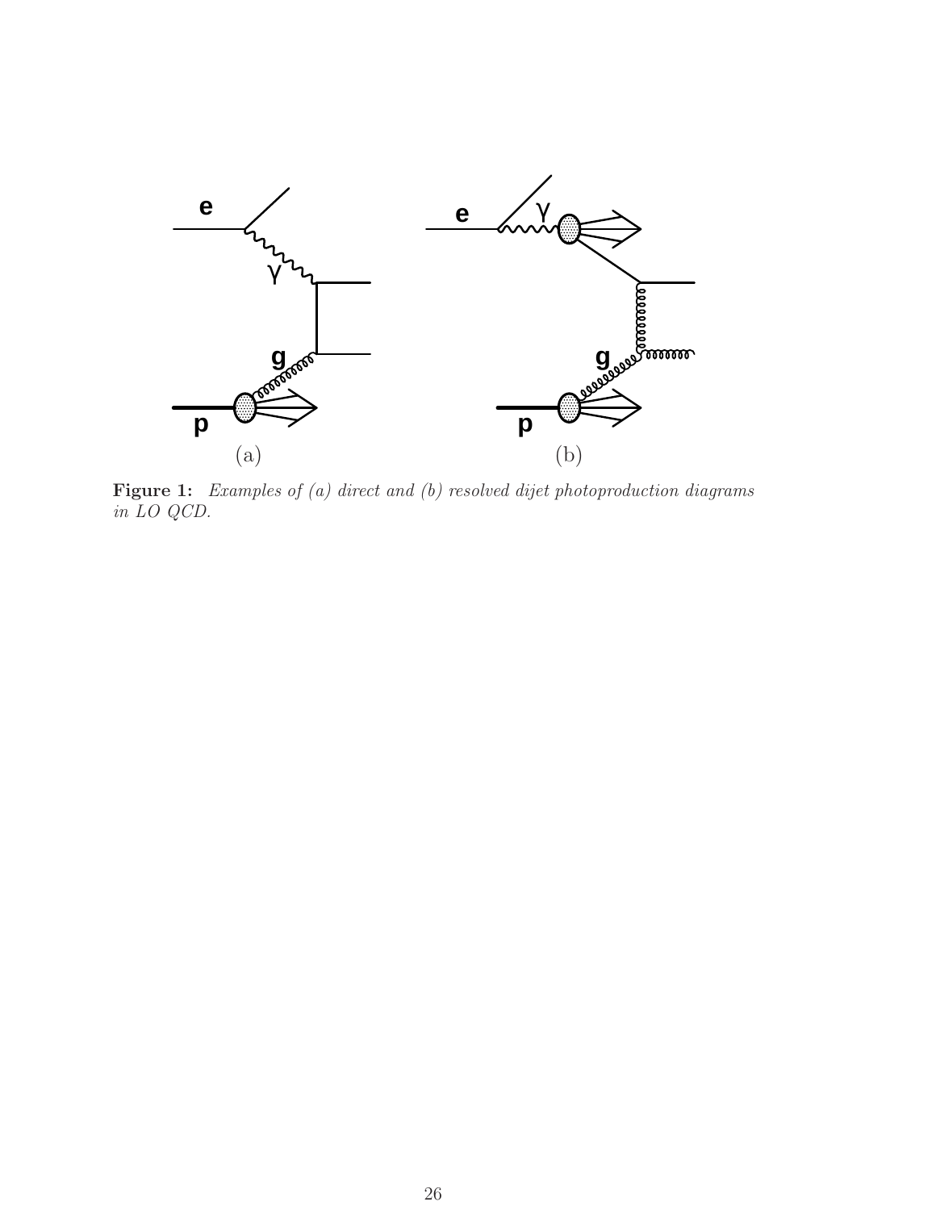**Figure 1:** *Examples of (a) direct and (b) resolved dijet photoproduction diagrams in LO QCD.*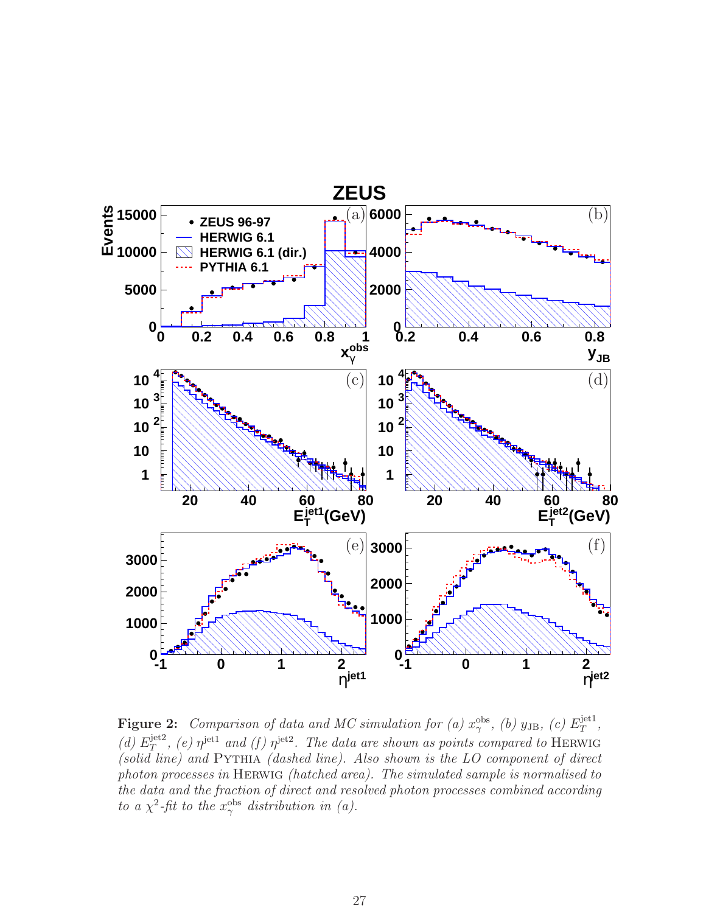**Figure 2:** *Comparison of data and MC simulation for (a) $x_\gamma^{\rm obs}$, (b) $y_{\rm JB}$, (c) $E_T^{\rm jet1}$, (d) $E_T^{\rm jet2}$, (e) $\eta^{\rm jet1}$ and (f) $\eta^{\rm jet2}$. The data are shown as points compared to* Herwig *(solid line) and* Pythia *(dashed line). Also shown is the LO component of direct photon processes in* Herwig *(hatched area). The simulated sample is normalised to the data and the fraction of direct and resolved photon processes combined according to a $\chi^2$-fit to the $x_\gamma^{\rm obs}$ distribution in (a).*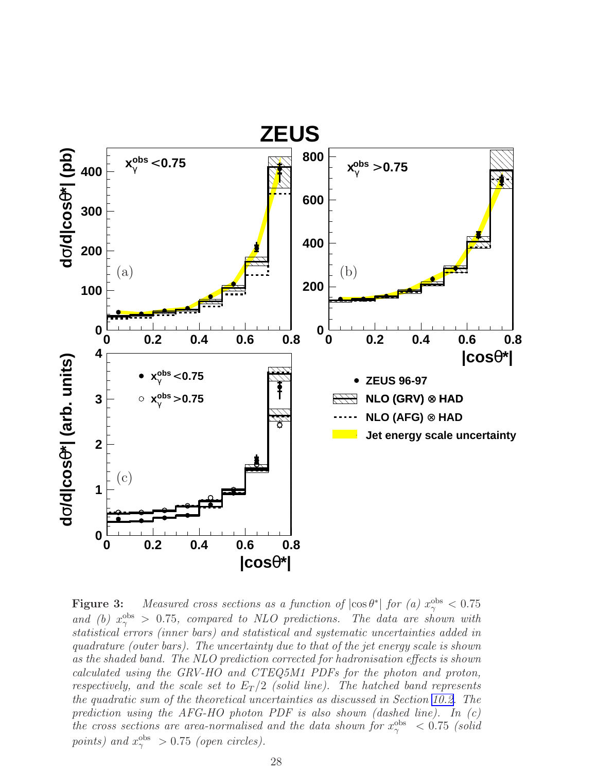**Figure 3:** *Measured cross sections as a function of $|\cos\theta^*|$ for (a) $x_\gamma^{\rm obs} < 0.75$ and (b) $x_\gamma^{\rm obs} > 0.75$, compared to NLO predictions. The data are shown with statistical errors (inner bars) and statistical and systematic uncertainties added in quadrature (outer bars). The uncertainty due to that of the jet energy scale is shown as the shaded band. The NLO prediction corrected for hadronisation effects is shown calculated using the GRV-HO and CTEQ5M1 PDFs for the photon and proton, respectively, and the scale set to $E_T/2$ (solid line). The hatched band represents the quadratic sum of the theoretical uncertainties as discussed in Section 10.2. The prediction using the AFG-HO photon PDF is also shown (dashed line). In (c) the cross sections are area-normalised and the data shown for $x_\gamma^{\rm obs} < 0.75$ (solid points) and $x_\gamma^{\rm obs} > 0.75$ (open circles).*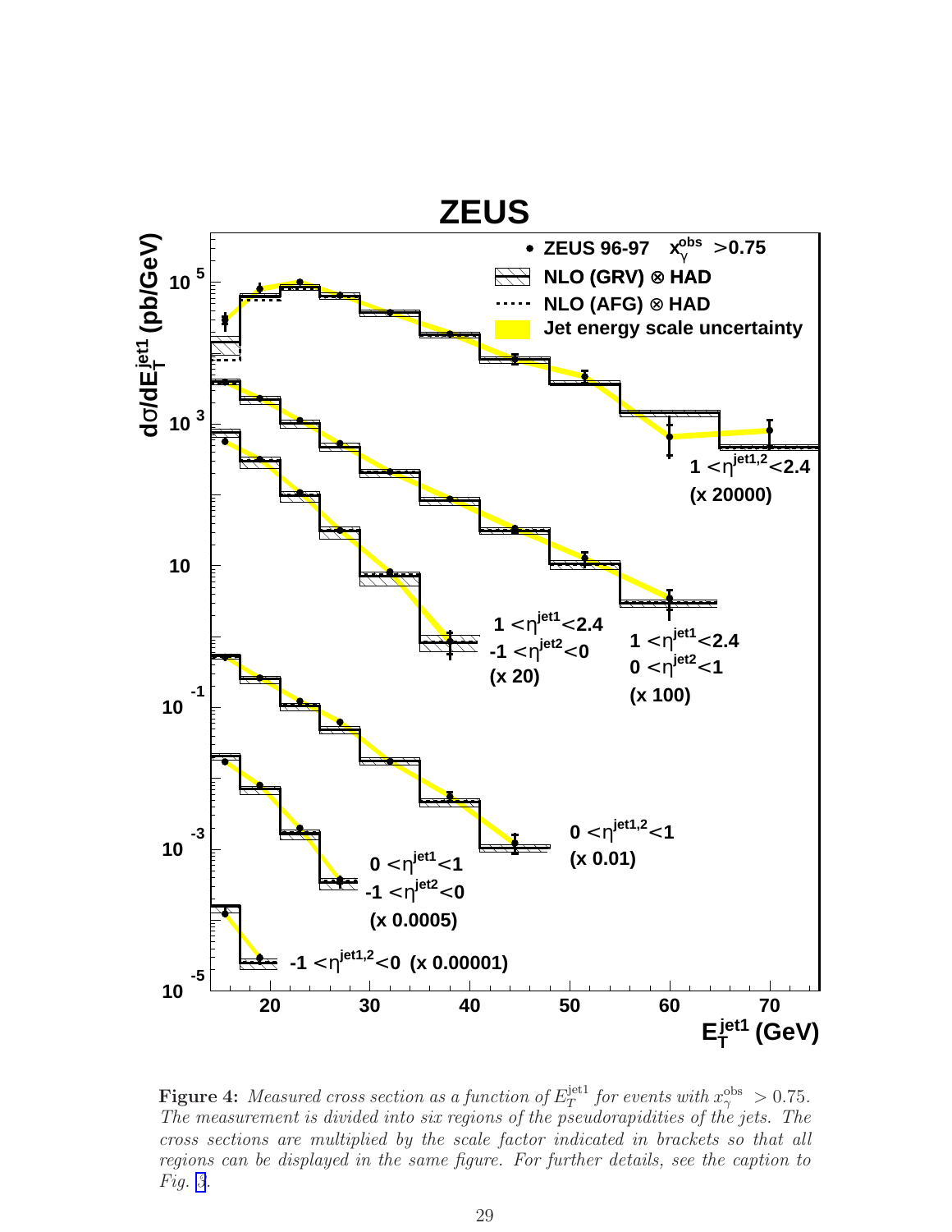**Figure 4:** *Measured cross section as a function of $E_T^{\rm jet1}$ for events with $x_\gamma^{\rm obs} > 0.75$. The measurement is divided into six regions of the pseudorapidities of the jets. The cross sections are multiplied by the scale factor indicated in brackets so that all regions can be displayed in the same figure. For further details, see the caption to Fig. 3.*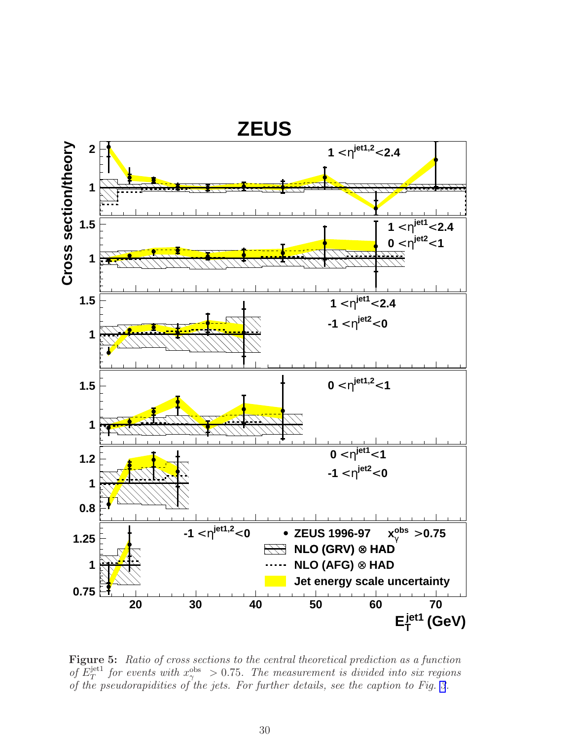**Figure 5:** *Ratio of cross sections to the central theoretical prediction as a function of $E_T^{\rm jet1}$ for events with $x_\gamma^{\rm obs} > 0.75$. The measurement is divided into six regions of the pseudorapidities of the jets. For further details, see the caption to Fig. 3.*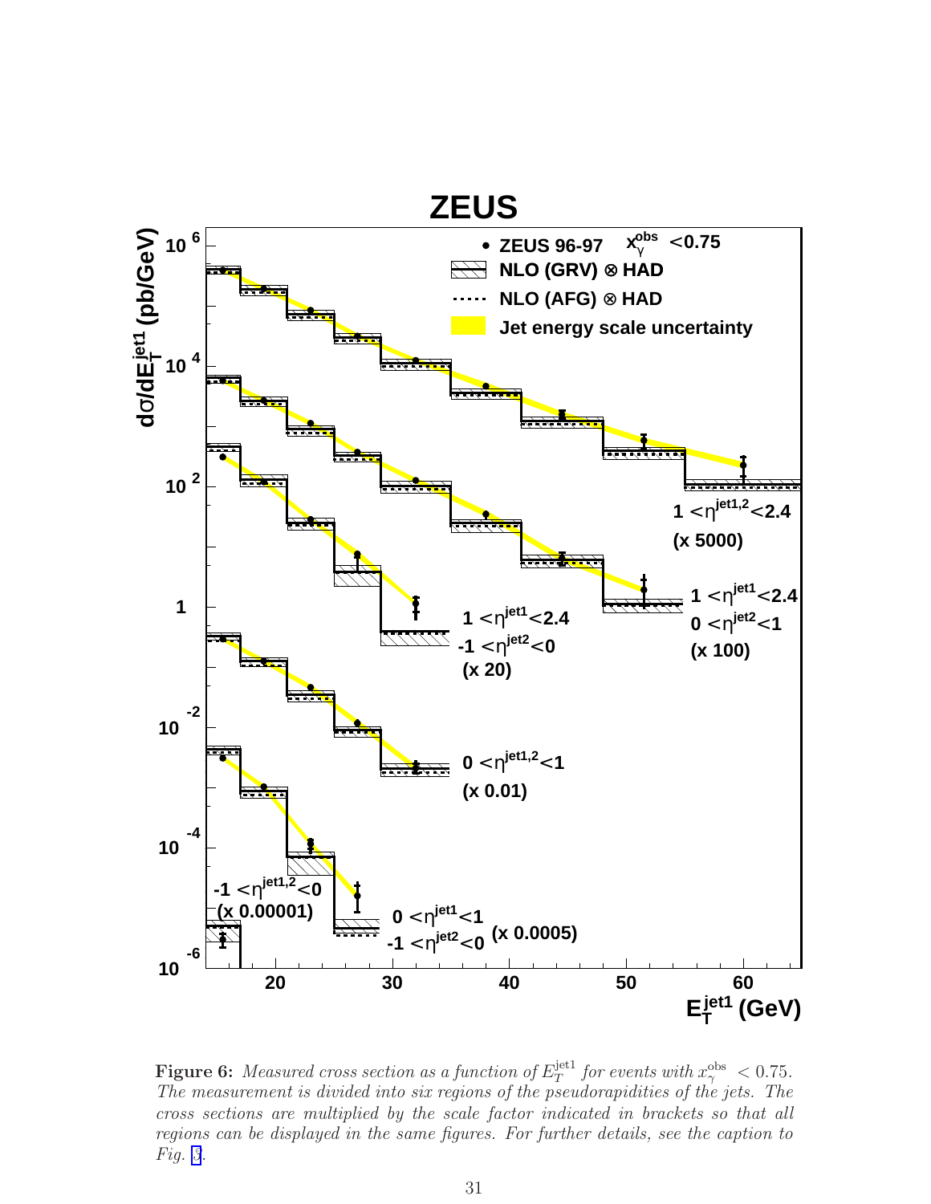**Figure 6:** *Measured cross section as a function of $E_T^{\rm jet1}$ for events with $x_\gamma^{\rm obs} < 0.75$. The measurement is divided into six regions of the pseudorapidities of the jets. The cross sections are multiplied by the scale factor indicated in brackets so that all regions can be displayed in the same figures. For further details, see the caption to Fig. 3.*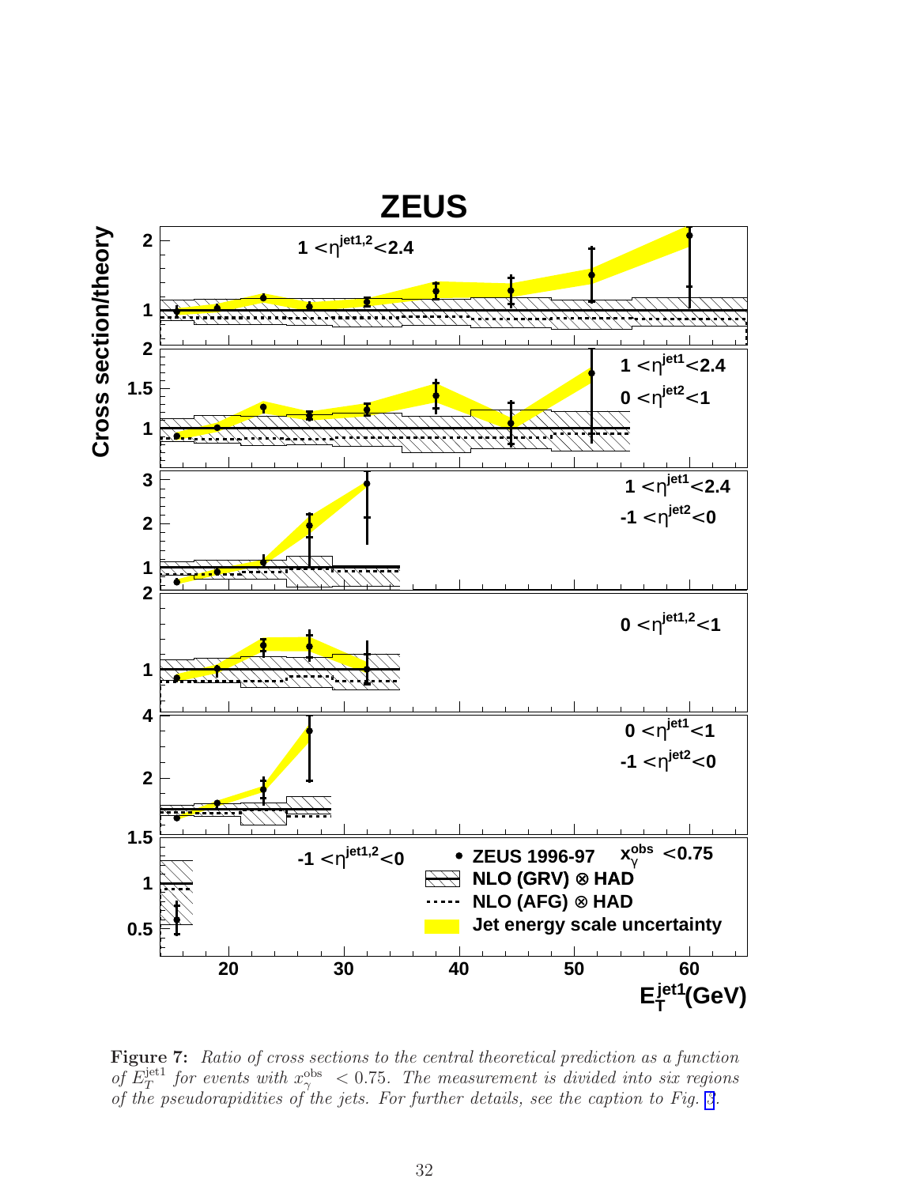**Figure 7:** *Ratio of cross sections to the central theoretical prediction as a function of $E_T^{\rm jet1}$ for events with $x_\gamma^{\rm obs} < 0.75$. The measurement is divided into six regions of the pseudorapidities of the jets. For further details, see the caption to Fig. 3.*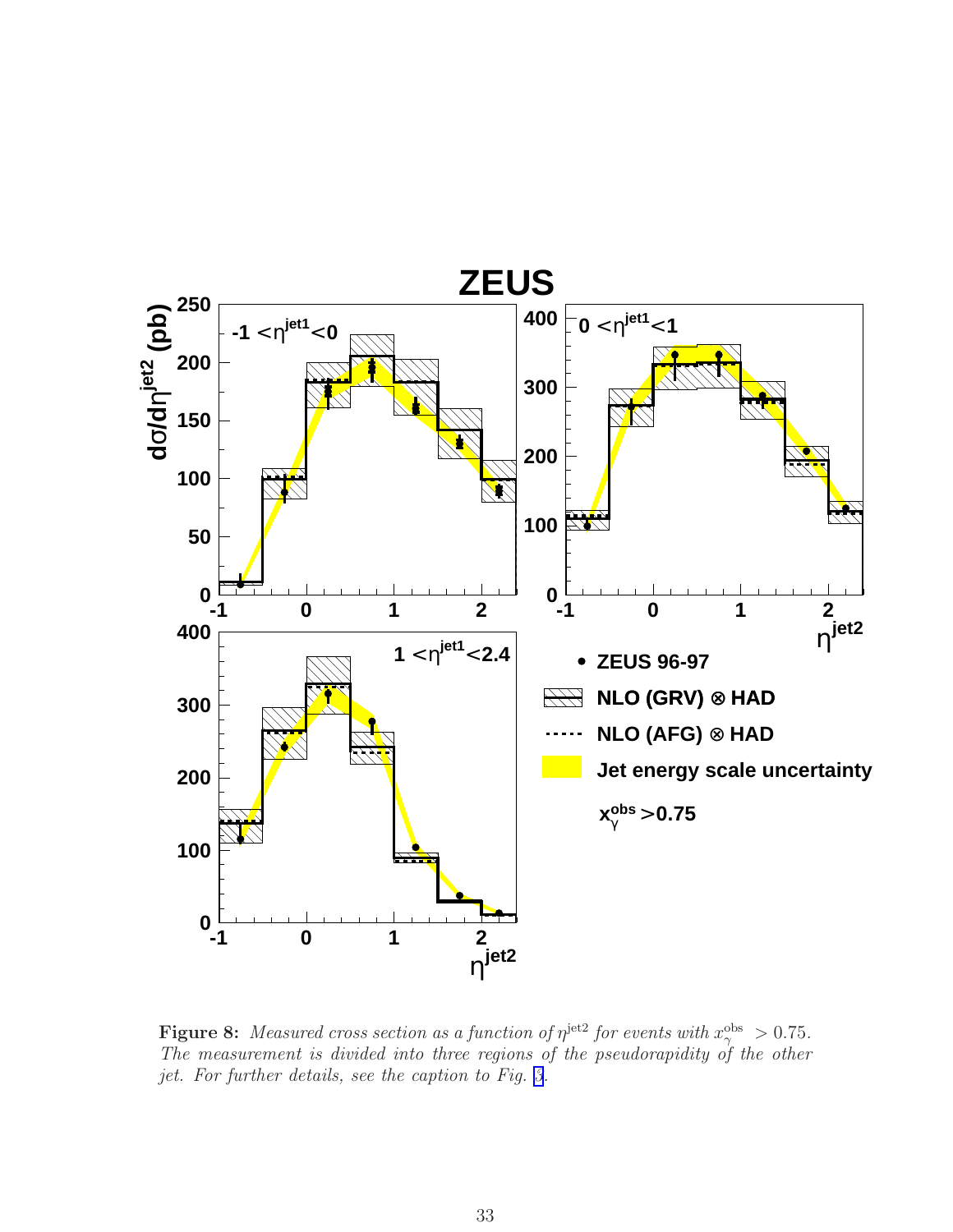**Figure 8:** *Measured cross section as a function of $\eta^{\rm jet2}$ for events with $x_\gamma^{\rm obs} > 0.75$. The measurement is divided into three regions of the pseudorapidity of the other jet. For further details, see the caption to Fig. 3.*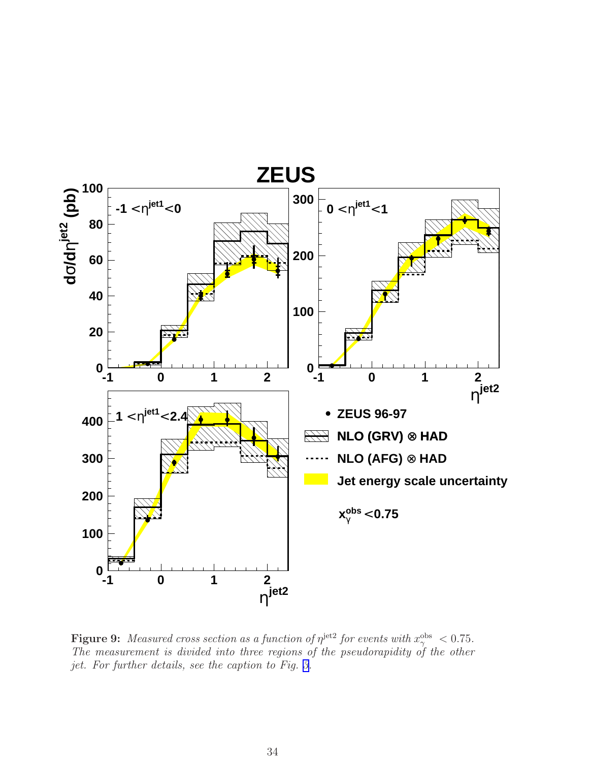**Figure 9:** *Measured cross section as a function of $\eta^{\rm jet2}$ for events with $x_\gamma^{\rm obs} < 0.75$. The measurement is divided into three regions of the pseudorapidity of the other jet. For further details, see the caption to Fig. 3.*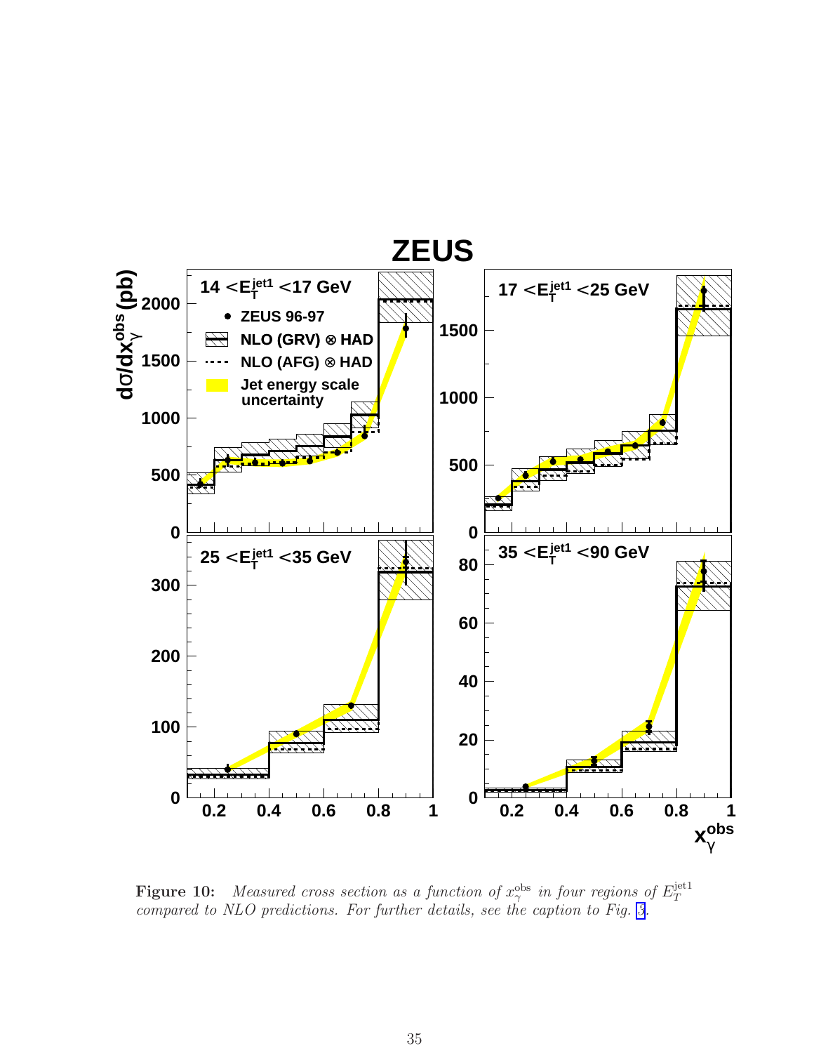**Figure 10:** *Measured cross section as a function of $x_\gamma^{\rm obs}$ in four regions of $E_T^{\rm jet1}$ compared to NLO predictions. For further details, see the caption to Fig. 3.*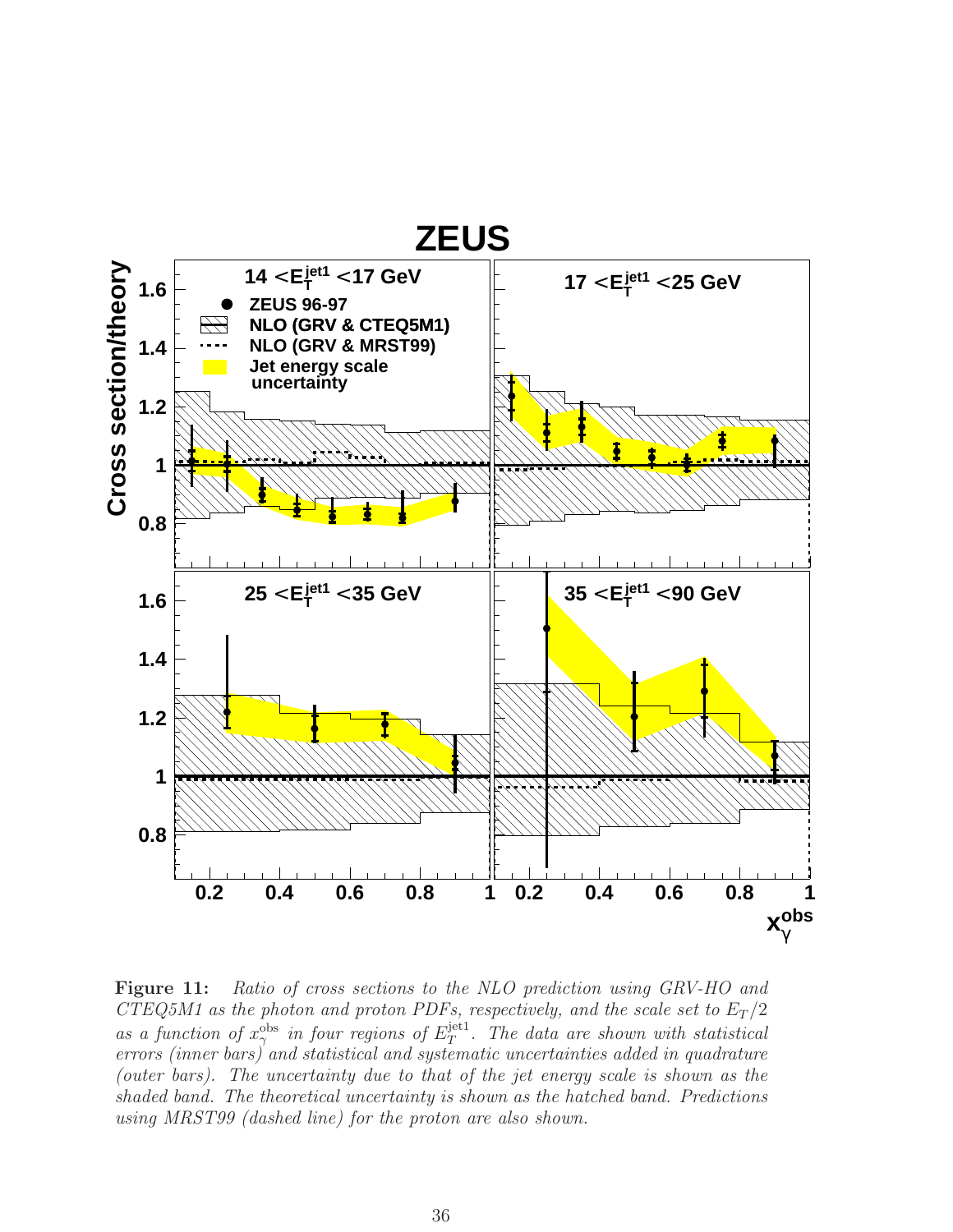**Figure 11:** *Ratio of cross sections to the NLO prediction using GRV-HO and CTEQ5M1 as the photon and proton PDFs, respectively, and the scale set to $E_T/2$ as a function of $x_\gamma^{\rm obs}$ in four regions of $E_T^{\rm jet1}$. The data are shown with statistical errors (inner bars) and statistical and systematic uncertainties added in quadrature (outer bars). The uncertainty due to that of the jet energy scale is shown as the shaded band. The theoretical uncertainty is shown as the hatched band. Predictions using MRST99 (dashed line) for the proton are also shown.*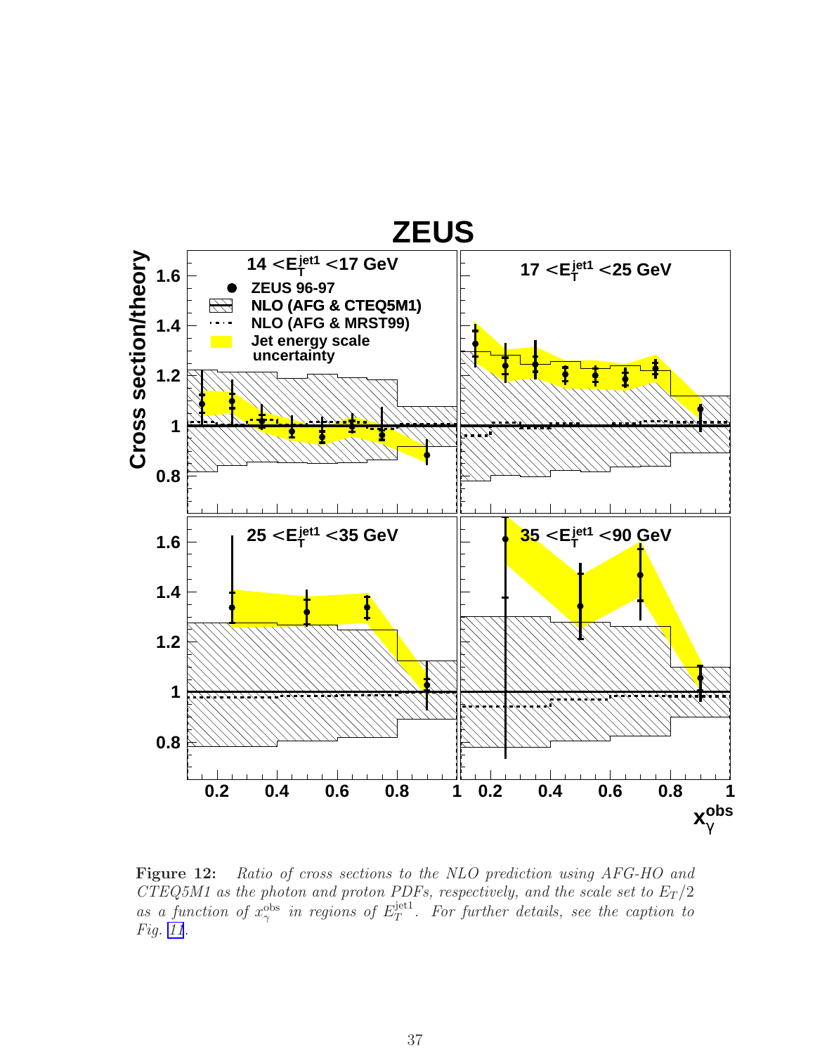**Figure 12:** *Ratio of cross sections to the NLO prediction using AFG-HO and CTEQ5M1 as the photon and proton PDFs, respectively, and the scale set to $E_T/2$ as a function of $x_\gamma^{\rm obs}$ in regions of $E_T^{\rm jet1}$. For further details, see the caption to Fig. 11.*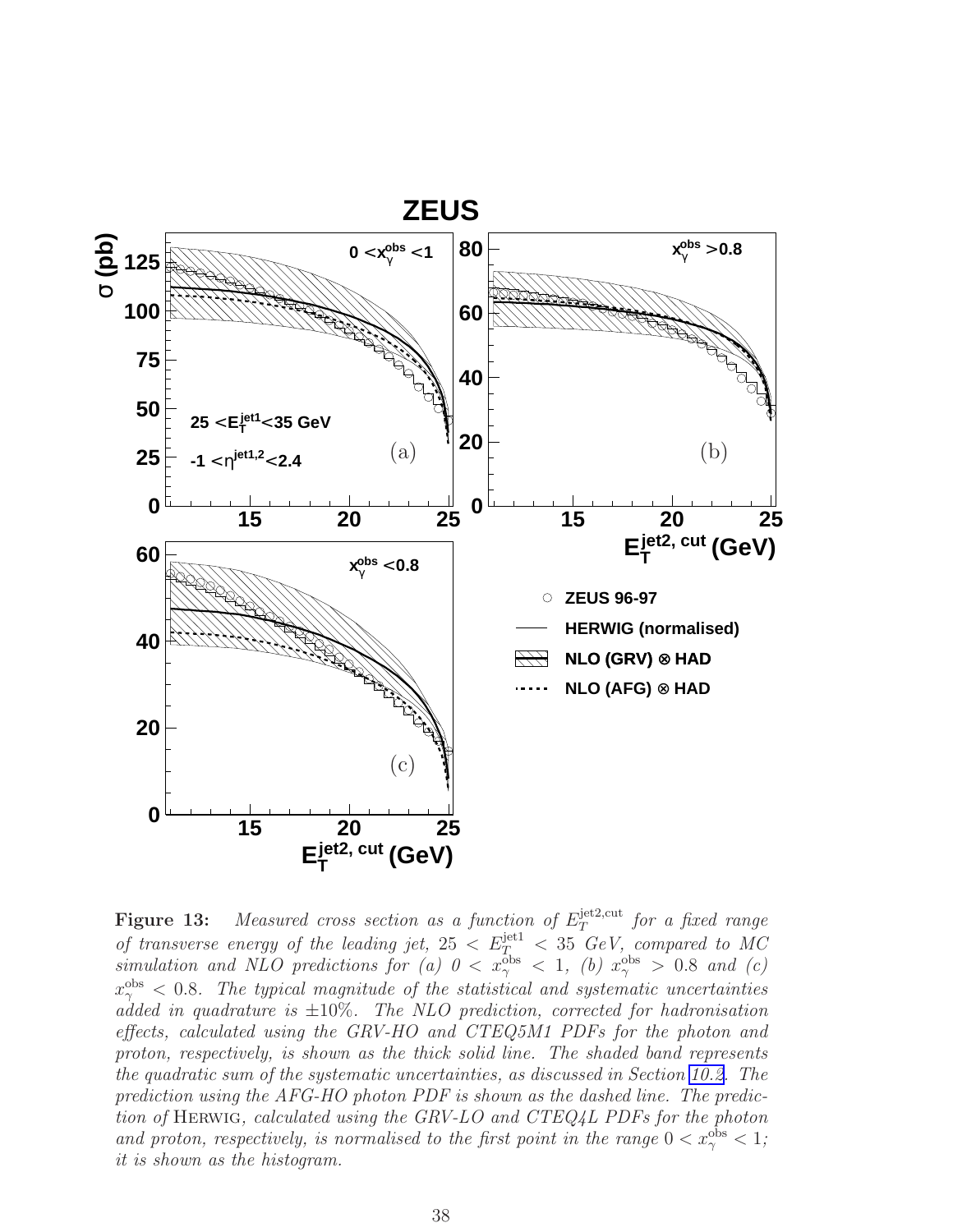ZEUS

σ (pb)

$0 < x_\gamma^{obs} < 1$

$25 < E_T^{jet1} < 35$ GeV

$-1 < \eta^{jet1,2} < 2.4$

(a)

$x_\gamma^{obs} > 0.8$

(b)

$x_\gamma^{obs} < 0.8$

(c)

$E_T^{jet2,\,cut}$ (GeV)

ZEUS 96-97

HERWIG (normalised)

NLO (GRV) ⊗ HAD

NLO (AFG) ⊗ HAD

**Figure 13:** *Measured cross section as a function of $E_T^{\rm jet2,cut}$ for a fixed range of transverse energy of the leading jet, $25 < E_T^{\rm jet1} < 35$ GeV, compared to MC simulation and NLO predictions for (a) $0 < x_\gamma^{\rm obs} < 1$, (b) $x_\gamma^{\rm obs} > 0.8$ and (c) $x_\gamma^{\rm obs} < 0.8$. The typical magnitude of the statistical and systematic uncertainties added in quadrature is $\pm 10\%$. The NLO prediction, corrected for hadronisation effects, calculated using the GRV-HO and CTEQ5M1 PDFs for the photon and proton, respectively, is shown as the thick solid line. The shaded band represents the quadratic sum of the systematic uncertainties, as discussed in Section 10.2. The prediction using the AFG-HO photon PDF is shown as the dashed line. The prediction of* Herwig*, calculated using the GRV-LO and CTEQ4L PDFs for the photon and proton, respectively, is normalised to the first point in the range $0 < x_\gamma^{\rm obs} < 1$; it is shown as the histogram.*